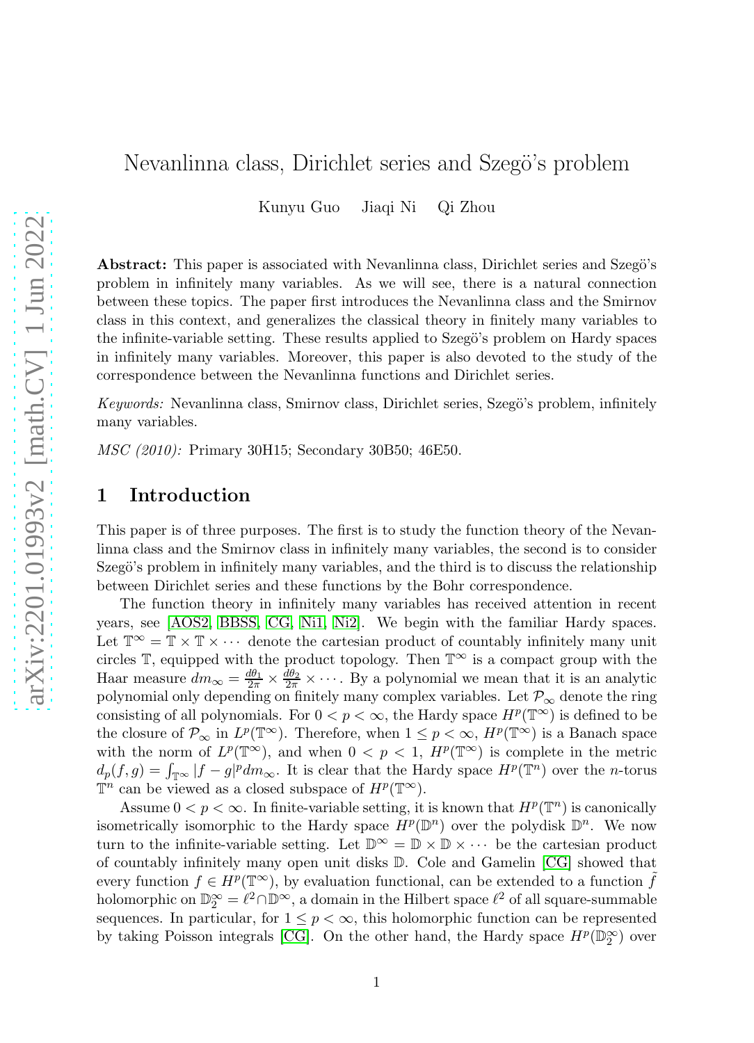# Nevanlinna class, Dirichlet series and Szegö's problem

Kunyu Guo    Jiaqi Ni    Qi Zhou

**Abstract:** This paper is associated with Nevanlinna class, Dirichlet series and Szegö's problem in infinitely many variables. As we will see, there is a natural connection between these topics. The paper first introduces the Nevanlinna class and the Smirnov class in this context, and generalizes the classical theory in finitely many variables to the infinite-variable setting. These results applied to Szegö's problem on Hardy spaces in infinitely many variables. Moreover, this paper is also devoted to the study of the correspondence between the Nevanlinna functions and Dirichlet series.

*Keywords:* Nevanlinna class, Smirnov class, Dirichlet series, Szegö's problem, infinitely many variables.

*MSC (2010):* Primary 30H15; Secondary 30B50; 46E50.

## 1 Introduction

This paper is of three purposes. The first is to study the function theory of the Nevanlinna class and the Smirnov class in infinitely many variables, the second is to consider Szegö's problem in infinitely many variables, and the third is to discuss the relationship between Dirichlet series and these functions by the Bohr correspondence.

The function theory in infinitely many variables has received attention in recent years, see [AOS2, BBSS, CG, Ni1, Ni2]. We begin with the familiar Hardy spaces. Let $\mathbb{T}^\infty = \mathbb{T} \times \mathbb{T} \times \cdots$ denote the cartesian product of countably infinitely many unit circles $\mathbb{T}$, equipped with the product topology. Then $\mathbb{T}^\infty$ is a compact group with the Haar measure $dm_\infty = \frac{d\theta_1}{2\pi} \times \frac{d\theta_2}{2\pi} \times \cdots$. By a polynomial we mean that it is an analytic polynomial only depending on finitely many complex variables. Let $\mathcal{P}_\infty$ denote the ring consisting of all polynomials. For $0 < p < \infty$, the Hardy space $H^p(\mathbb{T}^\infty)$ is defined to be the closure of $\mathcal{P}_\infty$ in $L^p(\mathbb{T}^\infty)$. Therefore, when $1 \le p < \infty$, $H^p(\mathbb{T}^\infty)$ is a Banach space with the norm of $L^p(\mathbb{T}^\infty)$, and when $0 < p < 1$, $H^p(\mathbb{T}^\infty)$ is complete in the metric $d_p(f, g) = \int_{\mathbb{T}^\infty} |f - g|^p dm_\infty$. It is clear that the Hardy space $H^p(\mathbb{T}^n)$ over the $n$-torus $\mathbb{T}^n$ can be viewed as a closed subspace of $H^p(\mathbb{T}^\infty)$.

Assume $0 < p < \infty$. In finite-variable setting, it is known that $H^p(\mathbb{T}^n)$ is canonically isometrically isomorphic to the Hardy space $H^p(\mathbb{D}^n)$ over the polydisk $\mathbb{D}^n$. We now turn to the infinite-variable setting. Let $\mathbb{D}^\infty = \mathbb{D} \times \mathbb{D} \times \cdots$ be the cartesian product of countably infinitely many open unit disks $\mathbb{D}$. Cole and Gamelin [CG] showed that every function $f \in H^p(\mathbb{T}^\infty)$, by evaluation functional, can be extended to a function $\tilde{f}$ holomorphic on $\mathbb{D}_2^\infty = \ell^2 \cap \mathbb{D}^\infty$, a domain in the Hilbert space $\ell^2$ of all square-summable sequences. In particular, for $1 \le p < \infty$, this holomorphic function can be represented by taking Poisson integrals [CG]. On the other hand, the Hardy space $H^p(\mathbb{D}_2^\infty)$ over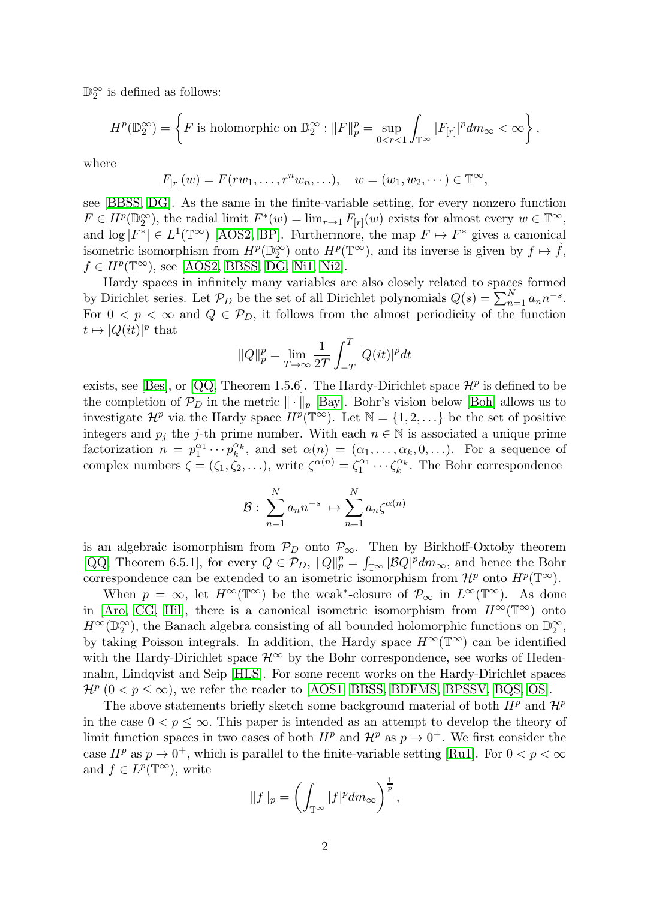$\mathbb{D}_2^\infty$ is defined as follows:

$$H^p(\mathbb{D}_2^\infty) = \left\{ F \text{ is holomorphic on } \mathbb{D}_2^\infty : \|F\|_p^p = \sup_{0<r<1} \int_{\mathbb{T}^\infty} |F_{[r]}|^p dm_\infty < \infty \right\},$$

where

$$F_{[r]}(w) = F(rw_1, \ldots, r^n w_n, \ldots), \quad w = (w_1, w_2, \cdots) \in \mathbb{T}^\infty,$$

see [BBSS, DG]. As the same in the finite-variable setting, for every nonzero function $F \in H^p(\mathbb{D}_2^\infty)$, the radial limit $F^*(w) = \lim_{r\to 1} F_{[r]}(w)$ exists for almost every $w \in \mathbb{T}^\infty$, and $\log |F^*| \in L^1(\mathbb{T}^\infty)$ [AOS2, BP]. Furthermore, the map $F \mapsto F^*$ gives a canonical isometric isomorphism from $H^p(\mathbb{D}_2^\infty)$ onto $H^p(\mathbb{T}^\infty)$, and its inverse is given by $f \mapsto \tilde{f}$, $f \in H^p(\mathbb{T}^\infty)$, see [AOS2, BBSS, DG, Ni1, Ni2].

Hardy spaces in infinitely many variables are also closely related to spaces formed by Dirichlet series. Let $\mathcal{P}_D$ be the set of all Dirichlet polynomials $Q(s) = \sum_{n=1}^N a_n n^{-s}$. For $0 < p < \infty$ and $Q \in \mathcal{P}_D$, it follows from the almost periodicity of the function $t \mapsto |Q(it)|^p$ that

$$\|Q\|_p^p = \lim_{T\to\infty} \frac{1}{2T} \int_{-T}^{T} |Q(it)|^p dt$$

exists, see [Bes], or [QQ, Theorem 1.5.6]. The Hardy-Dirichlet space $\mathcal{H}^p$ is defined to be the completion of $\mathcal{P}_D$ in the metric $\| \cdot \|_p$ [Bay]. Bohr's vision below [Boh] allows us to investigate $\mathcal{H}^p$ via the Hardy space $H^p(\mathbb{T}^\infty)$. Let $\mathbb{N} = \{1, 2, \ldots\}$ be the set of positive integers and $p_j$ the $j$-th prime number. With each $n \in \mathbb{N}$ is associated a unique prime factorization $n = p_1^{\alpha_1} \cdots p_k^{\alpha_k}$, and set $\alpha(n) = (\alpha_1, \ldots, \alpha_k, 0, \ldots)$. For a sequence of complex numbers $\zeta = (\zeta_1, \zeta_2, \ldots)$, write $\zeta^{\alpha(n)} = \zeta_1^{\alpha_1} \cdots \zeta_k^{\alpha_k}$. The Bohr correspondence

$$\mathcal{B} : \sum_{n=1}^N a_n n^{-s} \mapsto \sum_{n=1}^N a_n \zeta^{\alpha(n)}$$

is an algebraic isomorphism from $\mathcal{P}_D$ onto $\mathcal{P}_\infty$. Then by Birkhoff-Oxtoby theorem [QQ, Theorem 6.5.1], for every $Q \in \mathcal{P}_D$, $\|Q\|_p^p = \int_{\mathbb{T}^\infty} |\mathcal{B}Q|^p dm_\infty$, and hence the Bohr correspondence can be extended to an isometric isomorphism from $\mathcal{H}^p$ onto $H^p(\mathbb{T}^\infty)$.

When $p = \infty$, let $H^\infty(\mathbb{T}^\infty)$ be the weak$^*$-closure of $\mathcal{P}_\infty$ in $L^\infty(\mathbb{T}^\infty)$. As done in [Aro, CG, Hil], there is a canonical isometric isomorphism from $H^\infty(\mathbb{T}^\infty)$ onto $H^\infty(\mathbb{D}_2^\infty)$, the Banach algebra consisting of all bounded holomorphic functions on $\mathbb{D}_2^\infty$, by taking Poisson integrals. In addition, the Hardy space $H^\infty(\mathbb{T}^\infty)$ can be identified with the Hardy-Dirichlet space $\mathcal{H}^\infty$ by the Bohr correspondence, see works of Hedenmalm, Lindqvist and Seip [HLS]. For some recent works on the Hardy-Dirichlet spaces $\mathcal{H}^p$ $(0 < p \leq \infty)$, we refer the reader to [AOS1, BBSS, BDFMS, BPSSV, BQS, OS].

The above statements briefly sketch some background material of both $H^p$ and $\mathcal{H}^p$ in the case $0 < p \leq \infty$. This paper is intended as an attempt to develop the theory of limit function spaces in two cases of both $H^p$ and $\mathcal{H}^p$ as $p \to 0^+$. We first consider the case $H^p$ as $p \to 0^+$, which is parallel to the finite-variable setting [Ru1]. For $0 < p < \infty$ and $f \in L^p(\mathbb{T}^\infty)$, write

$$\|f\|_p = \left( \int_{\mathbb{T}^\infty} |f|^p dm_\infty \right)^{\frac{1}{p}},$$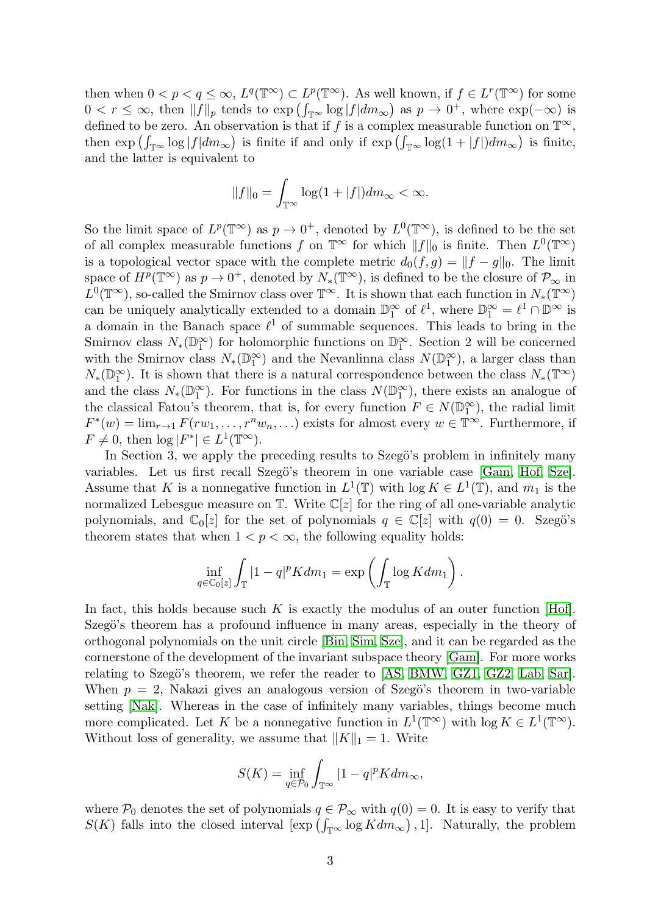then when $0 < p < q \leq \infty$, $L^q(\mathbb{T}^\infty) \subset L^p(\mathbb{T}^\infty)$. As well known, if $f \in L^r(\mathbb{T}^\infty)$ for some $0 < r \leq \infty$, then $\|f\|_p$ tends to $\exp\left(\int_{\mathbb{T}^\infty} \log|f| dm_\infty\right)$ as $p \to 0^+$, where $\exp(-\infty)$ is defined to be zero. An observation is that if $f$ is a complex measurable function on $\mathbb{T}^\infty$, then $\exp\left(\int_{\mathbb{T}^\infty} \log|f| dm_\infty\right)$ is finite if and only if $\exp\left(\int_{\mathbb{T}^\infty} \log(1+|f|) dm_\infty\right)$ is finite, and the latter is equivalent to

$$\|f\|_0 = \int_{\mathbb{T}^\infty} \log(1+|f|) dm_\infty < \infty.$$

So the limit space of $L^p(\mathbb{T}^\infty)$ as $p \to 0^+$, denoted by $L^0(\mathbb{T}^\infty)$, is defined to be the set of all complex measurable functions $f$ on $\mathbb{T}^\infty$ for which $\|f\|_0$ is finite. Then $L^0(\mathbb{T}^\infty)$ is a topological vector space with the complete metric $d_0(f,g) = \|f-g\|_0$. The limit space of $H^p(\mathbb{T}^\infty)$ as $p \to 0^+$, denoted by $N_*(\mathbb{T}^\infty)$, is defined to be the closure of $\mathcal{P}_\infty$ in $L^0(\mathbb{T}^\infty)$, so-called the Smirnov class over $\mathbb{T}^\infty$. It is shown that each function in $N_*(\mathbb{T}^\infty)$ can be uniquely analytically extended to a domain $\mathbb{D}_1^\infty$ of $\ell^1$, where $\mathbb{D}_1^\infty = \ell^1 \cap \mathbb{D}^\infty$ is a domain in the Banach space $\ell^1$ of summable sequences. This leads to bring in the Smirnov class $N_*(\mathbb{D}_1^\infty)$ for holomorphic functions on $\mathbb{D}_1^\infty$. Section 2 will be concerned with the Smirnov class $N_*(\mathbb{D}_1^\infty)$ and the Nevanlinna class $N(\mathbb{D}_1^\infty)$, a larger class than $N_*(\mathbb{D}_1^\infty)$. It is shown that there is a natural correspondence between the class $N_*(\mathbb{T}^\infty)$ and the class $N_*(\mathbb{D}_1^\infty)$. For functions in the class $N(\mathbb{D}_1^\infty)$, there exists an analogue of the classical Fatou's theorem, that is, for every function $F \in N(\mathbb{D}_1^\infty)$, the radial limit $F^*(w) = \lim_{r\to 1} F(rw_1, \ldots, r^n w_n, \ldots)$ exists for almost every $w \in \mathbb{T}^\infty$. Furthermore, if $F \neq 0$, then $\log|F^*| \in L^1(\mathbb{T}^\infty)$.

In Section 3, we apply the preceding results to Szegö's problem in infinitely many variables. Let us first recall Szegö's theorem in one variable case [Gam, Hof, Sze]. Assume that $K$ is a nonnegative function in $L^1(\mathbb{T})$ with $\log K \in L^1(\mathbb{T})$, and $m_1$ is the normalized Lebesgue measure on $\mathbb{T}$. Write $\mathbb{C}[z]$ for the ring of all one-variable analytic polynomials, and $\mathbb{C}_0[z]$ for the set of polynomials $q \in \mathbb{C}[z]$ with $q(0) = 0$. Szegö's theorem states that when $1 < p < \infty$, the following equality holds:

$$\inf_{q \in \mathbb{C}_0[z]} \int_{\mathbb{T}} |1-q|^p K dm_1 = \exp\left(\int_{\mathbb{T}} \log K dm_1\right).$$

In fact, this holds because such $K$ is exactly the modulus of an outer function [Hof]. Szegö's theorem has a profound influence in many areas, especially in the theory of orthogonal polynomials on the unit circle [Bin, Sim, Sze], and it can be regarded as the cornerstone of the development of the invariant subspace theory [Gam]. For more works relating to Szegö's theorem, we refer the reader to [AS, BMW, GZ1, GZ2, Lab, Sar]. When $p = 2$, Nakazi gives an analogous version of Szegö's theorem in two-variable setting [Nak]. Whereas in the case of infinitely many variables, things become much more complicated. Let $K$ be a nonnegative function in $L^1(\mathbb{T}^\infty)$ with $\log K \in L^1(\mathbb{T}^\infty)$. Without loss of generality, we assume that $\|K\|_1 = 1$. Write

$$S(K) = \inf_{q \in \mathcal{P}_0} \int_{\mathbb{T}^\infty} |1-q|^p K dm_\infty,$$

where $\mathcal{P}_0$ denotes the set of polynomials $q \in \mathcal{P}_\infty$ with $q(0) = 0$. It is easy to verify that $S(K)$ falls into the closed interval $[\exp\left(\int_{\mathbb{T}^\infty} \log K dm_\infty\right), 1]$. Naturally, the problem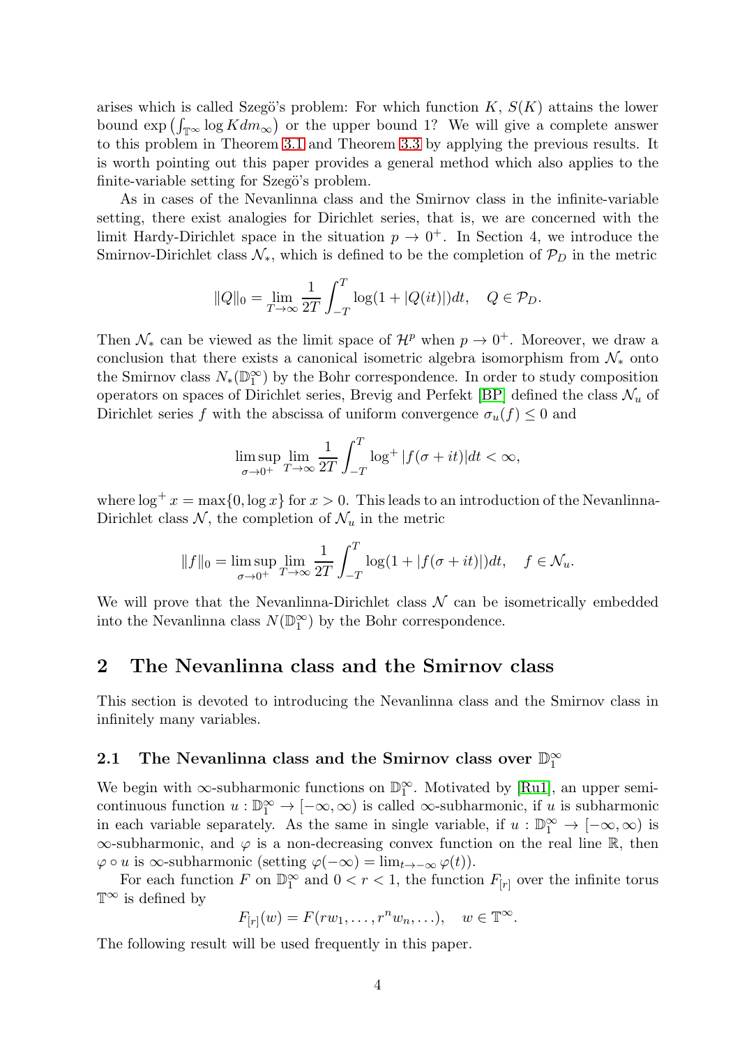arises which is called Szegö's problem: For which function $K$, $S(K)$ attains the lower bound $\exp\left(\int_{\mathbb{T}^\infty} \log K dm_\infty\right)$ or the upper bound 1? We will give a complete answer to this problem in Theorem 3.1 and Theorem 3.3 by applying the previous results. It is worth pointing out this paper provides a general method which also applies to the finite-variable setting for Szegö's problem.

As in cases of the Nevanlinna class and the Smirnov class in the infinite-variable setting, there exist analogies for Dirichlet series, that is, we are concerned with the limit Hardy-Dirichlet space in the situation $p \to 0^+$. In Section 4, we introduce the Smirnov-Dirichlet class $\mathcal{N}_*$, which is defined to be the completion of $\mathcal{P}_D$ in the metric

$$\|Q\|_0 = \lim_{T\to\infty} \frac{1}{2T}\int_{-T}^{T} \log(1 + |Q(it)|)dt, \quad Q \in \mathcal{P}_D.$$

Then $\mathcal{N}_*$ can be viewed as the limit space of $\mathcal{H}^p$ when $p \to 0^+$. Moreover, we draw a conclusion that there exists a canonical isometric algebra isomorphism from $\mathcal{N}_*$ onto the Smirnov class $N_*(\mathbb{D}_1^\infty)$ by the Bohr correspondence. In order to study composition operators on spaces of Dirichlet series, Brevig and Perfekt [BP] defined the class $\mathcal{N}_u$ of Dirichlet series $f$ with the abscissa of uniform convergence $\sigma_u(f) \le 0$ and

$$\limsup_{\sigma\to 0^+} \lim_{T\to\infty} \frac{1}{2T}\int_{-T}^{T} \log^+ |f(\sigma + it)|dt < \infty,$$

where $\log^+ x = \max\{0, \log x\}$ for $x > 0$. This leads to an introduction of the Nevanlinna-Dirichlet class $\mathcal{N}$, the completion of $\mathcal{N}_u$ in the metric

$$\|f\|_0 = \limsup_{\sigma\to 0^+} \lim_{T\to\infty} \frac{1}{2T}\int_{-T}^{T} \log(1 + |f(\sigma + it)|)dt, \quad f \in \mathcal{N}_u.$$

We will prove that the Nevanlinna-Dirichlet class $\mathcal{N}$ can be isometrically embedded into the Nevanlinna class $N(\mathbb{D}_1^\infty)$ by the Bohr correspondence.

## 2 The Nevanlinna class and the Smirnov class

This section is devoted to introducing the Nevanlinna class and the Smirnov class in infinitely many variables.

### 2.1 The Nevanlinna class and the Smirnov class over $\mathbb{D}_1^\infty$

We begin with $\infty$-subharmonic functions on $\mathbb{D}_1^\infty$. Motivated by [Ru1], an upper semi-continuous function $u : \mathbb{D}_1^\infty \to [-\infty, \infty)$ is called $\infty$-subharmonic, if $u$ is subharmonic in each variable separately. As the same in single variable, if $u : \mathbb{D}_1^\infty \to [-\infty, \infty)$ is $\infty$-subharmonic, and $\varphi$ is a non-decreasing convex function on the real line $\mathbb{R}$, then $\varphi \circ u$ is $\infty$-subharmonic (setting $\varphi(-\infty) = \lim_{t\to-\infty} \varphi(t)$).

For each function $F$ on $\mathbb{D}_1^\infty$ and $0 < r < 1$, the function $F_{[r]}$ over the infinite torus $\mathbb{T}^\infty$ is defined by

$$F_{[r]}(w) = F(rw_1, \ldots, r^n w_n, \ldots), \quad w \in \mathbb{T}^\infty.$$

The following result will be used frequently in this paper.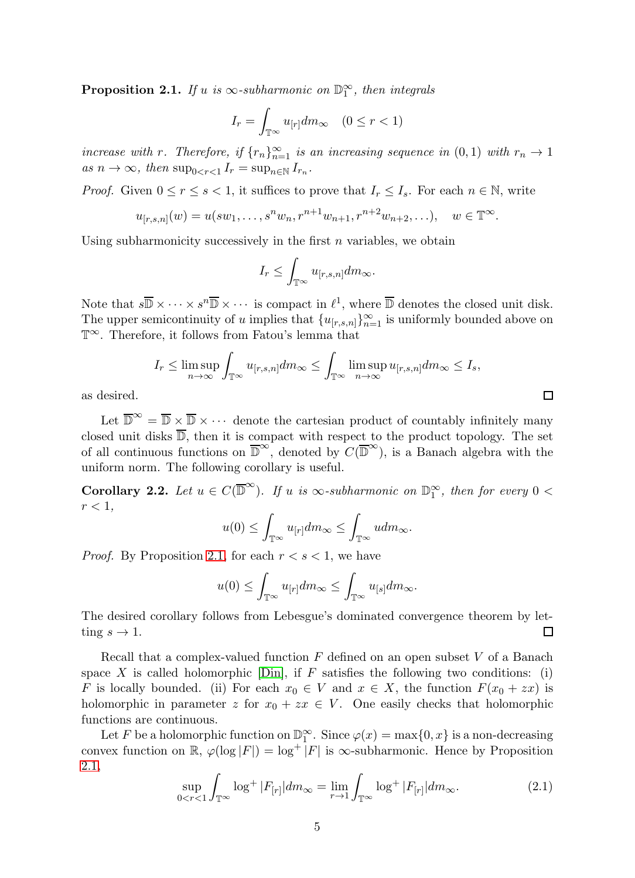**Proposition 2.1.** *If $u$ is $\infty$-subharmonic on $\mathbb{D}_1^\infty$, then integrals*

$$I_r = \int_{\mathbb{T}^\infty} u_{[r]} dm_\infty \quad (0 \leq r < 1)$$

*increase with $r$. Therefore, if $\{r_n\}_{n=1}^\infty$ is an increasing sequence in $(0,1)$ with $r_n \to 1$ as $n \to \infty$, then $\sup_{0<r<1} I_r = \sup_{n\in\mathbb{N}} I_{r_n}$.*

*Proof.* Given $0 \leq r \leq s < 1$, it suffices to prove that $I_r \leq I_s$. For each $n \in \mathbb{N}$, write

$$u_{[r,s,n]}(w) = u(sw_1, \ldots, s^n w_n, r^{n+1} w_{n+1}, r^{n+2} w_{n+2}, \ldots), \quad w \in \mathbb{T}^\infty.$$

Using subharmonicity successively in the first $n$ variables, we obtain

$$I_r \leq \int_{\mathbb{T}^\infty} u_{[r,s,n]} dm_\infty.$$

Note that $s\overline{\mathbb{D}} \times \cdots \times s^n \overline{\mathbb{D}} \times \cdots$ is compact in $\ell^1$, where $\overline{\mathbb{D}}$ denotes the closed unit disk. The upper semicontinuity of $u$ implies that $\{u_{[r,s,n]}\}_{n=1}^\infty$ is uniformly bounded above on $\mathbb{T}^\infty$. Therefore, it follows from Fatou's lemma that

$$I_r \leq \limsup_{n\to\infty} \int_{\mathbb{T}^\infty} u_{[r,s,n]} dm_\infty \leq \int_{\mathbb{T}^\infty} \limsup_{n\to\infty} u_{[r,s,n]} dm_\infty \leq I_s,$$

as desired. $\square$

Let $\overline{\mathbb{D}}^\infty = \overline{\mathbb{D}} \times \overline{\mathbb{D}} \times \cdots$ denote the cartesian product of countably infinitely many closed unit disks $\overline{\mathbb{D}}$, then it is compact with respect to the product topology. The set of all continuous functions on $\overline{\mathbb{D}}^\infty$, denoted by $C(\overline{\mathbb{D}}^\infty)$, is a Banach algebra with the uniform norm. The following corollary is useful.

**Corollary 2.2.** *Let $u \in C(\overline{\mathbb{D}}^\infty)$. If $u$ is $\infty$-subharmonic on $\mathbb{D}_1^\infty$, then for every $0 < r < 1$,*

$$u(0) \leq \int_{\mathbb{T}^\infty} u_{[r]} dm_\infty \leq \int_{\mathbb{T}^\infty} u dm_\infty.$$

*Proof.* By Proposition 2.1, for each $r < s < 1$, we have

$$u(0) \leq \int_{\mathbb{T}^\infty} u_{[r]} dm_\infty \leq \int_{\mathbb{T}^\infty} u_{[s]} dm_\infty.$$

The desired corollary follows from Lebesgue's dominated convergence theorem by letting $s \to 1$. $\square$

Recall that a complex-valued function $F$ defined on an open subset $V$ of a Banach space $X$ is called holomorphic [Din], if $F$ satisfies the following two conditions: (i) $F$ is locally bounded. (ii) For each $x_0 \in V$ and $x \in X$, the function $F(x_0 + zx)$ is holomorphic in parameter $z$ for $x_0 + zx \in V$. One easily checks that holomorphic functions are continuous.

Let $F$ be a holomorphic function on $\mathbb{D}_1^\infty$. Since $\varphi(x) = \max\{0, x\}$ is a non-decreasing convex function on $\mathbb{R}$, $\varphi(\log|F|) = \log^+|F|$ is $\infty$-subharmonic. Hence by Proposition 2.1,

$$\sup_{0<r<1} \int_{\mathbb{T}^\infty} \log^+ |F_{[r]}| dm_\infty = \lim_{r\to 1} \int_{\mathbb{T}^\infty} \log^+ |F_{[r]}| dm_\infty. \tag{2.1}$$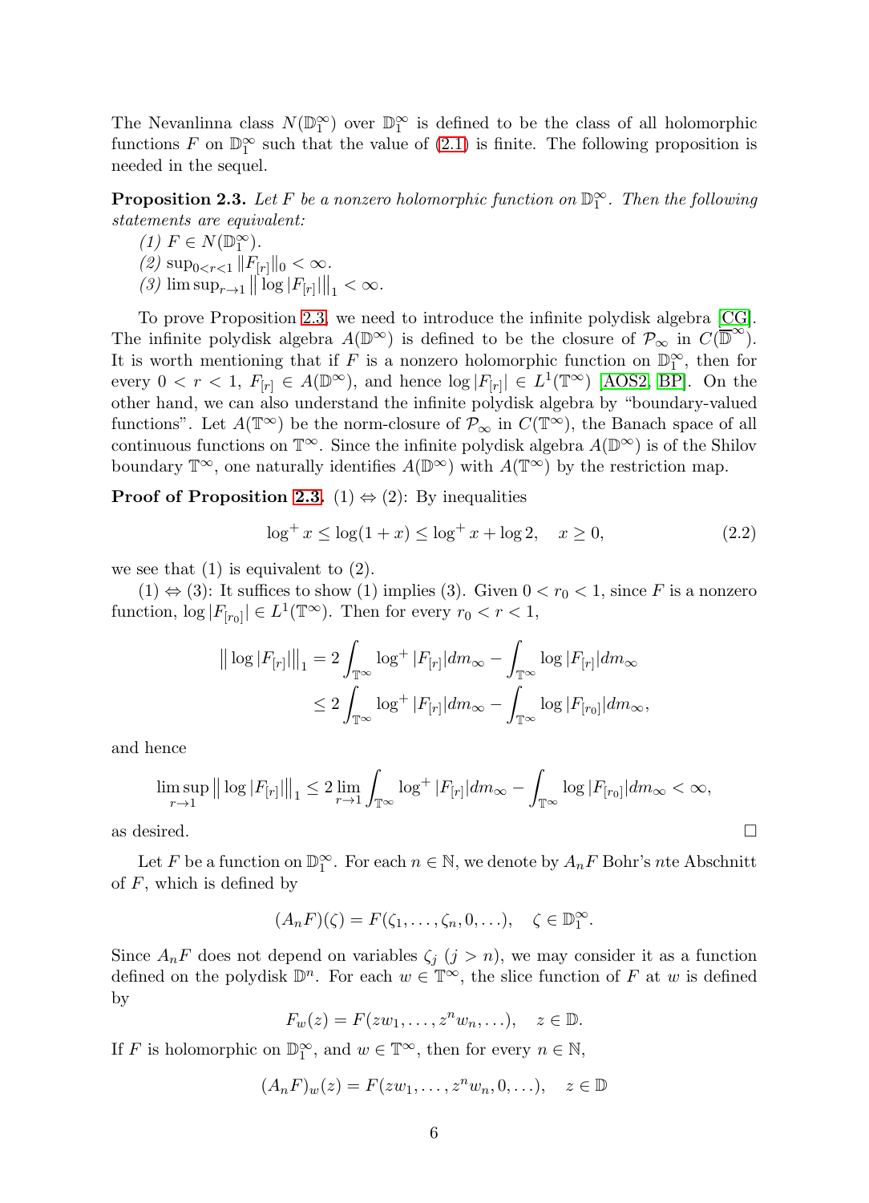The Nevanlinna class $N(\mathbb{D}_1^\infty)$ over $\mathbb{D}_1^\infty$ is defined to be the class of all holomorphic functions $F$ on $\mathbb{D}_1^\infty$ such that the value of (2.1) is finite. The following proposition is needed in the sequel.

**Proposition 2.3.** *Let $F$ be a nonzero holomorphic function on $\mathbb{D}_1^\infty$. Then the following statements are equivalent:*

*(1) $F \in N(\mathbb{D}_1^\infty)$.*

*(2) $\sup_{0<r<1} \|F_{[r]}\|_0 < \infty$.*

*(3) $\limsup_{r\to 1} \big\| \log |F_{[r]}| \big\|_1 < \infty$.*

To prove Proposition 2.3, we need to introduce the infinite polydisk algebra [CG]. The infinite polydisk algebra $A(\mathbb{D}^\infty)$ is defined to be the closure of $\mathcal{P}_\infty$ in $C(\overline{\mathbb{D}}^\infty)$. It is worth mentioning that if $F$ is a nonzero holomorphic function on $\mathbb{D}_1^\infty$, then for every $0 < r < 1$, $F_{[r]} \in A(\mathbb{D}^\infty)$, and hence $\log |F_{[r]}| \in L^1(\mathbb{T}^\infty)$ [AOS2, BP]. On the other hand, we can also understand the infinite polydisk algebra by "boundary-valued functions". Let $A(\mathbb{T}^\infty)$ be the norm-closure of $\mathcal{P}_\infty$ in $C(\mathbb{T}^\infty)$, the Banach space of all continuous functions on $\mathbb{T}^\infty$. Since the infinite polydisk algebra $A(\mathbb{D}^\infty)$ is of the Shilov boundary $\mathbb{T}^\infty$, one naturally identifies $A(\mathbb{D}^\infty)$ with $A(\mathbb{T}^\infty)$ by the restriction map.

**Proof of Proposition 2.3.** (1) $\Leftrightarrow$ (2): By inequalities

$$\log^+ x \le \log(1+x) \le \log^+ x + \log 2, \quad x \ge 0, \tag{2.2}$$

we see that (1) is equivalent to (2).

(1) $\Leftrightarrow$ (3): It suffices to show (1) implies (3). Given $0 < r_0 < 1$, since $F$ is a nonzero function, $\log |F_{[r_0]}| \in L^1(\mathbb{T}^\infty)$. Then for every $r_0 < r < 1$,

$$\begin{aligned}
\big\| \log |F_{[r]}| \big\|_1 &= 2\int_{\mathbb{T}^\infty} \log^+ |F_{[r]}| dm_\infty - \int_{\mathbb{T}^\infty} \log |F_{[r]}| dm_\infty \\
&\le 2\int_{\mathbb{T}^\infty} \log^+ |F_{[r]}| dm_\infty - \int_{\mathbb{T}^\infty} \log |F_{[r_0]}| dm_\infty,
\end{aligned}$$

and hence

$$\limsup_{r\to 1} \big\| \log |F_{[r]}| \big\|_1 \le 2 \lim_{r\to 1} \int_{\mathbb{T}^\infty} \log^+ |F_{[r]}| dm_\infty - \int_{\mathbb{T}^\infty} \log |F_{[r_0]}| dm_\infty < \infty,$$

as desired. $\square$

Let $F$ be a function on $\mathbb{D}_1^\infty$. For each $n \in \mathbb{N}$, we denote by $A_n F$ Bohr's $n$te Abschnitt of $F$, which is defined by

$$(A_n F)(\zeta) = F(\zeta_1, \ldots, \zeta_n, 0, \ldots), \quad \zeta \in \mathbb{D}_1^\infty.$$

Since $A_n F$ does not depend on variables $\zeta_j$ $(j > n)$, we may consider it as a function defined on the polydisk $\mathbb{D}^n$. For each $w \in \mathbb{T}^\infty$, the slice function of $F$ at $w$ is defined by

$$F_w(z) = F(zw_1, \ldots, z^n w_n, \ldots), \quad z \in \mathbb{D}.$$

If $F$ is holomorphic on $\mathbb{D}_1^\infty$, and $w \in \mathbb{T}^\infty$, then for every $n \in \mathbb{N}$,

$$(A_n F)_w(z) = F(zw_1, \ldots, z^n w_n, 0, \ldots), \quad z \in \mathbb{D}$$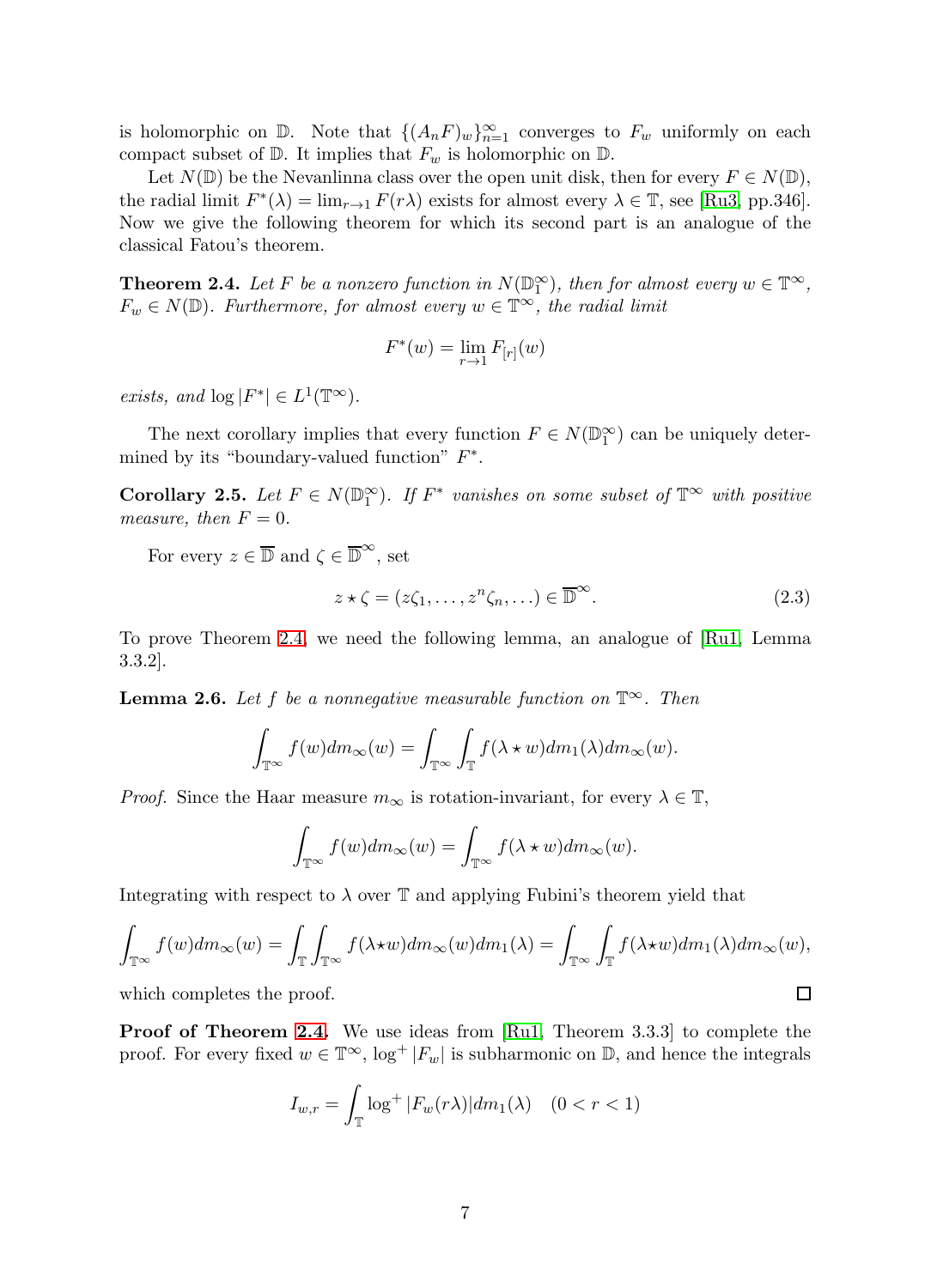is holomorphic on $\mathbb{D}$. Note that $\{(A_nF)_w\}_{n=1}^{\infty}$ converges to $F_w$ uniformly on each compact subset of $\mathbb{D}$. It implies that $F_w$ is holomorphic on $\mathbb{D}$.

Let $N(\mathbb{D})$ be the Nevanlinna class over the open unit disk, then for every $F \in N(\mathbb{D})$, the radial limit $F^*(\lambda) = \lim_{r\to 1} F(r\lambda)$ exists for almost every $\lambda \in \mathbb{T}$, see [Ru3, pp.346]. Now we give the following theorem for which its second part is an analogue of the classical Fatou's theorem.

**Theorem 2.4.** *Let $F$ be a nonzero function in $N(\mathbb{D}_1^\infty)$, then for almost every $w \in \mathbb{T}^\infty$, $F_w \in N(\mathbb{D})$. Furthermore, for almost every $w \in \mathbb{T}^\infty$, the radial limit*

$$F^*(w) = \lim_{r\to 1} F_{[r]}(w)$$

*exists, and $\log |F^*| \in L^1(\mathbb{T}^\infty)$.*

The next corollary implies that every function $F \in N(\mathbb{D}_1^\infty)$ can be uniquely determined by its "boundary-valued function" $F^*$.

**Corollary 2.5.** *Let $F \in N(\mathbb{D}_1^\infty)$. If $F^*$ vanishes on some subset of $\mathbb{T}^\infty$ with positive measure, then $F = 0$.*

For every $z \in \overline{\mathbb{D}}$ and $\zeta \in \overline{\mathbb{D}}^\infty$, set

$$z \star \zeta = (z\zeta_1, \ldots, z^n\zeta_n, \ldots) \in \overline{\mathbb{D}}^\infty. \tag{2.3}$$

To prove Theorem 2.4, we need the following lemma, an analogue of [Ru1, Lemma 3.3.2].

**Lemma 2.6.** *Let $f$ be a nonnegative measurable function on $\mathbb{T}^\infty$. Then*

$$\int_{\mathbb{T}^\infty} f(w)dm_\infty(w) = \int_{\mathbb{T}^\infty}\int_{\mathbb{T}} f(\lambda \star w)dm_1(\lambda)dm_\infty(w).$$

*Proof.* Since the Haar measure $m_\infty$ is rotation-invariant, for every $\lambda \in \mathbb{T}$,

$$\int_{\mathbb{T}^\infty} f(w)dm_\infty(w) = \int_{\mathbb{T}^\infty} f(\lambda \star w)dm_\infty(w).$$

Integrating with respect to $\lambda$ over $\mathbb{T}$ and applying Fubini's theorem yield that

$$\int_{\mathbb{T}^\infty} f(w)dm_\infty(w) = \int_{\mathbb{T}}\int_{\mathbb{T}^\infty} f(\lambda\star w)dm_\infty(w)dm_1(\lambda) = \int_{\mathbb{T}^\infty}\int_{\mathbb{T}} f(\lambda\star w)dm_1(\lambda)dm_\infty(w),$$

which completes the proof. $\square$

**Proof of Theorem 2.4.** We use ideas from [Ru1, Theorem 3.3.3] to complete the proof. For every fixed $w \in \mathbb{T}^\infty$, $\log^+ |F_w|$ is subharmonic on $\mathbb{D}$, and hence the integrals

$$I_{w,r} = \int_{\mathbb{T}} \log^+ |F_w(r\lambda)|dm_1(\lambda) \quad (0 < r < 1)$$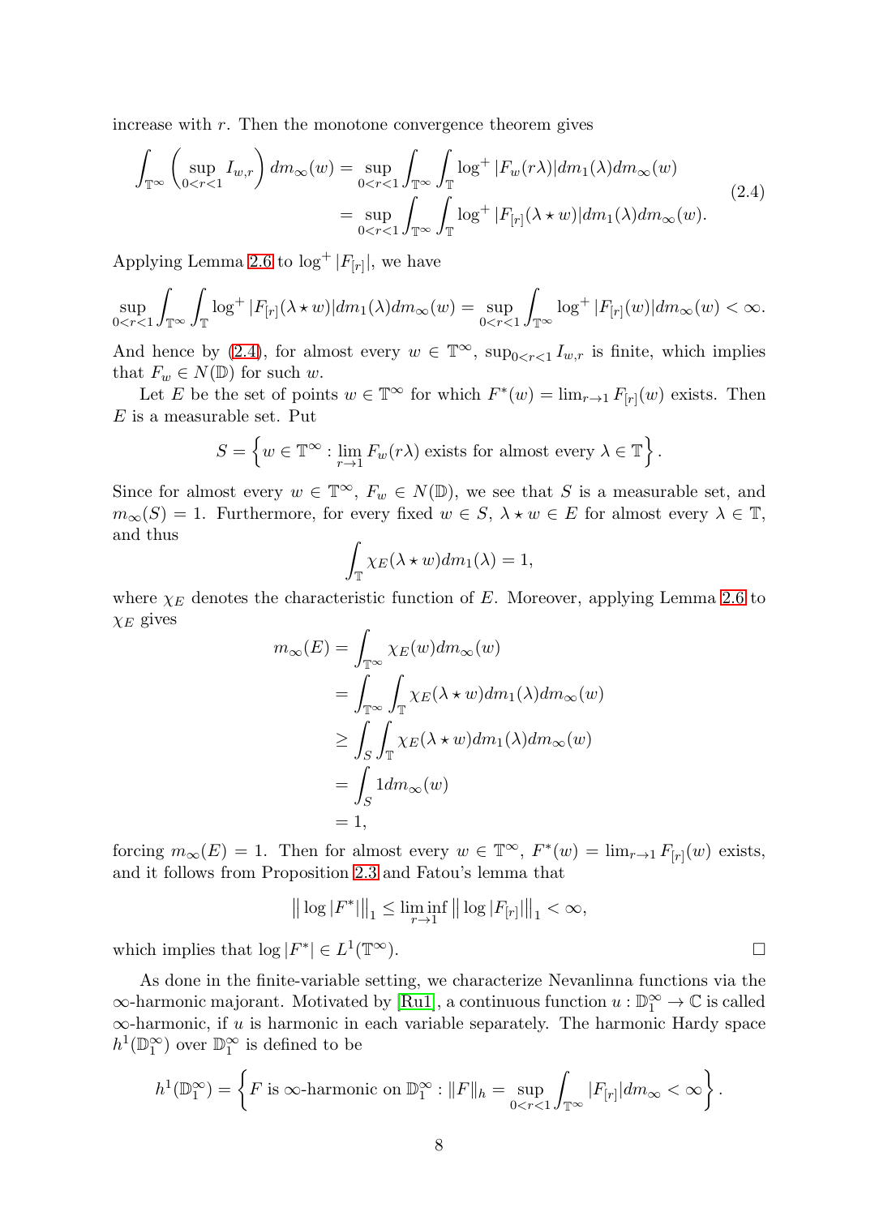increase with $r$. Then the monotone convergence theorem gives

$$
\begin{aligned}
\int_{\mathbb{T}^\infty}\left(\sup_{0<r<1} I_{w,r}\right) dm_\infty(w) &= \sup_{0<r<1}\int_{\mathbb{T}^\infty}\int_{\mathbb{T}} \log^+|F_w(r\lambda)|dm_1(\lambda)dm_\infty(w) \\
&= \sup_{0<r<1}\int_{\mathbb{T}^\infty}\int_{\mathbb{T}} \log^+|F_{[r]}(\lambda\star w)|dm_1(\lambda)dm_\infty(w).
\end{aligned}
\tag{2.4}
$$

Applying Lemma 2.6 to $\log^+|F_{[r]}|$, we have

$$
\sup_{0<r<1}\int_{\mathbb{T}^\infty}\int_{\mathbb{T}} \log^+|F_{[r]}(\lambda\star w)|dm_1(\lambda)dm_\infty(w) = \sup_{0<r<1}\int_{\mathbb{T}^\infty}\log^+|F_{[r]}(w)|dm_\infty(w) < \infty.
$$

And hence by (2.4), for almost every $w\in\mathbb{T}^\infty$, $\sup_{0<r<1} I_{w,r}$ is finite, which implies that $F_w\in N(\mathbb{D})$ for such $w$.

Let $E$ be the set of points $w\in\mathbb{T}^\infty$ for which $F^*(w)=\lim_{r\to1}F_{[r]}(w)$ exists. Then $E$ is a measurable set. Put

$$
S=\left\{w\in\mathbb{T}^\infty : \lim_{r\to1}F_w(r\lambda) \text{ exists for almost every } \lambda\in\mathbb{T}\right\}.
$$

Since for almost every $w\in\mathbb{T}^\infty$, $F_w\in N(\mathbb{D})$, we see that $S$ is a measurable set, and $m_\infty(S)=1$. Furthermore, for every fixed $w\in S$, $\lambda\star w\in E$ for almost every $\lambda\in\mathbb{T}$, and thus

$$
\int_{\mathbb{T}}\chi_E(\lambda\star w)dm_1(\lambda)=1,
$$

where $\chi_E$ denotes the characteristic function of $E$. Moreover, applying Lemma 2.6 to $\chi_E$ gives

$$
\begin{aligned}
m_\infty(E) &= \int_{\mathbb{T}^\infty}\chi_E(w)dm_\infty(w) \\
&= \int_{\mathbb{T}^\infty}\int_{\mathbb{T}}\chi_E(\lambda\star w)dm_1(\lambda)dm_\infty(w) \\
&\geq \int_S\int_{\mathbb{T}}\chi_E(\lambda\star w)dm_1(\lambda)dm_\infty(w) \\
&= \int_S 1 dm_\infty(w) \\
&= 1,
\end{aligned}
$$

forcing $m_\infty(E)=1$. Then for almost every $w\in\mathbb{T}^\infty$, $F^*(w)=\lim_{r\to1}F_{[r]}(w)$ exists, and it follows from Proposition 2.3 and Fatou's lemma that

$$
\big\|\log|F^*|\big\|_1 \leq \liminf_{r\to1}\big\|\log|F_{[r]}|\big\|_1 < \infty,
$$

which implies that $\log|F^*|\in L^1(\mathbb{T}^\infty)$. $\square$

As done in the finite-variable setting, we characterize Nevanlinna functions via the $\infty$-harmonic majorant. Motivated by [Ru1], a continuous function $u:\mathbb{D}_1^\infty\to\mathbb{C}$ is called $\infty$-harmonic, if $u$ is harmonic in each variable separately. The harmonic Hardy space $h^1(\mathbb{D}_1^\infty)$ over $\mathbb{D}_1^\infty$ is defined to be

$$
h^1(\mathbb{D}_1^\infty)=\left\{F \text{ is } \infty\text{-harmonic on } \mathbb{D}_1^\infty : \|F\|_h=\sup_{0<r<1}\int_{\mathbb{T}^\infty}|F_{[r]}|dm_\infty<\infty\right\}.
$$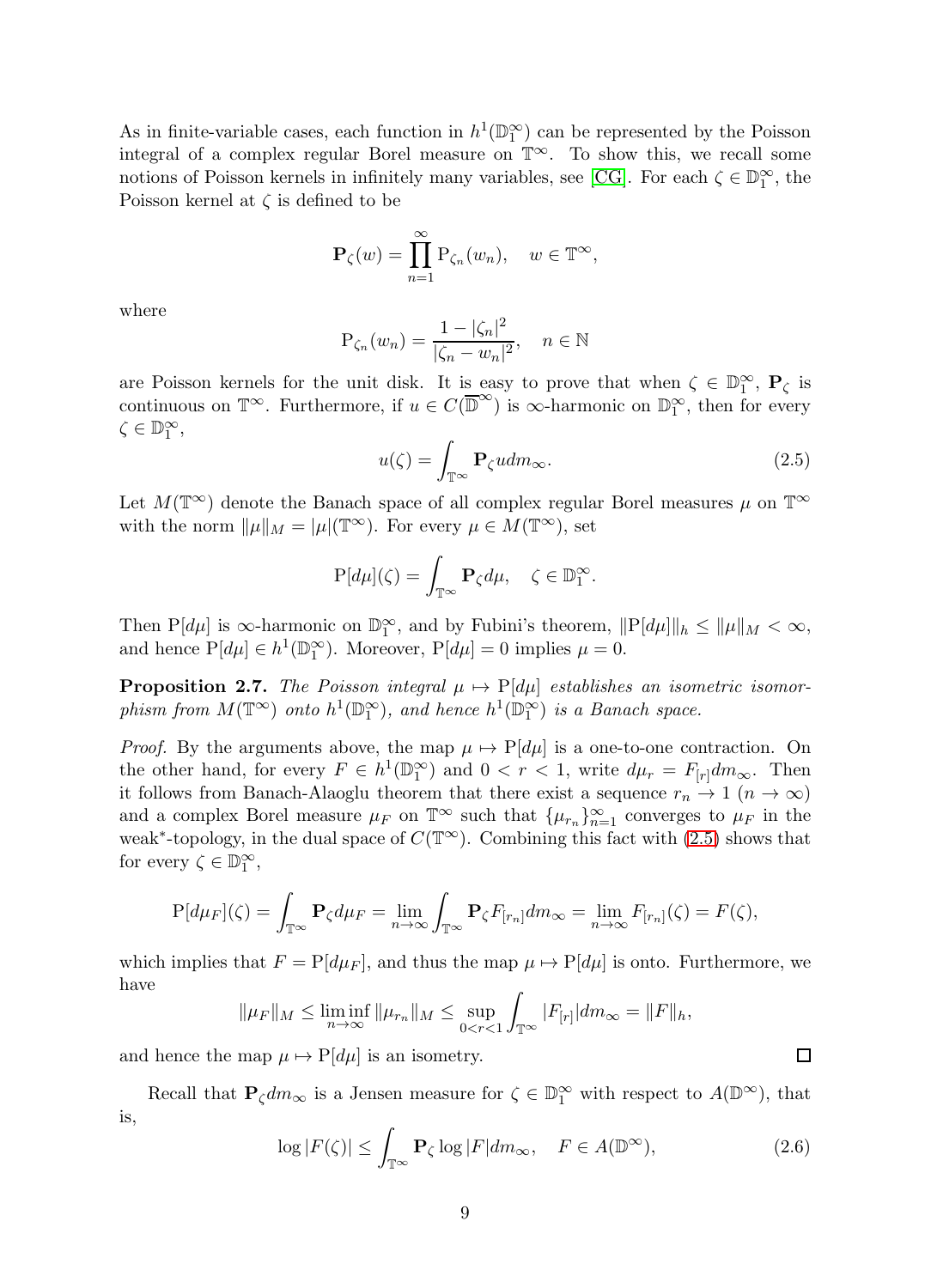As in finite-variable cases, each function in $h^1(\mathbb{D}_1^\infty)$ can be represented by the Poisson integral of a complex regular Borel measure on $\mathbb{T}^\infty$. To show this, we recall some notions of Poisson kernels in infinitely many variables, see [CG]. For each $\zeta \in \mathbb{D}_1^\infty$, the Poisson kernel at $\zeta$ is defined to be

$$\mathbf{P}_\zeta(w) = \prod_{n=1}^{\infty} \mathrm{P}_{\zeta_n}(w_n), \quad w \in \mathbb{T}^\infty,$$

where

$$\mathrm{P}_{\zeta_n}(w_n) = \frac{1-|\zeta_n|^2}{|\zeta_n - w_n|^2}, \quad n \in \mathbb{N}$$

are Poisson kernels for the unit disk. It is easy to prove that when $\zeta \in \mathbb{D}_1^\infty$, $\mathbf{P}_\zeta$ is continuous on $\mathbb{T}^\infty$. Furthermore, if $u \in C(\overline{\mathbb{D}}^\infty)$ is $\infty$-harmonic on $\mathbb{D}_1^\infty$, then for every $\zeta \in \mathbb{D}_1^\infty$,

$$u(\zeta) = \int_{\mathbb{T}^\infty} \mathbf{P}_\zeta u dm_\infty. \tag{2.5}$$

Let $M(\mathbb{T}^\infty)$ denote the Banach space of all complex regular Borel measures $\mu$ on $\mathbb{T}^\infty$ with the norm $\|\mu\|_M = |\mu|(\mathbb{T}^\infty)$. For every $\mu \in M(\mathbb{T}^\infty)$, set

$$\mathrm{P}[d\mu](\zeta) = \int_{\mathbb{T}^\infty} \mathbf{P}_\zeta d\mu, \quad \zeta \in \mathbb{D}_1^\infty.$$

Then $\mathrm{P}[d\mu]$ is $\infty$-harmonic on $\mathbb{D}_1^\infty$, and by Fubini's theorem, $\|\mathrm{P}[d\mu]\|_h \leq \|\mu\|_M < \infty$, and hence $\mathrm{P}[d\mu] \in h^1(\mathbb{D}_1^\infty)$. Moreover, $\mathrm{P}[d\mu] = 0$ implies $\mu = 0$.

**Proposition 2.7.** *The Poisson integral $\mu \mapsto \mathrm{P}[d\mu]$ establishes an isometric isomorphism from $M(\mathbb{T}^\infty)$ onto $h^1(\mathbb{D}_1^\infty)$, and hence $h^1(\mathbb{D}_1^\infty)$ is a Banach space.*

*Proof.* By the arguments above, the map $\mu \mapsto \mathrm{P}[d\mu]$ is a one-to-one contraction. On the other hand, for every $F \in h^1(\mathbb{D}_1^\infty)$ and $0 < r < 1$, write $d\mu_r = F_{[r]} dm_\infty$. Then it follows from Banach-Alaoglu theorem that there exist a sequence $r_n \to 1$ $(n \to \infty)$ and a complex Borel measure $\mu_F$ on $\mathbb{T}^\infty$ such that $\{\mu_{r_n}\}_{n=1}^\infty$ converges to $\mu_F$ in the weak$^*$-topology, in the dual space of $C(\mathbb{T}^\infty)$. Combining this fact with (2.5) shows that for every $\zeta \in \mathbb{D}_1^\infty$,

$$\mathrm{P}[d\mu_F](\zeta) = \int_{\mathbb{T}^\infty} \mathbf{P}_\zeta d\mu_F = \lim_{n\to\infty} \int_{\mathbb{T}^\infty} \mathbf{P}_\zeta F_{[r_n]} dm_\infty = \lim_{n\to\infty} F_{[r_n]}(\zeta) = F(\zeta),$$

which implies that $F = \mathrm{P}[d\mu_F]$, and thus the map $\mu \mapsto \mathrm{P}[d\mu]$ is onto. Furthermore, we have

$$\|\mu_F\|_M \leq \liminf_{n\to\infty} \|\mu_{r_n}\|_M \leq \sup_{0<r<1} \int_{\mathbb{T}^\infty} |F_{[r]}| dm_\infty = \|F\|_h,$$

and hence the map $\mu \mapsto \mathrm{P}[d\mu]$ is an isometry. $\square$

Recall that $\mathbf{P}_\zeta dm_\infty$ is a Jensen measure for $\zeta \in \mathbb{D}_1^\infty$ with respect to $A(\mathbb{D}^\infty)$, that is,

$$\log |F(\zeta)| \leq \int_{\mathbb{T}^\infty} \mathbf{P}_\zeta \log |F| dm_\infty, \quad F \in A(\mathbb{D}^\infty), \tag{2.6}$$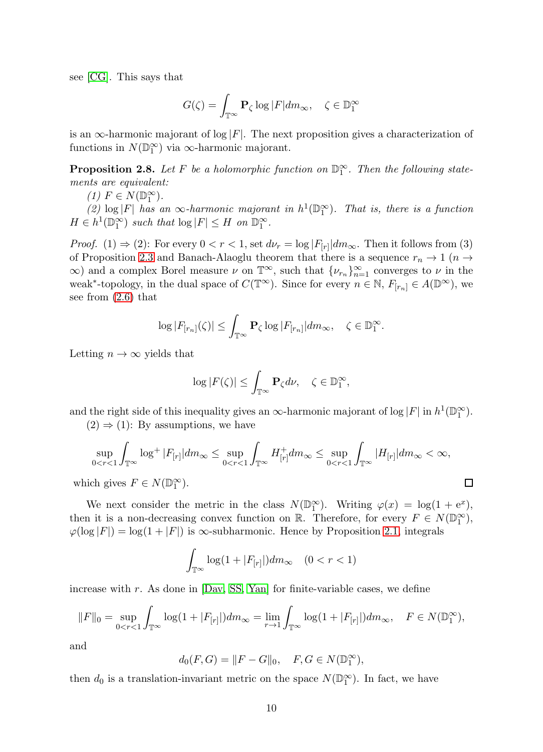see [CG]. This says that

$$G(\zeta) = \int_{\mathbb{T}^\infty} \mathbf{P}_\zeta \log |F| dm_\infty, \quad \zeta \in \mathbb{D}_1^\infty$$

is an $\infty$-harmonic majorant of $\log |F|$. The next proposition gives a characterization of functions in $N(\mathbb{D}_1^\infty)$ via $\infty$-harmonic majorant.

**Proposition 2.8.** *Let $F$ be a holomorphic function on $\mathbb{D}_1^\infty$. Then the following statements are equivalent:*

*(1) $F \in N(\mathbb{D}_1^\infty)$.*

*(2) $\log |F|$ has an $\infty$-harmonic majorant in $h^1(\mathbb{D}_1^\infty)$. That is, there is a function $H \in h^1(\mathbb{D}_1^\infty)$ such that $\log |F| \leq H$ on $\mathbb{D}_1^\infty$.*

*Proof.* (1) $\Rightarrow$ (2): For every $0 < r < 1$, set $d\nu_r = \log |F_{[r]}| dm_\infty$. Then it follows from (3) of Proposition 2.3 and Banach-Alaoglu theorem that there is a sequence $r_n \to 1$ ($n \to \infty$) and a complex Borel measure $\nu$ on $\mathbb{T}^\infty$, such that $\{\nu_{r_n}\}_{n=1}^\infty$ converges to $\nu$ in the weak$^*$-topology, in the dual space of $C(\mathbb{T}^\infty)$. Since for every $n \in \mathbb{N}$, $F_{[r_n]} \in A(\mathbb{D}^\infty)$, we see from (2.6) that

$$\log |F_{[r_n]}(\zeta)| \leq \int_{\mathbb{T}^\infty} \mathbf{P}_\zeta \log |F_{[r_n]}| dm_\infty, \quad \zeta \in \mathbb{D}_1^\infty.$$

Letting $n \to \infty$ yields that

$$\log |F(\zeta)| \leq \int_{\mathbb{T}^\infty} \mathbf{P}_\zeta d\nu, \quad \zeta \in \mathbb{D}_1^\infty,$$

and the right side of this inequality gives an $\infty$-harmonic majorant of $\log |F|$ in $h^1(\mathbb{D}_1^\infty)$.

(2) $\Rightarrow$ (1): By assumptions, we have

$$\sup_{0<r<1} \int_{\mathbb{T}^\infty} \log^+ |F_{[r]}| dm_\infty \leq \sup_{0<r<1} \int_{\mathbb{T}^\infty} H_{[r]}^+ dm_\infty \leq \sup_{0<r<1} \int_{\mathbb{T}^\infty} |H_{[r]}| dm_\infty < \infty,$$

which gives $F \in N(\mathbb{D}_1^\infty)$. $\square$

We next consider the metric in the class $N(\mathbb{D}_1^\infty)$. Writing $\varphi(x) = \log(1 + \mathrm{e}^x)$, then it is a non-decreasing convex function on $\mathbb{R}$. Therefore, for every $F \in N(\mathbb{D}_1^\infty)$, $\varphi(\log |F|) = \log(1 + |F|)$ is $\infty$-subharmonic. Hence by Proposition 2.1, integrals

$$\int_{\mathbb{T}^\infty} \log(1 + |F_{[r]}|) dm_\infty \quad (0 < r < 1)$$

increase with $r$. As done in [Dav, SS, Yan] for finite-variable cases, we define

$$\|F\|_0 = \sup_{0<r<1} \int_{\mathbb{T}^\infty} \log(1 + |F_{[r]}|) dm_\infty = \lim_{r \to 1} \int_{\mathbb{T}^\infty} \log(1 + |F_{[r]}|) dm_\infty, \quad F \in N(\mathbb{D}_1^\infty),$$

and

$$d_0(F, G) = \|F - G\|_0, \quad F, G \in N(\mathbb{D}_1^\infty),$$

then $d_0$ is a translation-invariant metric on the space $N(\mathbb{D}_1^\infty)$. In fact, we have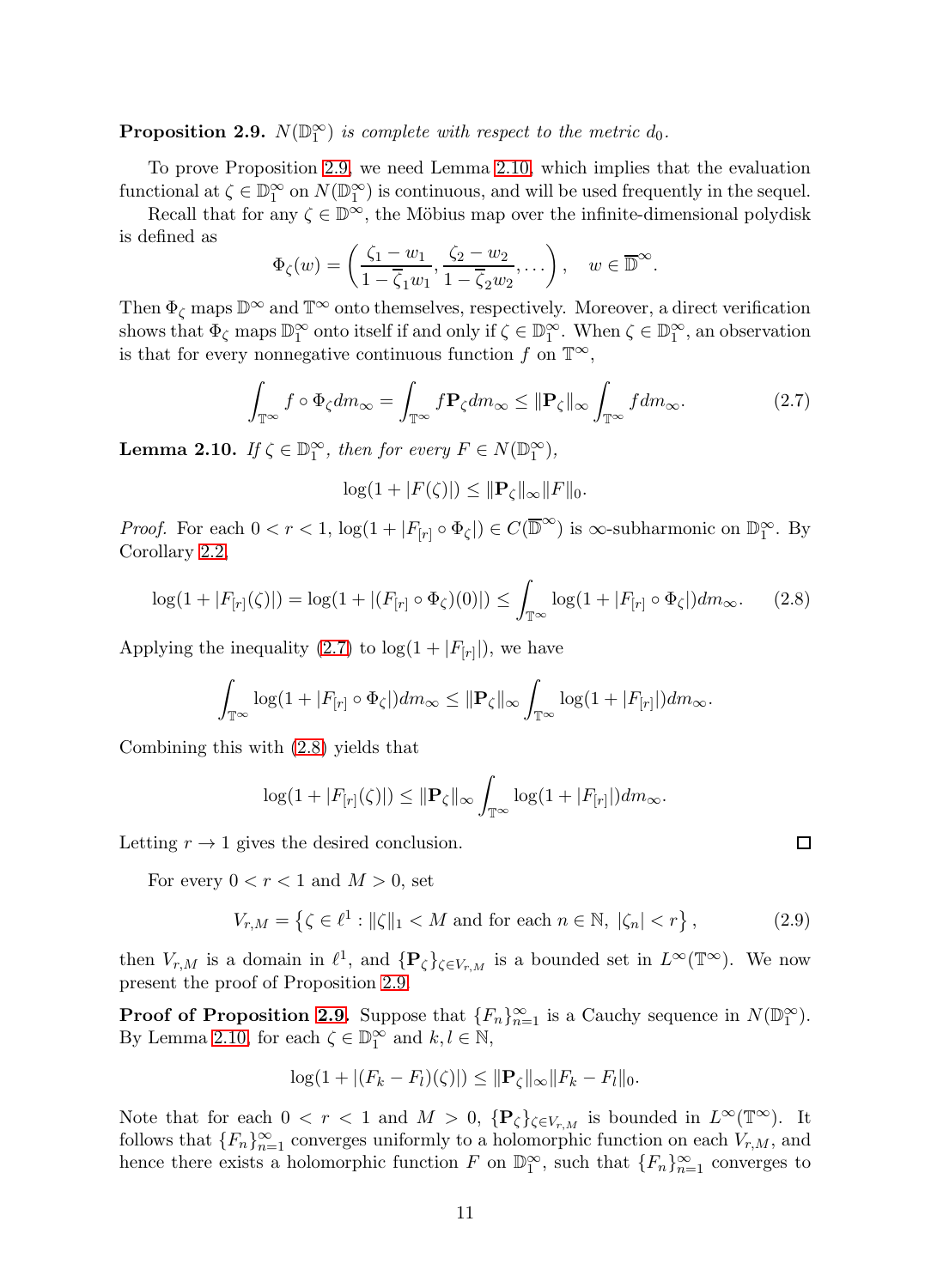**Proposition 2.9.** *$N(\mathbb{D}_1^\infty)$ is complete with respect to the metric $d_0$.*

To prove Proposition 2.9, we need Lemma 2.10, which implies that the evaluation functional at $\zeta \in \mathbb{D}_1^\infty$ on $N(\mathbb{D}_1^\infty)$ is continuous, and will be used frequently in the sequel.

Recall that for any $\zeta \in \mathbb{D}^\infty$, the Möbius map over the infinite-dimensional polydisk is defined as

$$\Phi_\zeta(w) = \left( \frac{\zeta_1 - w_1}{1 - \overline{\zeta}_1 w_1}, \frac{\zeta_2 - w_2}{1 - \overline{\zeta}_2 w_2}, \dots \right), \quad w \in \overline{\mathbb{D}}^\infty.$$

Then $\Phi_\zeta$ maps $\mathbb{D}^\infty$ and $\mathbb{T}^\infty$ onto themselves, respectively. Moreover, a direct verification shows that $\Phi_\zeta$ maps $\mathbb{D}_1^\infty$ onto itself if and only if $\zeta \in \mathbb{D}_1^\infty$. When $\zeta \in \mathbb{D}_1^\infty$, an observation is that for every nonnegative continuous function $f$ on $\mathbb{T}^\infty$,

$$\int_{\mathbb{T}^\infty} f \circ \Phi_\zeta dm_\infty = \int_{\mathbb{T}^\infty} f \mathbf{P}_\zeta dm_\infty \le \|\mathbf{P}_\zeta\|_\infty \int_{\mathbb{T}^\infty} f dm_\infty. \tag{2.7}$$

**Lemma 2.10.** *If $\zeta \in \mathbb{D}_1^\infty$, then for every $F \in N(\mathbb{D}_1^\infty)$,*

$$\log(1 + |F(\zeta)|) \le \|\mathbf{P}_\zeta\|_\infty \|F\|_0.$$

*Proof.* For each $0 < r < 1$, $\log(1 + |F_{[r]} \circ \Phi_\zeta|) \in C(\overline{\mathbb{D}}^\infty)$ is $\infty$-subharmonic on $\mathbb{D}_1^\infty$. By Corollary 2.2,

$$\log(1 + |F_{[r]}(\zeta)|) = \log(1 + |(F_{[r]} \circ \Phi_\zeta)(0)|) \le \int_{\mathbb{T}^\infty} \log(1 + |F_{[r]} \circ \Phi_\zeta|) dm_\infty. \tag{2.8}$$

Applying the inequality (2.7) to $\log(1 + |F_{[r]}|)$, we have

$$\int_{\mathbb{T}^\infty} \log(1 + |F_{[r]} \circ \Phi_\zeta|) dm_\infty \le \|\mathbf{P}_\zeta\|_\infty \int_{\mathbb{T}^\infty} \log(1 + |F_{[r]}|) dm_\infty.$$

Combining this with (2.8) yields that

$$\log(1 + |F_{[r]}(\zeta)|) \le \|\mathbf{P}_\zeta\|_\infty \int_{\mathbb{T}^\infty} \log(1 + |F_{[r]}|) dm_\infty.$$

Letting $r \to 1$ gives the desired conclusion. $\square$

For every $0 < r < 1$ and $M > 0$, set

$$V_{r,M} = \left\{ \zeta \in \ell^1 : \|\zeta\|_1 < M \text{ and for each } n \in \mathbb{N}, \ |\zeta_n| < r \right\}, \tag{2.9}$$

then $V_{r,M}$ is a domain in $\ell^1$, and $\{\mathbf{P}_\zeta\}_{\zeta \in V_{r,M}}$ is a bounded set in $L^\infty(\mathbb{T}^\infty)$. We now present the proof of Proposition 2.9.

**Proof of Proposition 2.9.** Suppose that $\{F_n\}_{n=1}^\infty$ is a Cauchy sequence in $N(\mathbb{D}_1^\infty)$. By Lemma 2.10, for each $\zeta \in \mathbb{D}_1^\infty$ and $k, l \in \mathbb{N}$,

$$\log(1 + |(F_k - F_l)(\zeta)|) \le \|\mathbf{P}_\zeta\|_\infty \|F_k - F_l\|_0.$$

Note that for each $0 < r < 1$ and $M > 0$, $\{\mathbf{P}_\zeta\}_{\zeta \in V_{r,M}}$ is bounded in $L^\infty(\mathbb{T}^\infty)$. It follows that $\{F_n\}_{n=1}^\infty$ converges uniformly to a holomorphic function on each $V_{r,M}$, and hence there exists a holomorphic function $F$ on $\mathbb{D}_1^\infty$, such that $\{F_n\}_{n=1}^\infty$ converges to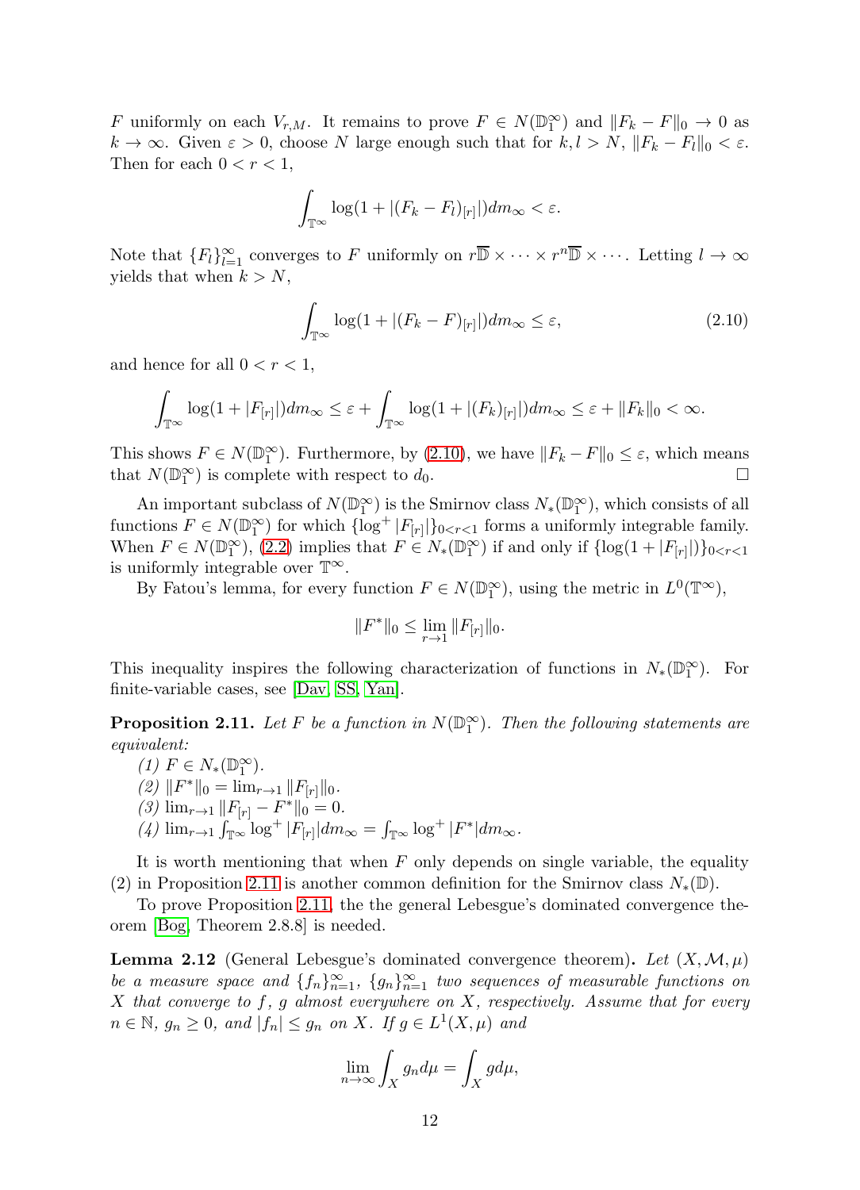$F$ uniformly on each $V_{r,M}$. It remains to prove $F \in N(\mathbb{D}_1^\infty)$ and $\|F_k - F\|_0 \to 0$ as $k \to \infty$. Given $\varepsilon > 0$, choose $N$ large enough such that for $k, l > N$, $\|F_k - F_l\|_0 < \varepsilon$. Then for each $0 < r < 1$,

$$\int_{\mathbb{T}^\infty} \log(1 + |(F_k - F_l)_{[r]}|) dm_\infty < \varepsilon.$$

Note that $\{F_l\}_{l=1}^\infty$ converges to $F$ uniformly on $r\overline{\mathbb{D}} \times \cdots \times r^n\overline{\mathbb{D}} \times \cdots$. Letting $l \to \infty$ yields that when $k > N$,

$$\int_{\mathbb{T}^\infty} \log(1 + |(F_k - F)_{[r]}|) dm_\infty \leq \varepsilon, \tag{2.10}$$

and hence for all $0 < r < 1$,

$$\int_{\mathbb{T}^\infty} \log(1 + |F_{[r]}|) dm_\infty \leq \varepsilon + \int_{\mathbb{T}^\infty} \log(1 + |(F_k)_{[r]}|) dm_\infty \leq \varepsilon + \|F_k\|_0 < \infty.$$

This shows $F \in N(\mathbb{D}_1^\infty)$. Furthermore, by (2.10), we have $\|F_k - F\|_0 \leq \varepsilon$, which means that $N(\mathbb{D}_1^\infty)$ is complete with respect to $d_0$. □

An important subclass of $N(\mathbb{D}_1^\infty)$ is the Smirnov class $N_*(\mathbb{D}_1^\infty)$, which consists of all functions $F \in N(\mathbb{D}_1^\infty)$ for which $\{\log^+ |F_{[r]}|\}_{0<r<1}$ forms a uniformly integrable family. When $F \in N(\mathbb{D}_1^\infty)$, (2.2) implies that $F \in N_*(\mathbb{D}_1^\infty)$ if and only if $\{\log(1 + |F_{[r]}|)\}_{0<r<1}$ is uniformly integrable over $\mathbb{T}^\infty$.

By Fatou's lemma, for every function $F \in N(\mathbb{D}_1^\infty)$, using the metric in $L^0(\mathbb{T}^\infty)$,

$$\|F^*\|_0 \leq \lim_{r \to 1} \|F_{[r]}\|_0.$$

This inequality inspires the following characterization of functions in $N_*(\mathbb{D}_1^\infty)$. For finite-variable cases, see [Dav, SS, Yan].

**Proposition 2.11.** *Let $F$ be a function in $N(\mathbb{D}_1^\infty)$. Then the following statements are equivalent:*

*(1) $F \in N_*(\mathbb{D}_1^\infty)$.*
*(2) $\|F^*\|_0 = \lim_{r \to 1} \|F_{[r]}\|_0$.*
*(3) $\lim_{r \to 1} \|F_{[r]} - F^*\|_0 = 0$.*
*(4) $\lim_{r \to 1} \int_{\mathbb{T}^\infty} \log^+ |F_{[r]}| dm_\infty = \int_{\mathbb{T}^\infty} \log^+ |F^*| dm_\infty$.*

It is worth mentioning that when $F$ only depends on single variable, the equality (2) in Proposition 2.11 is another common definition for the Smirnov class $N_*(\mathbb{D})$.

To prove Proposition 2.11, the the general Lebesgue's dominated convergence theorem [Bog, Theorem 2.8.8] is needed.

**Lemma 2.12** (General Lebesgue's dominated convergence theorem)**.** *Let $(X, \mathcal{M}, \mu)$ be a measure space and $\{f_n\}_{n=1}^\infty$, $\{g_n\}_{n=1}^\infty$ two sequences of measurable functions on $X$ that converge to $f$, $g$ almost everywhere on $X$, respectively. Assume that for every $n \in \mathbb{N}$, $g_n \geq 0$, and $|f_n| \leq g_n$ on $X$. If $g \in L^1(X, \mu)$ and*

$$\lim_{n \to \infty} \int_X g_n d\mu = \int_X g d\mu,$$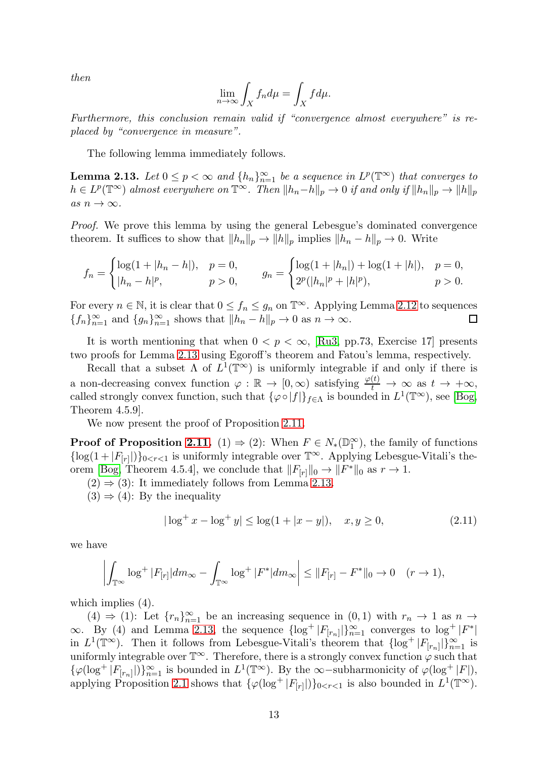*then*

$$\lim_{n\to\infty}\int_X f_n d\mu = \int_X f d\mu.$$

*Furthermore, this conclusion remain valid if "convergence almost everywhere" is replaced by "convergence in measure".*

The following lemma immediately follows.

**Lemma 2.13.** *Let $0 \le p < \infty$ and $\{h_n\}_{n=1}^{\infty}$ be a sequence in $L^p(\mathbb{T}^\infty)$ that converges to $h \in L^p(\mathbb{T}^\infty)$ almost everywhere on $\mathbb{T}^\infty$. Then $\|h_n - h\|_p \to 0$ if and only if $\|h_n\|_p \to \|h\|_p$ as $n \to \infty$.*

*Proof.* We prove this lemma by using the general Lebesgue's dominated convergence theorem. It suffices to show that $\|h_n\|_p \to \|h\|_p$ implies $\|h_n - h\|_p \to 0$. Write

$$f_n = \begin{cases} \log(1+|h_n - h|), & p = 0, \\ |h_n - h|^p, & p > 0, \end{cases} \qquad g_n = \begin{cases} \log(1+|h_n|) + \log(1+|h|), & p = 0, \\ 2^p(|h_n|^p + |h|^p), & p > 0. \end{cases}$$

For every $n \in \mathbb{N}$, it is clear that $0 \le f_n \le g_n$ on $\mathbb{T}^\infty$. Applying Lemma 2.12 to sequences $\{f_n\}_{n=1}^\infty$ and $\{g_n\}_{n=1}^\infty$ shows that $\|h_n - h\|_p \to 0$ as $n \to \infty$. ∎

It is worth mentioning that when $0 < p < \infty$, [Ru3, pp.73, Exercise 17] presents two proofs for Lemma 2.13 using Egoroff's theorem and Fatou's lemma, respectively.

Recall that a subset $\Lambda$ of $L^1(\mathbb{T}^\infty)$ is uniformly integrable if and only if there is a non-decreasing convex function $\varphi : \mathbb{R} \to [0,\infty)$ satisfying $\frac{\varphi(t)}{t} \to \infty$ as $t \to +\infty$, called strongly convex function, such that $\{\varphi \circ |f|\}_{f\in\Lambda}$ is bounded in $L^1(\mathbb{T}^\infty)$, see [Bog, Theorem 4.5.9].

We now present the proof of Proposition 2.11.

**Proof of Proposition 2.11.** (1) $\Rightarrow$ (2): When $F \in N_*(\mathbb{D}_1^\infty)$, the family of functions $\{\log(1+|F_{[r]}|)\}_{0<r<1}$ is uniformly integrable over $\mathbb{T}^\infty$. Applying Lebesgue-Vitali's theorem [Bog, Theorem 4.5.4], we conclude that $\|F_{[r]}\|_0 \to \|F^*\|_0$ as $r \to 1$.

(2) $\Rightarrow$ (3): It immediately follows from Lemma 2.13.

(3) $\Rightarrow$ (4): By the inequality

$$|\log^+ x - \log^+ y| \le \log(1+|x-y|), \quad x, y \ge 0, \tag{2.11}$$

we have

$$\left| \int_{\mathbb{T}^\infty} \log^+|F_{[r]}| dm_\infty - \int_{\mathbb{T}^\infty} \log^+|F^*| dm_\infty \right| \le \|F_{[r]} - F^*\|_0 \to 0 \quad (r \to 1),$$

which implies (4).

(4) $\Rightarrow$ (1): Let $\{r_n\}_{n=1}^\infty$ be an increasing sequence in $(0,1)$ with $r_n \to 1$ as $n \to \infty$. By (4) and Lemma 2.13, the sequence $\{\log^+|F_{[r_n]}|\}_{n=1}^\infty$ converges to $\log^+|F^*|$ in $L^1(\mathbb{T}^\infty)$. Then it follows from Lebesgue-Vitali's theorem that $\{\log^+|F_{[r_n]}|\}_{n=1}^\infty$ is uniformly integrable over $\mathbb{T}^\infty$. Therefore, there is a strongly convex function $\varphi$ such that $\{\varphi(\log^+|F_{[r_n]}|)\}_{n=1}^\infty$ is bounded in $L^1(\mathbb{T}^\infty)$. By the $\infty-$subharmonicity of $\varphi(\log^+|F|)$, applying Proposition 2.1 shows that $\{\varphi(\log^+|F_{[r]}|)\}_{0<r<1}$ is also bounded in $L^1(\mathbb{T}^\infty)$.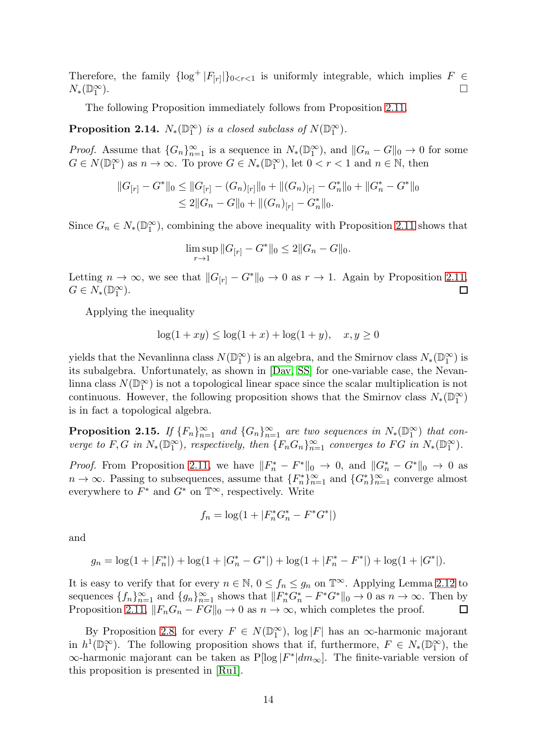Therefore, the family $\{\log^+ |F_{[r]}|\}_{0<r<1}$ is uniformly integrable, which implies $F \in N_*(\mathbb{D}_1^\infty)$. $\square$

The following Proposition immediately follows from Proposition 2.11.

**Proposition 2.14.** *$N_*(\mathbb{D}_1^\infty)$ is a closed subclass of $N(\mathbb{D}_1^\infty)$.*

*Proof.* Assume that $\{G_n\}_{n=1}^\infty$ is a sequence in $N_*(\mathbb{D}_1^\infty)$, and $\|G_n - G\|_0 \to 0$ for some $G \in N(\mathbb{D}_1^\infty)$ as $n \to \infty$. To prove $G \in N_*(\mathbb{D}_1^\infty)$, let $0 < r < 1$ and $n \in \mathbb{N}$, then

$$\begin{aligned}\|G_{[r]} - G^*\|_0 &\leq \|G_{[r]} - (G_n)_{[r]}\|_0 + \|(G_n)_{[r]} - G_n^*\|_0 + \|G_n^* - G^*\|_0 \\ &\leq 2\|G_n - G\|_0 + \|(G_n)_{[r]} - G_n^*\|_0.\end{aligned}$$

Since $G_n \in N_*(\mathbb{D}_1^\infty)$, combining the above inequality with Proposition 2.11 shows that

$$\limsup_{r\to 1} \|G_{[r]} - G^*\|_0 \leq 2\|G_n - G\|_0.$$

Letting $n \to \infty$, we see that $\|G_{[r]} - G^*\|_0 \to 0$ as $r \to 1$. Again by Proposition 2.11, $G \in N_*(\mathbb{D}_1^\infty)$. $\square$

Applying the inequality

$$\log(1 + xy) \leq \log(1 + x) + \log(1 + y), \quad x, y \geq 0$$

yields that the Nevanlinna class $N(\mathbb{D}_1^\infty)$ is an algebra, and the Smirnov class $N_*(\mathbb{D}_1^\infty)$ is its subalgebra. Unfortunately, as shown in [Dav, SS] for one-variable case, the Nevanlinna class $N(\mathbb{D}_1^\infty)$ is not a topological linear space since the scalar multiplication is not continuous. However, the following proposition shows that the Smirnov class $N_*(\mathbb{D}_1^\infty)$ is in fact a topological algebra.

**Proposition 2.15.** *If $\{F_n\}_{n=1}^\infty$ and $\{G_n\}_{n=1}^\infty$ are two sequences in $N_*(\mathbb{D}_1^\infty)$ that converge to $F, G$ in $N_*(\mathbb{D}_1^\infty)$, respectively, then $\{F_nG_n\}_{n=1}^\infty$ converges to $FG$ in $N_*(\mathbb{D}_1^\infty)$.*

*Proof.* From Proposition 2.11, we have $\|F_n^* - F^*\|_0 \to 0$, and $\|G_n^* - G^*\|_0 \to 0$ as $n \to \infty$. Passing to subsequences, assume that $\{F_n^*\}_{n=1}^\infty$ and $\{G_n^*\}_{n=1}^\infty$ converge almost everywhere to $F^*$ and $G^*$ on $\mathbb{T}^\infty$, respectively. Write

$$f_n = \log(1 + |F_n^* G_n^* - F^* G^*|)$$

and

$$g_n = \log(1 + |F_n^*|) + \log(1 + |G_n^* - G^*|) + \log(1 + |F_n^* - F^*|) + \log(1 + |G^*|).$$

It is easy to verify that for every $n \in \mathbb{N}$, $0 \leq f_n \leq g_n$ on $\mathbb{T}^\infty$. Applying Lemma 2.12 to sequences $\{f_n\}_{n=1}^\infty$ and $\{g_n\}_{n=1}^\infty$ shows that $\|F_n^* G_n^* - F^* G^*\|_0 \to 0$ as $n \to \infty$. Then by Proposition 2.11, $\|F_nG_n - FG\|_0 \to 0$ as $n \to \infty$, which completes the proof. $\square$

By Proposition 2.8, for every $F \in N(\mathbb{D}_1^\infty)$, $\log|F|$ has an $\infty$-harmonic majorant in $h^1(\mathbb{D}_1^\infty)$. The following proposition shows that if, furthermore, $F \in N_*(\mathbb{D}_1^\infty)$, the $\infty$-harmonic majorant can be taken as $\mathrm{P}[\log|F^*|dm_\infty]$. The finite-variable version of this proposition is presented in [Ru1].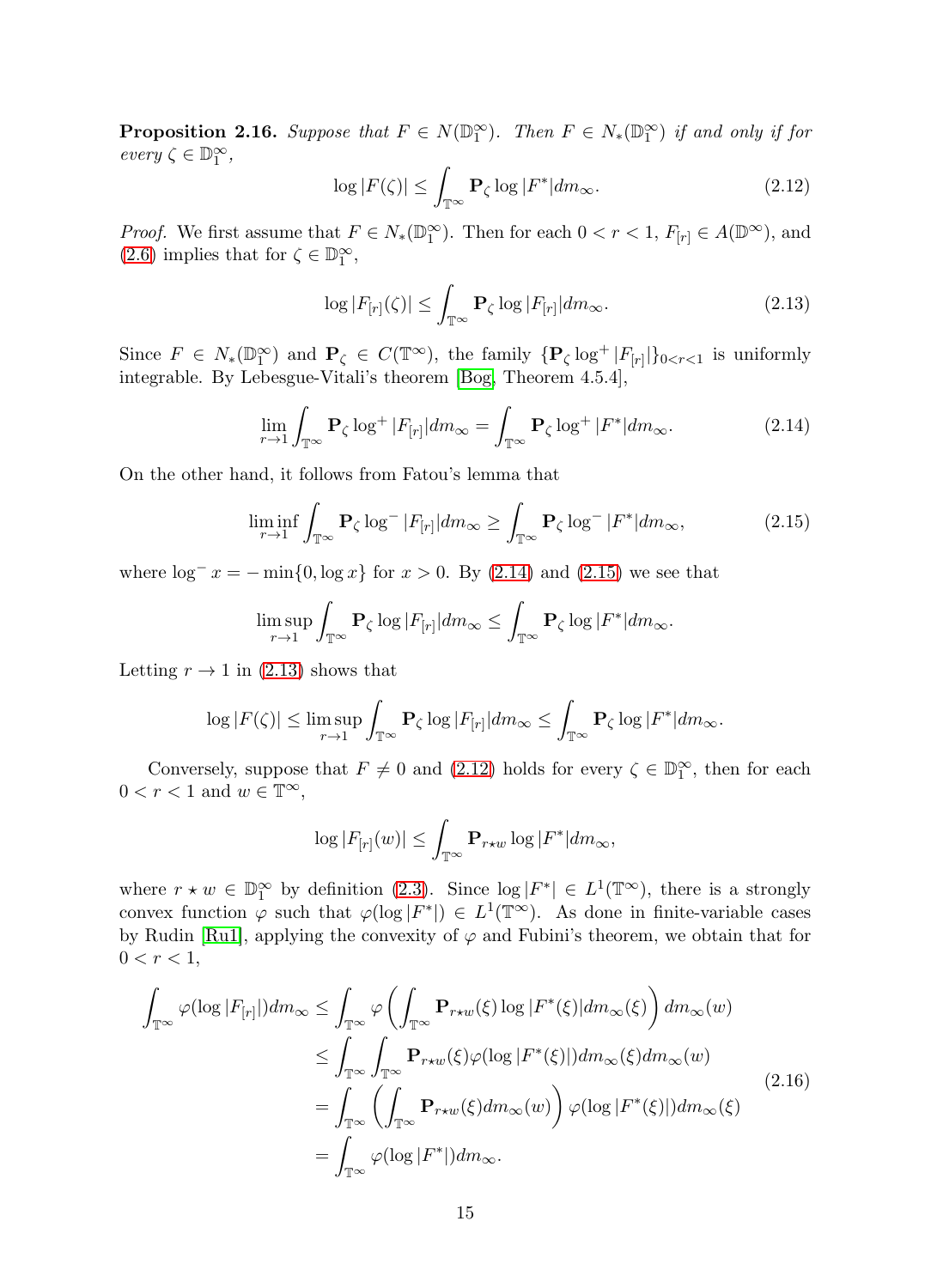**Proposition 2.16.** *Suppose that $F \in N(\mathbb{D}_1^\infty)$. Then $F \in N_*(\mathbb{D}_1^\infty)$ if and only if for every $\zeta \in \mathbb{D}_1^\infty$,*

$$\log |F(\zeta)| \leq \int_{\mathbb{T}^\infty} \mathbf{P}_\zeta \log |F^*| dm_\infty. \tag{2.12}$$

*Proof.* We first assume that $F \in N_*(\mathbb{D}_1^\infty)$. Then for each $0 < r < 1$, $F_{[r]} \in A(\mathbb{D}^\infty)$, and (2.6) implies that for $\zeta \in \mathbb{D}_1^\infty$,

$$\log |F_{[r]}(\zeta)| \leq \int_{\mathbb{T}^\infty} \mathbf{P}_\zeta \log |F_{[r]}| dm_\infty. \tag{2.13}$$

Since $F \in N_*(\mathbb{D}_1^\infty)$ and $\mathbf{P}_\zeta \in C(\mathbb{T}^\infty)$, the family $\{\mathbf{P}_\zeta \log^+ |F_{[r]}|\}_{0<r<1}$ is uniformly integrable. By Lebesgue-Vitali's theorem [Bog, Theorem 4.5.4],

$$\lim_{r\to 1} \int_{\mathbb{T}^\infty} \mathbf{P}_\zeta \log^+ |F_{[r]}| dm_\infty = \int_{\mathbb{T}^\infty} \mathbf{P}_\zeta \log^+ |F^*| dm_\infty. \tag{2.14}$$

On the other hand, it follows from Fatou's lemma that

$$\liminf_{r\to 1} \int_{\mathbb{T}^\infty} \mathbf{P}_\zeta \log^- |F_{[r]}| dm_\infty \geq \int_{\mathbb{T}^\infty} \mathbf{P}_\zeta \log^- |F^*| dm_\infty, \tag{2.15}$$

where $\log^- x = -\min\{0, \log x\}$ for $x > 0$. By (2.14) and (2.15) we see that

$$\limsup_{r\to 1} \int_{\mathbb{T}^\infty} \mathbf{P}_\zeta \log |F_{[r]}| dm_\infty \leq \int_{\mathbb{T}^\infty} \mathbf{P}_\zeta \log |F^*| dm_\infty.$$

Letting $r \to 1$ in (2.13) shows that

$$\log |F(\zeta)| \leq \limsup_{r\to 1} \int_{\mathbb{T}^\infty} \mathbf{P}_\zeta \log |F_{[r]}| dm_\infty \leq \int_{\mathbb{T}^\infty} \mathbf{P}_\zeta \log |F^*| dm_\infty.$$

Conversely, suppose that $F \neq 0$ and (2.12) holds for every $\zeta \in \mathbb{D}_1^\infty$, then for each $0 < r < 1$ and $w \in \mathbb{T}^\infty$,

$$\log |F_{[r]}(w)| \leq \int_{\mathbb{T}^\infty} \mathbf{P}_{r\star w} \log |F^*| dm_\infty,$$

where $r \star w \in \mathbb{D}_1^\infty$ by definition (2.3). Since $\log |F^*| \in L^1(\mathbb{T}^\infty)$, there is a strongly convex function $\varphi$ such that $\varphi(\log |F^*|) \in L^1(\mathbb{T}^\infty)$. As done in finite-variable cases by Rudin [Ru1], applying the convexity of $\varphi$ and Fubini's theorem, we obtain that for $0 < r < 1$,

$$\begin{aligned}
\int_{\mathbb{T}^\infty} \varphi(\log |F_{[r]}|) dm_\infty &\leq \int_{\mathbb{T}^\infty} \varphi\left(\int_{\mathbb{T}^\infty} \mathbf{P}_{r\star w}(\xi) \log |F^*(\xi)| dm_\infty(\xi)\right) dm_\infty(w) \\
&\leq \int_{\mathbb{T}^\infty} \int_{\mathbb{T}^\infty} \mathbf{P}_{r\star w}(\xi) \varphi(\log |F^*(\xi)|) dm_\infty(\xi) dm_\infty(w) \\
&= \int_{\mathbb{T}^\infty} \left(\int_{\mathbb{T}^\infty} \mathbf{P}_{r\star w}(\xi) dm_\infty(w)\right) \varphi(\log |F^*(\xi)|) dm_\infty(\xi) \\
&= \int_{\mathbb{T}^\infty} \varphi(\log |F^*|) dm_\infty.
\end{aligned} \tag{2.16}$$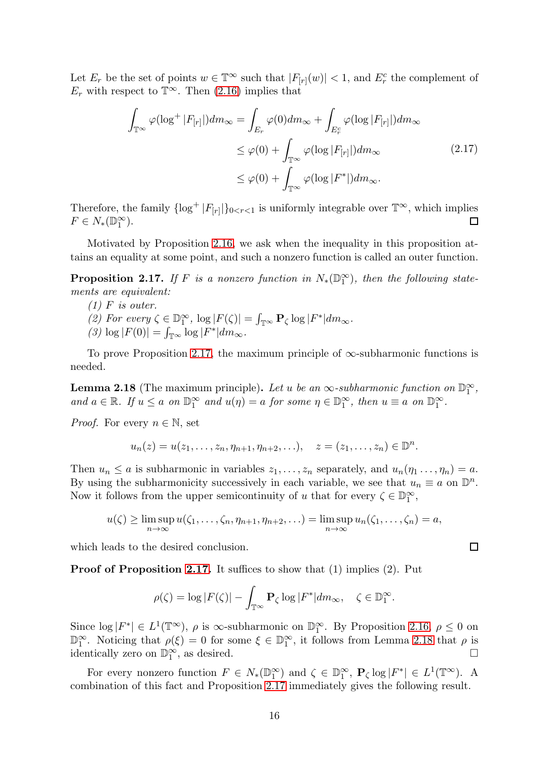Let $E_r$ be the set of points $w \in \mathbb{T}^\infty$ such that $|F_{[r]}(w)| < 1$, and $E_r^c$ the complement of $E_r$ with respect to $\mathbb{T}^\infty$. Then (2.16) implies that

$$\begin{aligned}
\int_{\mathbb{T}^\infty} \varphi(\log^+ |F_{[r]}|) dm_\infty &= \int_{E_r} \varphi(0) dm_\infty + \int_{E_r^c} \varphi(\log |F_{[r]}|) dm_\infty \\
&\leq \varphi(0) + \int_{\mathbb{T}^\infty} \varphi(\log |F_{[r]}|) dm_\infty \\
&\leq \varphi(0) + \int_{\mathbb{T}^\infty} \varphi(\log |F^*|) dm_\infty.
\end{aligned} \tag{2.17}$$

Therefore, the family $\{\log^+ |F_{[r]}|\}_{0<r<1}$ is uniformly integrable over $\mathbb{T}^\infty$, which implies $F \in N_*(\mathbb{D}_1^\infty)$. ∎

Motivated by Proposition 2.16, we ask when the inequality in this proposition attains an equality at some point, and such a nonzero function is called an outer function.

**Proposition 2.17.** *If $F$ is a nonzero function in $N_*(\mathbb{D}_1^\infty)$, then the following statements are equivalent:*

*(1) $F$ is outer.*
*(2) For every $\zeta \in \mathbb{D}_1^\infty$, $\log |F(\zeta)| = \int_{\mathbb{T}^\infty} \mathbf{P}_\zeta \log |F^*| dm_\infty$.*
*(3) $\log |F(0)| = \int_{\mathbb{T}^\infty} \log |F^*| dm_\infty$.*

To prove Proposition 2.17, the maximum principle of $\infty$-subharmonic functions is needed.

**Lemma 2.18** (The maximum principle)**.** *Let $u$ be an $\infty$-subharmonic function on $\mathbb{D}_1^\infty$, and $a \in \mathbb{R}$. If $u \leq a$ on $\mathbb{D}_1^\infty$ and $u(\eta) = a$ for some $\eta \in \mathbb{D}_1^\infty$, then $u \equiv a$ on $\mathbb{D}_1^\infty$.*

*Proof.* For every $n \in \mathbb{N}$, set

$$u_n(z) = u(z_1, \ldots, z_n, \eta_{n+1}, \eta_{n+2}, \ldots), \quad z = (z_1, \ldots, z_n) \in \mathbb{D}^n.$$

Then $u_n \leq a$ is subharmonic in variables $z_1, \ldots, z_n$ separately, and $u_n(\eta_1 \ldots, \eta_n) = a$. By using the subharmonicity successively in each variable, we see that $u_n \equiv a$ on $\mathbb{D}^n$. Now it follows from the upper semicontinuity of $u$ that for every $\zeta \in \mathbb{D}_1^\infty$,

$$u(\zeta) \geq \limsup_{n\to\infty} u(\zeta_1, \ldots, \zeta_n, \eta_{n+1}, \eta_{n+2}, \ldots) = \limsup_{n\to\infty} u_n(\zeta_1, \ldots, \zeta_n) = a,$$

which leads to the desired conclusion. ∎

**Proof of Proposition 2.17.** It suffices to show that (1) implies (2). Put

$$\rho(\zeta) = \log |F(\zeta)| - \int_{\mathbb{T}^\infty} \mathbf{P}_\zeta \log |F^*| dm_\infty, \quad \zeta \in \mathbb{D}_1^\infty.$$

Since $\log |F^*| \in L^1(\mathbb{T}^\infty)$, $\rho$ is $\infty$-subharmonic on $\mathbb{D}_1^\infty$. By Proposition 2.16, $\rho \leq 0$ on $\mathbb{D}_1^\infty$. Noticing that $\rho(\xi) = 0$ for some $\xi \in \mathbb{D}_1^\infty$, it follows from Lemma 2.18 that $\rho$ is identically zero on $\mathbb{D}_1^\infty$, as desired. ∎

For every nonzero function $F \in N_*(\mathbb{D}_1^\infty)$ and $\zeta \in \mathbb{D}_1^\infty$, $\mathbf{P}_\zeta \log |F^*| \in L^1(\mathbb{T}^\infty)$. A combination of this fact and Proposition 2.17 immediately gives the following result.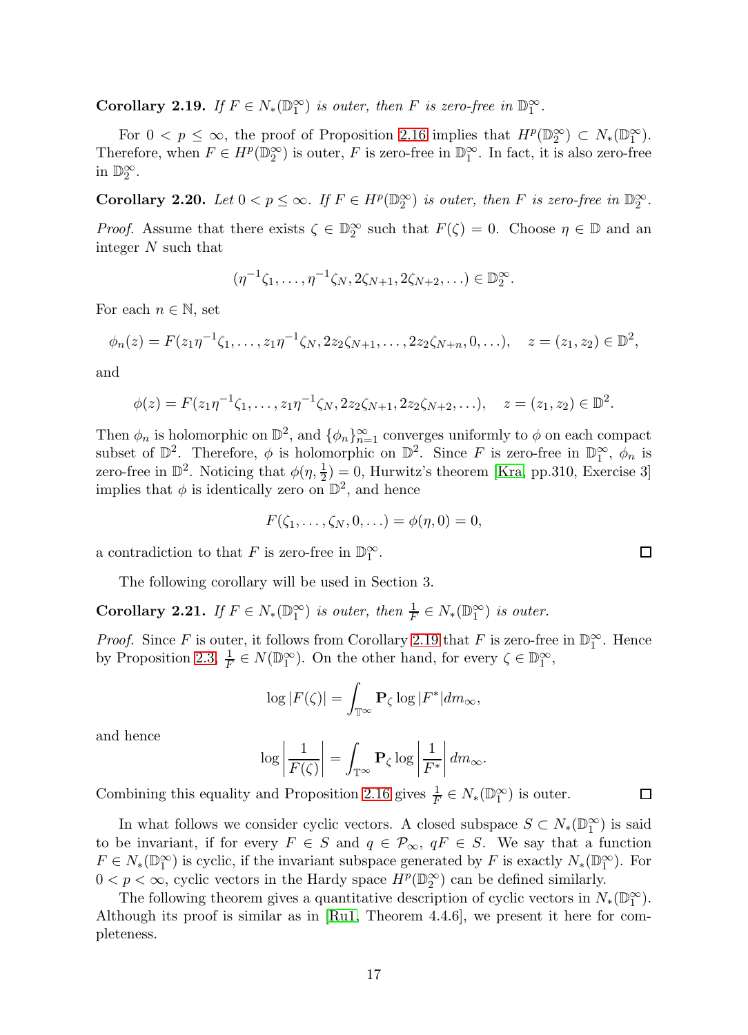**Corollary 2.19.** *If $F \in N_*(\mathbb{D}_1^\infty)$ is outer, then $F$ is zero-free in $\mathbb{D}_1^\infty$.*

For $0 < p \leq \infty$, the proof of Proposition 2.16 implies that $H^p(\mathbb{D}_2^\infty) \subset N_*(\mathbb{D}_1^\infty)$. Therefore, when $F \in H^p(\mathbb{D}_2^\infty)$ is outer, $F$ is zero-free in $\mathbb{D}_1^\infty$. In fact, it is also zero-free in $\mathbb{D}_2^\infty$.

**Corollary 2.20.** *Let $0 < p \leq \infty$. If $F \in H^p(\mathbb{D}_2^\infty)$ is outer, then $F$ is zero-free in $\mathbb{D}_2^\infty$.*

*Proof.* Assume that there exists $\zeta \in \mathbb{D}_2^\infty$ such that $F(\zeta) = 0$. Choose $\eta \in \mathbb{D}$ and an integer $N$ such that

$$(\eta^{-1}\zeta_1, \ldots, \eta^{-1}\zeta_N, 2\zeta_{N+1}, 2\zeta_{N+2}, \ldots) \in \mathbb{D}_2^\infty.$$

For each $n \in \mathbb{N}$, set

$$\phi_n(z) = F(z_1\eta^{-1}\zeta_1, \ldots, z_1\eta^{-1}\zeta_N, 2z_2\zeta_{N+1}, \ldots, 2z_2\zeta_{N+n}, 0, \ldots), \quad z = (z_1, z_2) \in \mathbb{D}^2,$$

and

$$\phi(z) = F(z_1\eta^{-1}\zeta_1, \ldots, z_1\eta^{-1}\zeta_N, 2z_2\zeta_{N+1}, 2z_2\zeta_{N+2}, \ldots), \quad z = (z_1, z_2) \in \mathbb{D}^2.$$

Then $\phi_n$ is holomorphic on $\mathbb{D}^2$, and $\{\phi_n\}_{n=1}^\infty$ converges uniformly to $\phi$ on each compact subset of $\mathbb{D}^2$. Therefore, $\phi$ is holomorphic on $\mathbb{D}^2$. Since $F$ is zero-free in $\mathbb{D}_1^\infty$, $\phi_n$ is zero-free in $\mathbb{D}^2$. Noticing that $\phi(\eta, \frac{1}{2}) = 0$, Hurwitz's theorem [Kra, pp.310, Exercise 3] implies that $\phi$ is identically zero on $\mathbb{D}^2$, and hence

$$F(\zeta_1, \ldots, \zeta_N, 0, \ldots) = \phi(\eta, 0) = 0,$$

a contradiction to that $F$ is zero-free in $\mathbb{D}_1^\infty$. $\square$

The following corollary will be used in Section 3.

**Corollary 2.21.** *If $F \in N_*(\mathbb{D}_1^\infty)$ is outer, then $\frac{1}{F} \in N_*(\mathbb{D}_1^\infty)$ is outer.*

*Proof.* Since $F$ is outer, it follows from Corollary 2.19 that $F$ is zero-free in $\mathbb{D}_1^\infty$. Hence by Proposition 2.3, $\frac{1}{F} \in N(\mathbb{D}_1^\infty)$. On the other hand, for every $\zeta \in \mathbb{D}_1^\infty$,

$$\log|F(\zeta)| = \int_{\mathbb{T}^\infty} \mathbf{P}_\zeta \log|F^*| dm_\infty,$$

and hence

$$\log\left|\frac{1}{F(\zeta)}\right| = \int_{\mathbb{T}^\infty} \mathbf{P}_\zeta \log\left|\frac{1}{F^*}\right| dm_\infty.$$

Combining this equality and Proposition 2.16 gives $\frac{1}{F} \in N_*(\mathbb{D}_1^\infty)$ is outer. $\square$

In what follows we consider cyclic vectors. A closed subspace $S \subset N_*(\mathbb{D}_1^\infty)$ is said to be invariant, if for every $F \in S$ and $q \in \mathcal{P}_\infty$, $qF \in S$. We say that a function $F \in N_*(\mathbb{D}_1^\infty)$ is cyclic, if the invariant subspace generated by $F$ is exactly $N_*(\mathbb{D}_1^\infty)$. For $0 < p < \infty$, cyclic vectors in the Hardy space $H^p(\mathbb{D}_2^\infty)$ can be defined similarly.

The following theorem gives a quantitative description of cyclic vectors in $N_*(\mathbb{D}_1^\infty)$. Although its proof is similar as in [Ru1, Theorem 4.4.6], we present it here for completeness.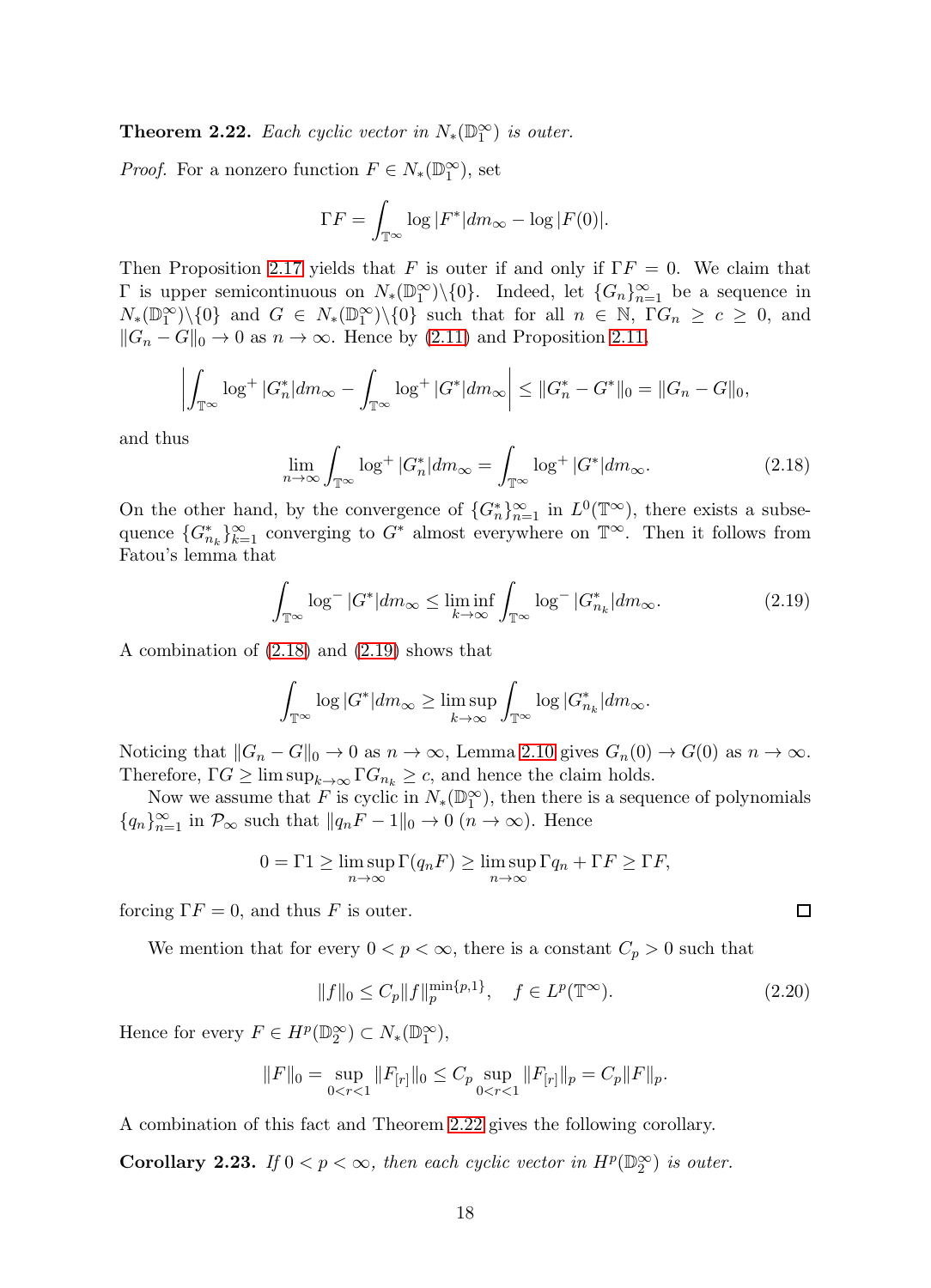**Theorem 2.22.** *Each cyclic vector in $N_*(\mathbb{D}_1^\infty)$ is outer.*

*Proof.* For a nonzero function $F \in N_*(\mathbb{D}_1^\infty)$, set

$$\Gamma F = \int_{\mathbb{T}^\infty} \log |F^*| dm_\infty - \log |F(0)|.$$

Then Proposition 2.17 yields that $F$ is outer if and only if $\Gamma F = 0$. We claim that $\Gamma$ is upper semicontinuous on $N_*(\mathbb{D}_1^\infty)\backslash\{0\}$. Indeed, let $\{G_n\}_{n=1}^\infty$ be a sequence in $N_*(\mathbb{D}_1^\infty)\backslash\{0\}$ and $G \in N_*(\mathbb{D}_1^\infty)\backslash\{0\}$ such that for all $n \in \mathbb{N}$, $\Gamma G_n \geq c \geq 0$, and $\|G_n - G\|_0 \to 0$ as $n \to \infty$. Hence by (2.11) and Proposition 2.11,

$$\left| \int_{\mathbb{T}^\infty} \log^+ |G_n^*| dm_\infty - \int_{\mathbb{T}^\infty} \log^+ |G^*| dm_\infty \right| \leq \|G_n^* - G^*\|_0 = \|G_n - G\|_0,$$

and thus

$$\lim_{n\to\infty} \int_{\mathbb{T}^\infty} \log^+ |G_n^*| dm_\infty = \int_{\mathbb{T}^\infty} \log^+ |G^*| dm_\infty. \tag{2.18}$$

On the other hand, by the convergence of $\{G_n^*\}_{n=1}^\infty$ in $L^0(\mathbb{T}^\infty)$, there exists a subsequence $\{G_{n_k}^*\}_{k=1}^\infty$ converging to $G^*$ almost everywhere on $\mathbb{T}^\infty$. Then it follows from Fatou's lemma that

$$\int_{\mathbb{T}^\infty} \log^- |G^*| dm_\infty \leq \liminf_{k\to\infty} \int_{\mathbb{T}^\infty} \log^- |G_{n_k}^*| dm_\infty. \tag{2.19}$$

A combination of (2.18) and (2.19) shows that

$$\int_{\mathbb{T}^\infty} \log |G^*| dm_\infty \geq \limsup_{k\to\infty} \int_{\mathbb{T}^\infty} \log |G_{n_k}^*| dm_\infty.$$

Noticing that $\|G_n - G\|_0 \to 0$ as $n \to \infty$, Lemma 2.10 gives $G_n(0) \to G(0)$ as $n \to \infty$. Therefore, $\Gamma G \geq \limsup_{k\to\infty} \Gamma G_{n_k} \geq c$, and hence the claim holds.

Now we assume that $F$ is cyclic in $N_*(\mathbb{D}_1^\infty)$, then there is a sequence of polynomials $\{q_n\}_{n=1}^\infty$ in $\mathcal{P}_\infty$ such that $\|q_n F - 1\|_0 \to 0$ $(n \to \infty)$. Hence

$$0 = \Gamma 1 \geq \limsup_{n\to\infty} \Gamma(q_n F) \geq \limsup_{n\to\infty} \Gamma q_n + \Gamma F \geq \Gamma F,$$

forcing $\Gamma F = 0$, and thus $F$ is outer. $\square$

We mention that for every $0 < p < \infty$, there is a constant $C_p > 0$ such that

$$\|f\|_0 \leq C_p \|f\|_p^{\min\{p,1\}}, \quad f \in L^p(\mathbb{T}^\infty). \tag{2.20}$$

Hence for every $F \in H^p(\mathbb{D}_2^\infty) \subset N_*(\mathbb{D}_1^\infty)$,

$$\|F\|_0 = \sup_{0<r<1} \|F_{[r]}\|_0 \leq C_p \sup_{0<r<1} \|F_{[r]}\|_p = C_p \|F\|_p.$$

A combination of this fact and Theorem 2.22 gives the following corollary.

**Corollary 2.23.** *If $0 < p < \infty$, then each cyclic vector in $H^p(\mathbb{D}_2^\infty)$ is outer.*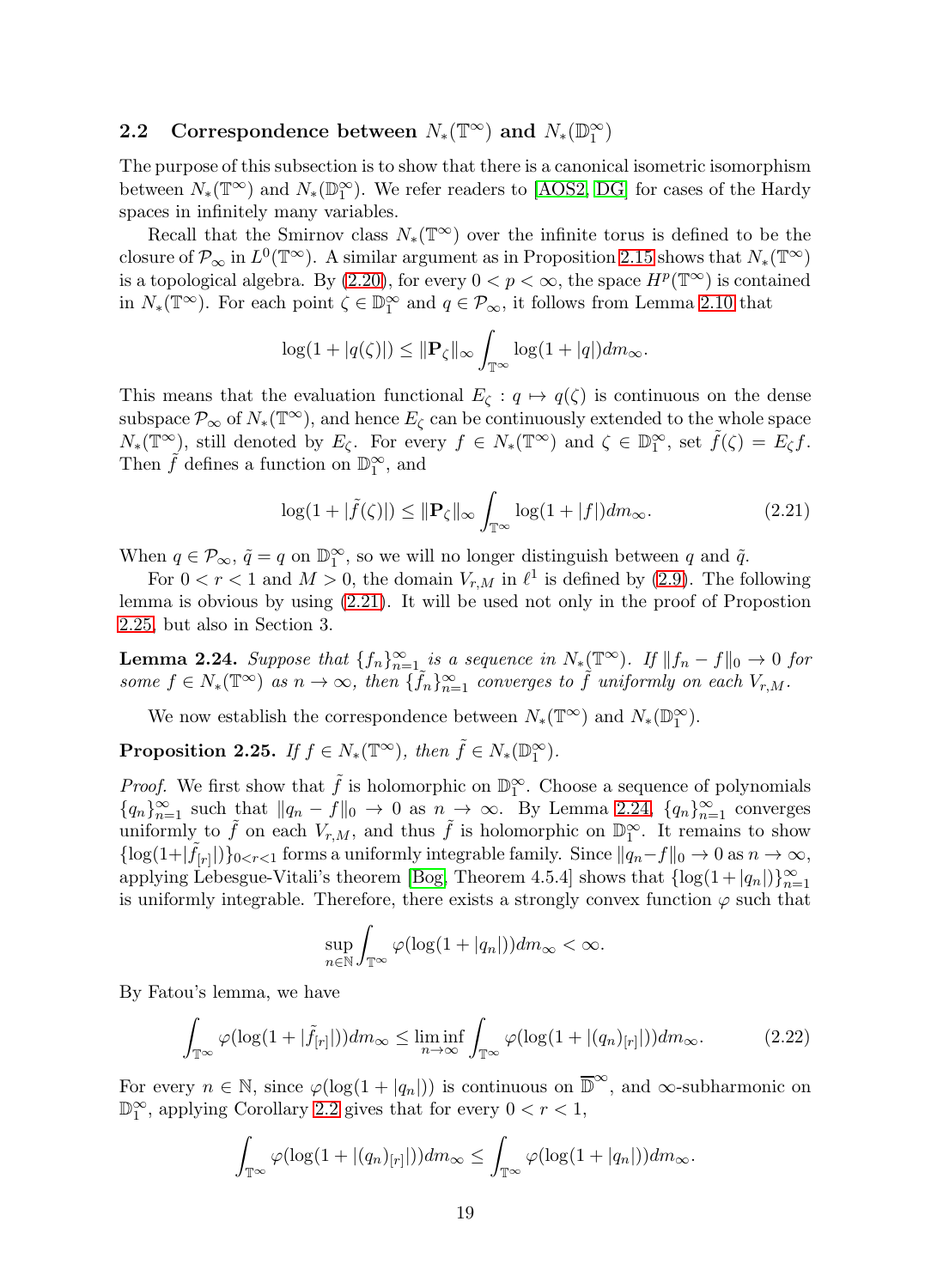### 2.2 Correspondence between $N_*(\mathbb{T}^\infty)$ and $N_*(\mathbb{D}_1^\infty)$

The purpose of this subsection is to show that there is a canonical isometric isomorphism between $N_*(\mathbb{T}^\infty)$ and $N_*(\mathbb{D}_1^\infty)$. We refer readers to [AOS2, DG] for cases of the Hardy spaces in infinitely many variables.

Recall that the Smirnov class $N_*(\mathbb{T}^\infty)$ over the infinite torus is defined to be the closure of $\mathcal{P}_\infty$ in $L^0(\mathbb{T}^\infty)$. A similar argument as in Proposition 2.15 shows that $N_*(\mathbb{T}^\infty)$ is a topological algebra. By (2.20), for every $0 < p < \infty$, the space $H^p(\mathbb{T}^\infty)$ is contained in $N_*(\mathbb{T}^\infty)$. For each point $\zeta \in \mathbb{D}_1^\infty$ and $q \in \mathcal{P}_\infty$, it follows from Lemma 2.10 that

$$\log(1 + |q(\zeta)|) \leq \|\mathbf{P}_\zeta\|_\infty \int_{\mathbb{T}^\infty} \log(1 + |q|) dm_\infty.$$

This means that the evaluation functional $E_\zeta : q \mapsto q(\zeta)$ is continuous on the dense subspace $\mathcal{P}_\infty$ of $N_*(\mathbb{T}^\infty)$, and hence $E_\zeta$ can be continuously extended to the whole space $N_*(\mathbb{T}^\infty)$, still denoted by $E_\zeta$. For every $f \in N_*(\mathbb{T}^\infty)$ and $\zeta \in \mathbb{D}_1^\infty$, set $\tilde{f}(\zeta) = E_\zeta f$. Then $\tilde{f}$ defines a function on $\mathbb{D}_1^\infty$, and

$$\log(1 + |\tilde{f}(\zeta)|) \leq \|\mathbf{P}_\zeta\|_\infty \int_{\mathbb{T}^\infty} \log(1 + |f|) dm_\infty. \tag{2.21}$$

When $q \in \mathcal{P}_\infty$, $\tilde{q} = q$ on $\mathbb{D}_1^\infty$, so we will no longer distinguish between $q$ and $\tilde{q}$.

For $0 < r < 1$ and $M > 0$, the domain $V_{r,M}$ in $\ell^1$ is defined by (2.9). The following lemma is obvious by using (2.21). It will be used not only in the proof of Propostion 2.25, but also in Section 3.

**Lemma 2.24.** *Suppose that $\{f_n\}_{n=1}^\infty$ is a sequence in $N_*(\mathbb{T}^\infty)$. If $\|f_n - f\|_0 \to 0$ for some $f \in N_*(\mathbb{T}^\infty)$ as $n \to \infty$, then $\{\tilde{f}_n\}_{n=1}^\infty$ converges to $\tilde{f}$ uniformly on each $V_{r,M}$.*

We now establish the correspondence between $N_*(\mathbb{T}^\infty)$ and $N_*(\mathbb{D}_1^\infty)$.

**Proposition 2.25.** *If $f \in N_*(\mathbb{T}^\infty)$, then $\tilde{f} \in N_*(\mathbb{D}_1^\infty)$.*

*Proof.* We first show that $\tilde{f}$ is holomorphic on $\mathbb{D}_1^\infty$. Choose a sequence of polynomials $\{q_n\}_{n=1}^\infty$ such that $\|q_n - f\|_0 \to 0$ as $n \to \infty$. By Lemma 2.24, $\{q_n\}_{n=1}^\infty$ converges uniformly to $\tilde{f}$ on each $V_{r,M}$, and thus $\tilde{f}$ is holomorphic on $\mathbb{D}_1^\infty$. It remains to show $\{\log(1+|\tilde{f}_{[r]}|)\}_{0<r<1}$ forms a uniformly integrable family. Since $\|q_n - f\|_0 \to 0$ as $n \to \infty$, applying Lebesgue-Vitali's theorem [Bog, Theorem 4.5.4] shows that $\{\log(1 + |q_n|)\}_{n=1}^\infty$ is uniformly integrable. Therefore, there exists a strongly convex function $\varphi$ such that

$$\sup_{n \in \mathbb{N}} \int_{\mathbb{T}^\infty} \varphi(\log(1 + |q_n|)) dm_\infty < \infty.$$

By Fatou's lemma, we have

$$\int_{\mathbb{T}^\infty} \varphi(\log(1 + |\tilde{f}_{[r]}|)) dm_\infty \leq \liminf_{n \to \infty} \int_{\mathbb{T}^\infty} \varphi(\log(1 + |(q_n)_{[r]}|)) dm_\infty. \tag{2.22}$$

For every $n \in \mathbb{N}$, since $\varphi(\log(1 + |q_n|))$ is continuous on $\overline{\mathbb{D}}^\infty$, and $\infty$-subharmonic on $\mathbb{D}_1^\infty$, applying Corollary 2.2 gives that for every $0 < r < 1$,

$$\int_{\mathbb{T}^\infty} \varphi(\log(1 + |(q_n)_{[r]}|)) dm_\infty \leq \int_{\mathbb{T}^\infty} \varphi(\log(1 + |q_n|)) dm_\infty.$$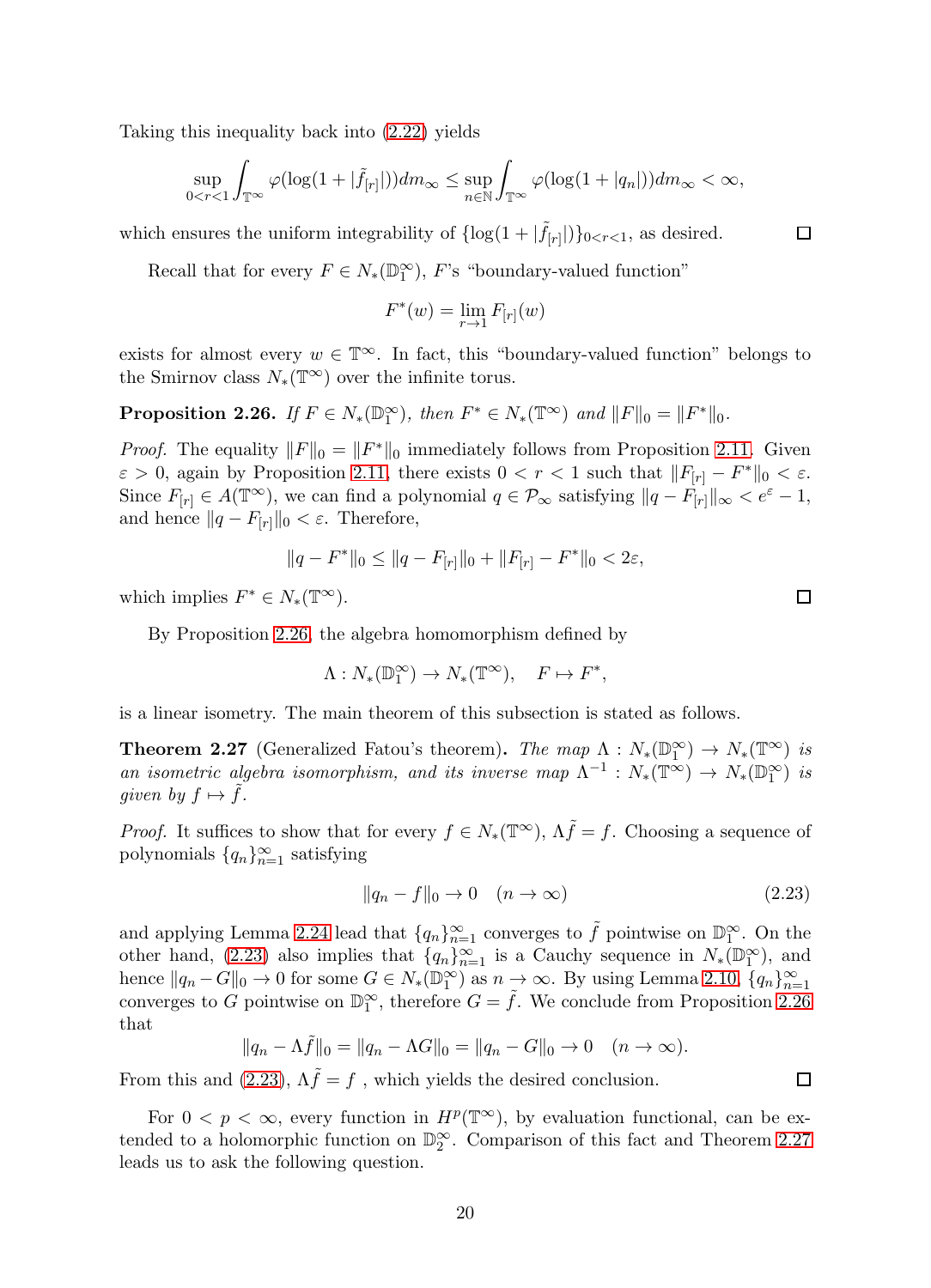Taking this inequality back into (2.22) yields

$$\sup_{0<r<1}\int_{\mathbb{T}^\infty}\varphi(\log(1+|\tilde{f}_{[r]}|))dm_\infty \le \sup_{n\in\mathbb{N}}\int_{\mathbb{T}^\infty}\varphi(\log(1+|q_n|))dm_\infty < \infty,$$

which ensures the uniform integrability of $\{\log(1+|\tilde{f}_{[r]}|)\}_{0<r<1}$, as desired. $\square$

Recall that for every $F \in N_*(\mathbb{D}_1^\infty)$, $F$'s "boundary-valued function"

$$F^*(w) = \lim_{r\to 1} F_{[r]}(w)$$

exists for almost every $w \in \mathbb{T}^\infty$. In fact, this "boundary-valued function" belongs to the Smirnov class $N_*(\mathbb{T}^\infty)$ over the infinite torus.

**Proposition 2.26.** *If $F \in N_*(\mathbb{D}_1^\infty)$, then $F^* \in N_*(\mathbb{T}^\infty)$ and $\|F\|_0 = \|F^*\|_0$.*

*Proof.* The equality $\|F\|_0 = \|F^*\|_0$ immediately follows from Proposition 2.11. Given $\varepsilon > 0$, again by Proposition 2.11, there exists $0 < r < 1$ such that $\|F_{[r]} - F^*\|_0 < \varepsilon$. Since $F_{[r]} \in A(\mathbb{T}^\infty)$, we can find a polynomial $q \in \mathcal{P}_\infty$ satisfying $\|q - F_{[r]}\|_\infty < e^\varepsilon - 1$, and hence $\|q - F_{[r]}\|_0 < \varepsilon$. Therefore,

$$\|q - F^*\|_0 \le \|q - F_{[r]}\|_0 + \|F_{[r]} - F^*\|_0 < 2\varepsilon,$$

which implies $F^* \in N_*(\mathbb{T}^\infty)$. $\square$

By Proposition 2.26, the algebra homomorphism defined by

$$\Lambda : N_*(\mathbb{D}_1^\infty) \to N_*(\mathbb{T}^\infty), \quad F \mapsto F^*,$$

is a linear isometry. The main theorem of this subsection is stated as follows.

**Theorem 2.27** (Generalized Fatou's theorem)**.** *The map $\Lambda : N_*(\mathbb{D}_1^\infty) \to N_*(\mathbb{T}^\infty)$ is an isometric algebra isomorphism, and its inverse map $\Lambda^{-1} : N_*(\mathbb{T}^\infty) \to N_*(\mathbb{D}_1^\infty)$ is given by $f \mapsto \tilde{f}$.*

*Proof.* It suffices to show that for every $f \in N_*(\mathbb{T}^\infty)$, $\Lambda\tilde{f} = f$. Choosing a sequence of polynomials $\{q_n\}_{n=1}^\infty$ satisfying

$$\|q_n - f\|_0 \to 0 \quad (n \to \infty) \tag{2.23}$$

and applying Lemma 2.24 lead that $\{q_n\}_{n=1}^\infty$ converges to $\tilde{f}$ pointwise on $\mathbb{D}_1^\infty$. On the other hand, (2.23) also implies that $\{q_n\}_{n=1}^\infty$ is a Cauchy sequence in $N_*(\mathbb{D}_1^\infty)$, and hence $\|q_n - G\|_0 \to 0$ for some $G \in N_*(\mathbb{D}_1^\infty)$ as $n \to \infty$. By using Lemma 2.10, $\{q_n\}_{n=1}^\infty$ converges to $G$ pointwise on $\mathbb{D}_1^\infty$, therefore $G = \tilde{f}$. We conclude from Proposition 2.26 that

$$\|q_n - \Lambda\tilde{f}\|_0 = \|q_n - \Lambda G\|_0 = \|q_n - G\|_0 \to 0 \quad (n \to \infty).$$

From this and (2.23), $\Lambda\tilde{f} = f$ , which yields the desired conclusion. $\square$

For $0 < p < \infty$, every function in $H^p(\mathbb{T}^\infty)$, by evaluation functional, can be extended to a holomorphic function on $\mathbb{D}_2^\infty$. Comparison of this fact and Theorem 2.27 leads us to ask the following question.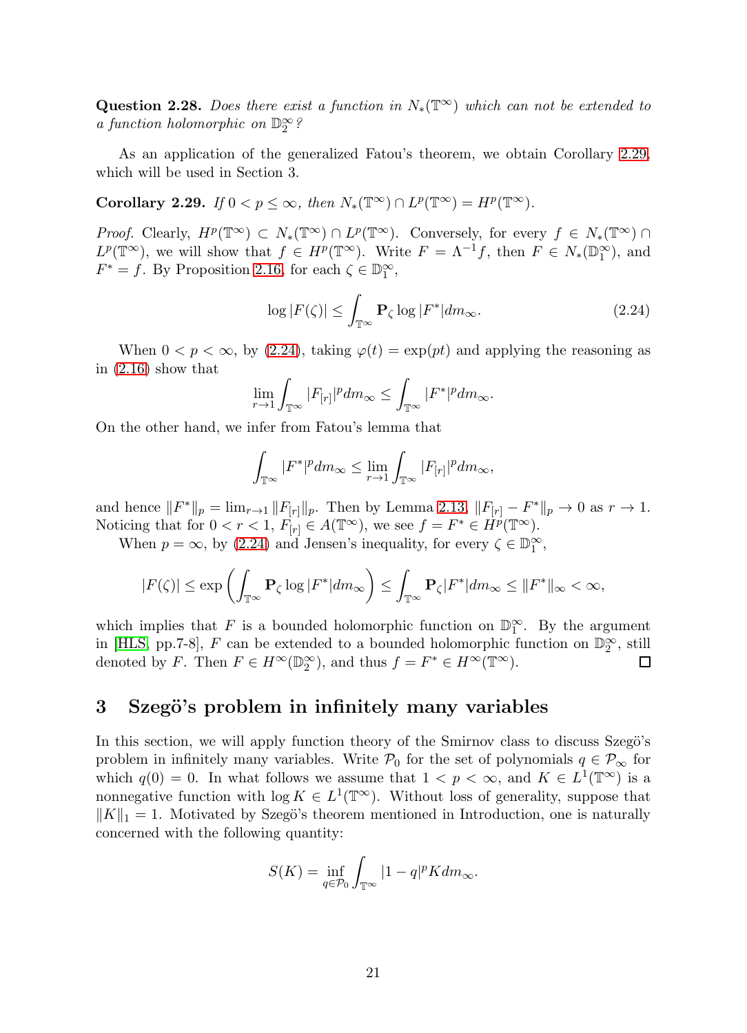**Question 2.28.** *Does there exist a function in $N_*(\mathbb{T}^\infty)$ which can not be extended to a function holomorphic on $\mathbb{D}_2^\infty$?*

As an application of the generalized Fatou's theorem, we obtain Corollary 2.29, which will be used in Section 3.

**Corollary 2.29.** *If $0 < p \leq \infty$, then $N_*(\mathbb{T}^\infty) \cap L^p(\mathbb{T}^\infty) = H^p(\mathbb{T}^\infty)$.*

*Proof.* Clearly, $H^p(\mathbb{T}^\infty) \subset N_*(\mathbb{T}^\infty) \cap L^p(\mathbb{T}^\infty)$. Conversely, for every $f \in N_*(\mathbb{T}^\infty) \cap L^p(\mathbb{T}^\infty)$, we will show that $f \in H^p(\mathbb{T}^\infty)$. Write $F = \Lambda^{-1} f$, then $F \in N_*(\mathbb{D}_1^\infty)$, and $F^* = f$. By Proposition 2.16, for each $\zeta \in \mathbb{D}_1^\infty$,

$$\log |F(\zeta)| \leq \int_{\mathbb{T}^\infty} \mathbf{P}_\zeta \log |F^*| dm_\infty. \tag{2.24}$$

When $0 < p < \infty$, by (2.24), taking $\varphi(t) = \exp(pt)$ and applying the reasoning as in (2.16) show that

$$\varlimsup_{r \to 1} \int_{\mathbb{T}^\infty} |F_{[r]}|^p dm_\infty \leq \int_{\mathbb{T}^\infty} |F^*|^p dm_\infty.$$

On the other hand, we infer from Fatou's lemma that

$$\int_{\mathbb{T}^\infty} |F^*|^p dm_\infty \leq \varliminf_{r \to 1} \int_{\mathbb{T}^\infty} |F_{[r]}|^p dm_\infty,$$

and hence $\|F^*\|_p = \lim_{r \to 1} \|F_{[r]}\|_p$. Then by Lemma 2.13, $\|F_{[r]} - F^*\|_p \to 0$ as $r \to 1$. Noticing that for $0 < r < 1$, $F_{[r]} \in A(\mathbb{T}^\infty)$, we see $f = F^* \in H^p(\mathbb{T}^\infty)$.

When $p = \infty$, by (2.24) and Jensen's inequality, for every $\zeta \in \mathbb{D}_1^\infty$,

$$|F(\zeta)| \leq \exp\left(\int_{\mathbb{T}^\infty} \mathbf{P}_\zeta \log |F^*| dm_\infty\right) \leq \int_{\mathbb{T}^\infty} \mathbf{P}_\zeta |F^*| dm_\infty \leq \|F^*\|_\infty < \infty,$$

which implies that $F$ is a bounded holomorphic function on $\mathbb{D}_1^\infty$. By the argument in [HLS, pp.7-8], $F$ can be extended to a bounded holomorphic function on $\mathbb{D}_2^\infty$, still denoted by $F$. Then $F \in H^\infty(\mathbb{D}_2^\infty)$, and thus $f = F^* \in H^\infty(\mathbb{T}^\infty)$. $\square$

## 3 Szegö's problem in infinitely many variables

In this section, we will apply function theory of the Smirnov class to discuss Szegö's problem in infinitely many variables. Write $\mathcal{P}_0$ for the set of polynomials $q \in \mathcal{P}_\infty$ for which $q(0) = 0$. In what follows we assume that $1 < p < \infty$, and $K \in L^1(\mathbb{T}^\infty)$ is a nonnegative function with $\log K \in L^1(\mathbb{T}^\infty)$. Without loss of generality, suppose that $\|K\|_1 = 1$. Motivated by Szegö's theorem mentioned in Introduction, one is naturally concerned with the following quantity:

$$S(K) = \inf_{q \in \mathcal{P}_0} \int_{\mathbb{T}^\infty} |1 - q|^p K dm_\infty.$$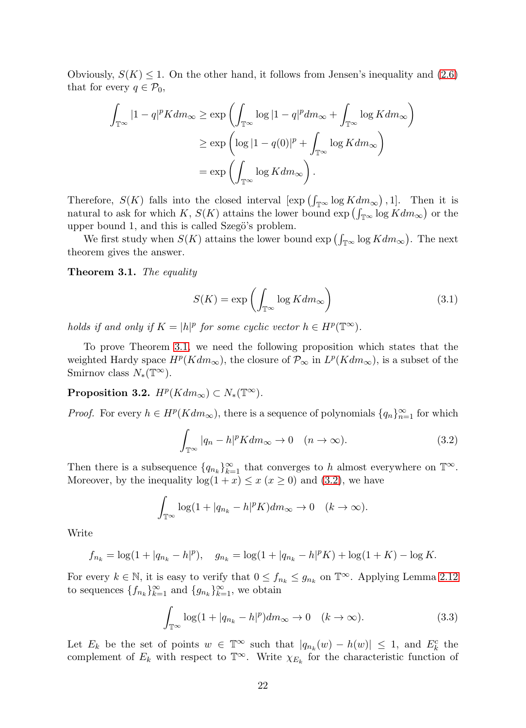Obviously, $S(K) \le 1$. On the other hand, it follows from Jensen's inequality and (2.6) that for every $q \in \mathcal{P}_0$,

$$
\begin{aligned}
\int_{\mathbb{T}^\infty} |1-q|^p K dm_\infty &\ge \exp\left(\int_{\mathbb{T}^\infty} \log|1-q|^p dm_\infty + \int_{\mathbb{T}^\infty} \log K dm_\infty\right) \\
&\ge \exp\left(\log|1-q(0)|^p + \int_{\mathbb{T}^\infty} \log K dm_\infty\right) \\
&= \exp\left(\int_{\mathbb{T}^\infty} \log K dm_\infty\right).
\end{aligned}
$$

Therefore, $S(K)$ falls into the closed interval $[\exp\left(\int_{\mathbb{T}^\infty} \log K dm_\infty\right), 1]$. Then it is natural to ask for which $K$, $S(K)$ attains the lower bound $\exp\left(\int_{\mathbb{T}^\infty} \log K dm_\infty\right)$ or the upper bound 1, and this is called Szegö's problem.

We first study when $S(K)$ attains the lower bound $\exp\left(\int_{\mathbb{T}^\infty} \log K dm_\infty\right)$. The next theorem gives the answer.

**Theorem 3.1.** *The equality*

$$
S(K) = \exp\left(\int_{\mathbb{T}^\infty} \log K dm_\infty\right) \tag{3.1}
$$

*holds if and only if $K = |h|^p$ for some cyclic vector $h \in H^p(\mathbb{T}^\infty)$.*

To prove Theorem 3.1, we need the following proposition which states that the weighted Hardy space $H^p(Kdm_\infty)$, the closure of $\mathcal{P}_\infty$ in $L^p(Kdm_\infty)$, is a subset of the Smirnov class $N_*(\mathbb{T}^\infty)$.

**Proposition 3.2.** $H^p(Kdm_\infty) \subset N_*(\mathbb{T}^\infty)$.

*Proof.* For every $h \in H^p(Kdm_\infty)$, there is a sequence of polynomials $\{q_n\}_{n=1}^\infty$ for which

$$
\int_{\mathbb{T}^\infty} |q_n - h|^p K dm_\infty \to 0 \quad (n \to \infty). \tag{3.2}
$$

Then there is a subsequence $\{q_{n_k}\}_{k=1}^\infty$ that converges to $h$ almost everywhere on $\mathbb{T}^\infty$. Moreover, by the inequality $\log(1+x) \le x$ $(x \ge 0)$ and (3.2), we have

$$
\int_{\mathbb{T}^\infty} \log(1 + |q_{n_k} - h|^p K) dm_\infty \to 0 \quad (k \to \infty).
$$

Write

$$
f_{n_k} = \log(1 + |q_{n_k} - h|^p), \quad g_{n_k} = \log(1 + |q_{n_k} - h|^p K) + \log(1+K) - \log K.
$$

For every $k \in \mathbb{N}$, it is easy to verify that $0 \le f_{n_k} \le g_{n_k}$ on $\mathbb{T}^\infty$. Applying Lemma 2.12 to sequences $\{f_{n_k}\}_{k=1}^\infty$ and $\{g_{n_k}\}_{k=1}^\infty$, we obtain

$$
\int_{\mathbb{T}^\infty} \log(1 + |q_{n_k} - h|^p) dm_\infty \to 0 \quad (k \to \infty). \tag{3.3}
$$

Let $E_k$ be the set of points $w \in \mathbb{T}^\infty$ such that $|q_{n_k}(w) - h(w)| \le 1$, and $E_k^c$ the complement of $E_k$ with respect to $\mathbb{T}^\infty$. Write $\chi_{E_k}$ for the characteristic function of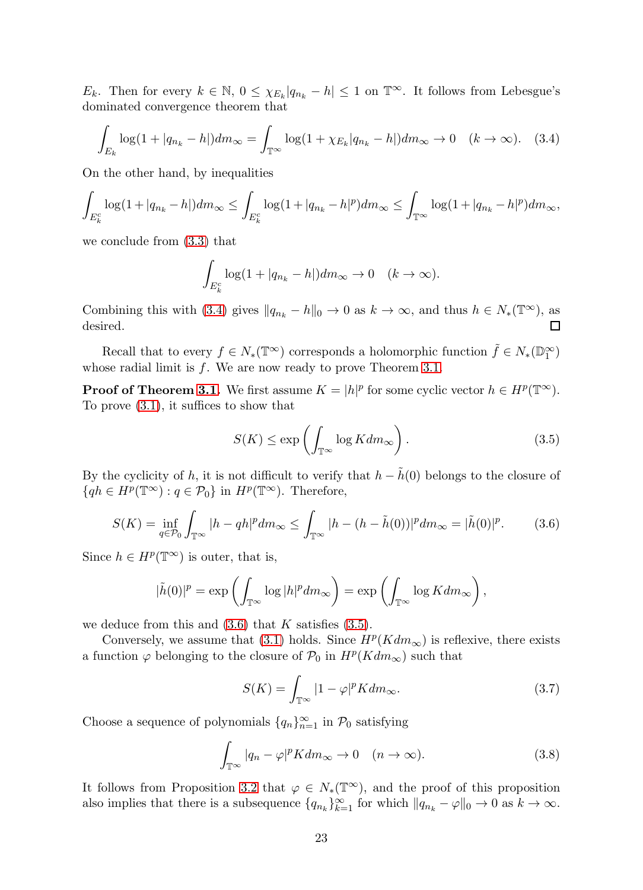$E_k$. Then for every $k \in \mathbb{N}$, $0 \le \chi_{E_k}|q_{n_k} - h| \le 1$ on $\mathbb{T}^\infty$. It follows from Lebesgue's dominated convergence theorem that

$$\int_{E_k} \log(1 + |q_{n_k} - h|) dm_\infty = \int_{\mathbb{T}^\infty} \log(1 + \chi_{E_k}|q_{n_k} - h|) dm_\infty \to 0 \quad (k \to \infty). \tag{3.4}$$

On the other hand, by inequalities

$$\int_{E_k^c} \log(1+|q_{n_k} - h|) dm_\infty \le \int_{E_k^c} \log(1+|q_{n_k} - h|^p) dm_\infty \le \int_{\mathbb{T}^\infty} \log(1+|q_{n_k} - h|^p) dm_\infty,$$

we conclude from (3.3) that

$$\int_{E_k^c} \log(1 + |q_{n_k} - h|) dm_\infty \to 0 \quad (k \to \infty).$$

Combining this with (3.4) gives $\|q_{n_k} - h\|_0 \to 0$ as $k \to \infty$, and thus $h \in N_*(\mathbb{T}^\infty)$, as desired. $\square$

Recall that to every $f \in N_*(\mathbb{T}^\infty)$ corresponds a holomorphic function $\tilde{f} \in N_*(\mathbb{D}_1^\infty)$ whose radial limit is $f$. We are now ready to prove Theorem 3.1.

**Proof of Theorem 3.1.** We first assume $K = |h|^p$ for some cyclic vector $h \in H^p(\mathbb{T}^\infty)$. To prove (3.1), it suffices to show that

$$S(K) \le \exp\left(\int_{\mathbb{T}^\infty} \log K dm_\infty\right). \tag{3.5}$$

By the cyclicity of $h$, it is not difficult to verify that $h - \tilde{h}(0)$ belongs to the closure of $\{qh \in H^p(\mathbb{T}^\infty) : q \in \mathcal{P}_0\}$ in $H^p(\mathbb{T}^\infty)$. Therefore,

$$S(K) = \inf_{q \in \mathcal{P}_0} \int_{\mathbb{T}^\infty} |h - qh|^p dm_\infty \le \int_{\mathbb{T}^\infty} |h - (h - \tilde{h}(0))|^p dm_\infty = |\tilde{h}(0)|^p. \tag{3.6}$$

Since $h \in H^p(\mathbb{T}^\infty)$ is outer, that is,

$$|\tilde{h}(0)|^p = \exp\left(\int_{\mathbb{T}^\infty} \log |h|^p dm_\infty\right) = \exp\left(\int_{\mathbb{T}^\infty} \log K dm_\infty\right),$$

we deduce from this and (3.6) that $K$ satisfies (3.5).

Conversely, we assume that (3.1) holds. Since $H^p(K dm_\infty)$ is reflexive, there exists a function $\varphi$ belonging to the closure of $\mathcal{P}_0$ in $H^p(K dm_\infty)$ such that

$$S(K) = \int_{\mathbb{T}^\infty} |1 - \varphi|^p K dm_\infty. \tag{3.7}$$

Choose a sequence of polynomials $\{q_n\}_{n=1}^\infty$ in $\mathcal{P}_0$ satisfying

$$\int_{\mathbb{T}^\infty} |q_n - \varphi|^p K dm_\infty \to 0 \quad (n \to \infty). \tag{3.8}$$

It follows from Proposition 3.2 that $\varphi \in N_*(\mathbb{T}^\infty)$, and the proof of this proposition also implies that there is a subsequence $\{q_{n_k}\}_{k=1}^\infty$ for which $\|q_{n_k} - \varphi\|_0 \to 0$ as $k \to \infty$.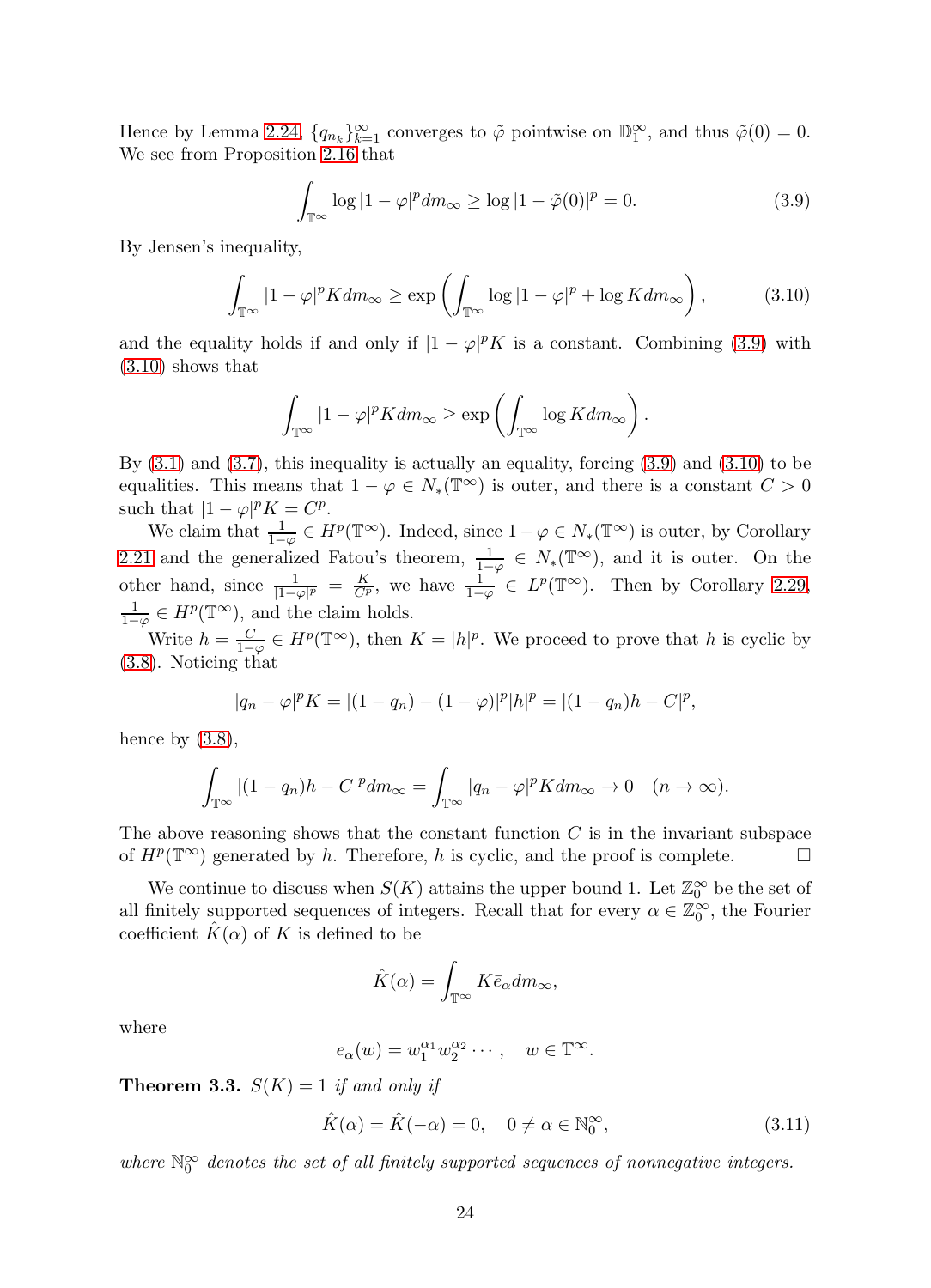Hence by Lemma 2.24, $\{q_{n_k}\}_{k=1}^{\infty}$ converges to $\tilde{\varphi}$ pointwise on $\mathbb{D}_1^{\infty}$, and thus $\tilde{\varphi}(0) = 0$. We see from Proposition 2.16 that

$$\int_{\mathbb{T}^\infty} \log|1-\varphi|^p dm_\infty \geq \log|1-\tilde{\varphi}(0)|^p = 0. \tag{3.9}$$

By Jensen's inequality,

$$\int_{\mathbb{T}^\infty} |1-\varphi|^p K dm_\infty \geq \exp\left(\int_{\mathbb{T}^\infty} \log|1-\varphi|^p + \log K dm_\infty\right), \tag{3.10}$$

and the equality holds if and only if $|1-\varphi|^p K$ is a constant. Combining (3.9) with (3.10) shows that

$$\int_{\mathbb{T}^\infty} |1-\varphi|^p K dm_\infty \geq \exp\left(\int_{\mathbb{T}^\infty} \log K dm_\infty\right).$$

By (3.1) and (3.7), this inequality is actually an equality, forcing (3.9) and (3.10) to be equalities. This means that $1-\varphi \in N_*(\mathbb{T}^\infty)$ is outer, and there is a constant $C > 0$ such that $|1-\varphi|^p K = C^p$.

We claim that $\frac{1}{1-\varphi} \in H^p(\mathbb{T}^\infty)$. Indeed, since $1-\varphi \in N_*(\mathbb{T}^\infty)$ is outer, by Corollary 2.21 and the generalized Fatou's theorem, $\frac{1}{1-\varphi} \in N_*(\mathbb{T}^\infty)$, and it is outer. On the other hand, since $\frac{1}{|1-\varphi|^p} = \frac{K}{C^p}$, we have $\frac{1}{1-\varphi} \in L^p(\mathbb{T}^\infty)$. Then by Corollary 2.29, $\frac{1}{1-\varphi} \in H^p(\mathbb{T}^\infty)$, and the claim holds.

Write $h = \frac{C}{1-\varphi} \in H^p(\mathbb{T}^\infty)$, then $K = |h|^p$. We proceed to prove that $h$ is cyclic by (3.8). Noticing that

$$|q_n - \varphi|^p K = |(1-q_n) - (1-\varphi)|^p |h|^p = |(1-q_n)h - C|^p,$$

hence by (3.8),

$$\int_{\mathbb{T}^\infty} |(1-q_n)h - C|^p dm_\infty = \int_{\mathbb{T}^\infty} |q_n - \varphi|^p K dm_\infty \to 0 \quad (n \to \infty).$$

The above reasoning shows that the constant function $C$ is in the invariant subspace of $H^p(\mathbb{T}^\infty)$ generated by $h$. Therefore, $h$ is cyclic, and the proof is complete. □

We continue to discuss when $S(K)$ attains the upper bound 1. Let $\mathbb{Z}_0^\infty$ be the set of all finitely supported sequences of integers. Recall that for every $\alpha \in \mathbb{Z}_0^\infty$, the Fourier coefficient $\hat{K}(\alpha)$ of $K$ is defined to be

$$\hat{K}(\alpha) = \int_{\mathbb{T}^\infty} K \bar{e}_\alpha dm_\infty,$$

where

$$e_\alpha(w) = w_1^{\alpha_1} w_2^{\alpha_2} \cdots, \quad w \in \mathbb{T}^\infty.$$

**Theorem 3.3.** *$S(K) = 1$ if and only if*

$$\hat{K}(\alpha) = \hat{K}(-\alpha) = 0, \quad 0 \neq \alpha \in \mathbb{N}_0^\infty, \tag{3.11}$$

*where $\mathbb{N}_0^\infty$ denotes the set of all finitely supported sequences of nonnegative integers.*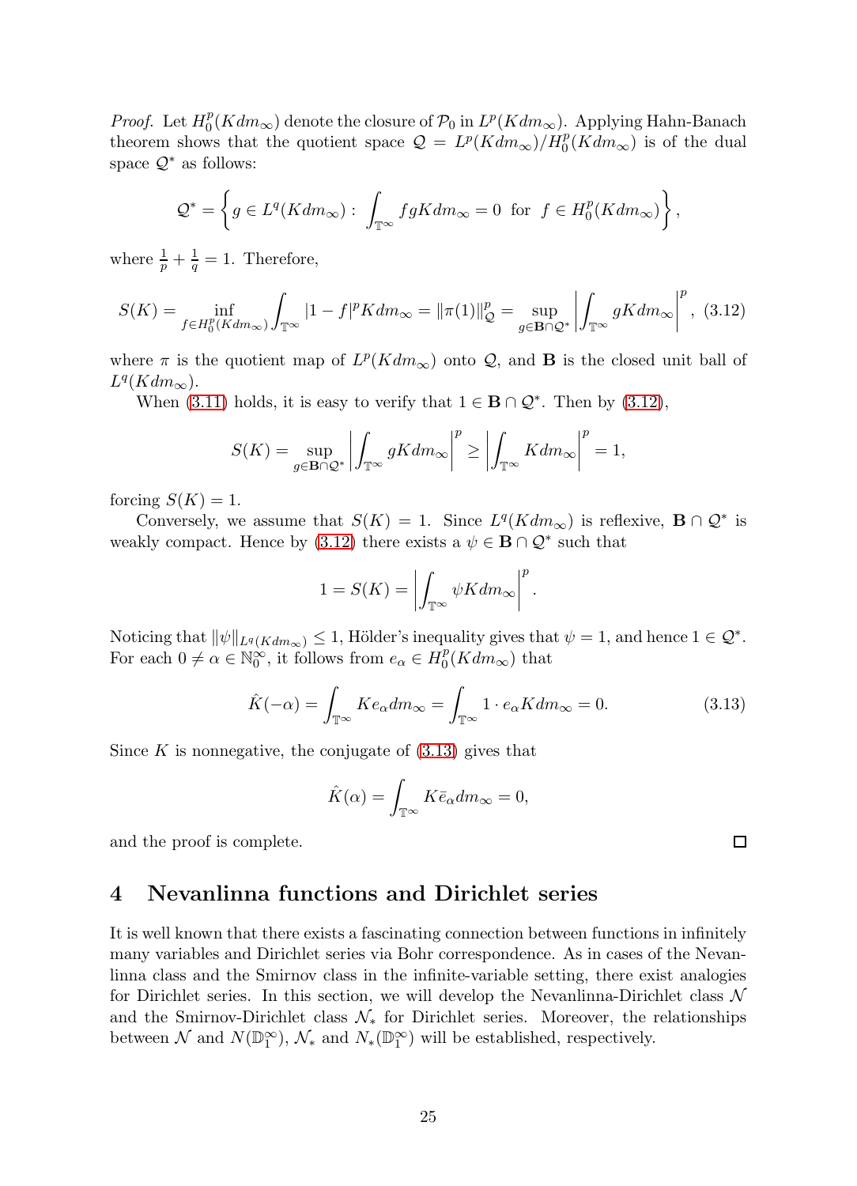*Proof.* Let $H_0^p(Kdm_\infty)$ denote the closure of $\mathcal{P}_0$ in $L^p(Kdm_\infty)$. Applying Hahn-Banach theorem shows that the quotient space $\mathcal{Q} = L^p(Kdm_\infty)/H_0^p(Kdm_\infty)$ is of the dual space $\mathcal{Q}^*$ as follows:

$$\mathcal{Q}^* = \left\{ g \in L^q(Kdm_\infty) : \int_{\mathbb{T}^\infty} fgKdm_\infty = 0 \ \text{ for } \ f \in H_0^p(Kdm_\infty) \right\},$$

where $\frac{1}{p} + \frac{1}{q} = 1$. Therefore,

$$S(K) = \inf_{f \in H_0^p(Kdm_\infty)} \int_{\mathbb{T}^\infty} |1-f|^p Kdm_\infty = \|\pi(1)\|_{\mathcal{Q}}^p = \sup_{g \in \mathbf{B} \cap \mathcal{Q}^*} \left| \int_{\mathbb{T}^\infty} gKdm_\infty \right|^p, \tag{3.12}$$

where $\pi$ is the quotient map of $L^p(Kdm_\infty)$ onto $\mathcal{Q}$, and $\mathbf{B}$ is the closed unit ball of $L^q(Kdm_\infty)$.

When (3.11) holds, it is easy to verify that $1 \in \mathbf{B} \cap \mathcal{Q}^*$. Then by (3.12),

$$S(K) = \sup_{g \in \mathbf{B} \cap \mathcal{Q}^*} \left| \int_{\mathbb{T}^\infty} gKdm_\infty \right|^p \geq \left| \int_{\mathbb{T}^\infty} Kdm_\infty \right|^p = 1,$$

forcing $S(K) = 1$.

Conversely, we assume that $S(K) = 1$. Since $L^q(Kdm_\infty)$ is reflexive, $\mathbf{B} \cap \mathcal{Q}^*$ is weakly compact. Hence by (3.12) there exists a $\psi \in \mathbf{B} \cap \mathcal{Q}^*$ such that

$$1 = S(K) = \left| \int_{\mathbb{T}^\infty} \psi Kdm_\infty \right|^p.$$

Noticing that $\|\psi\|_{L^q(Kdm_\infty)} \leq 1$, Hölder's inequality gives that $\psi = 1$, and hence $1 \in \mathcal{Q}^*$. For each $0 \neq \alpha \in \mathbb{N}_0^\infty$, it follows from $e_\alpha \in H_0^p(Kdm_\infty)$ that

$$\hat{K}(-\alpha) = \int_{\mathbb{T}^\infty} Ke_\alpha dm_\infty = \int_{\mathbb{T}^\infty} 1 \cdot e_\alpha Kdm_\infty = 0. \tag{3.13}$$

Since $K$ is nonnegative, the conjugate of (3.13) gives that

$$\hat{K}(\alpha) = \int_{\mathbb{T}^\infty} K\bar{e}_\alpha dm_\infty = 0,$$

and the proof is complete. □

# 4 Nevanlinna functions and Dirichlet series

It is well known that there exists a fascinating connection between functions in infinitely many variables and Dirichlet series via Bohr correspondence. As in cases of the Nevanlinna class and the Smirnov class in the infinite-variable setting, there exist analogies for Dirichlet series. In this section, we will develop the Nevanlinna-Dirichlet class $\mathcal{N}$ and the Smirnov-Dirichlet class $\mathcal{N}_*$ for Dirichlet series. Moreover, the relationships between $\mathcal{N}$ and $N(\mathbb{D}_1^\infty)$, $\mathcal{N}_*$ and $N_*(\mathbb{D}_1^\infty)$ will be established, respectively.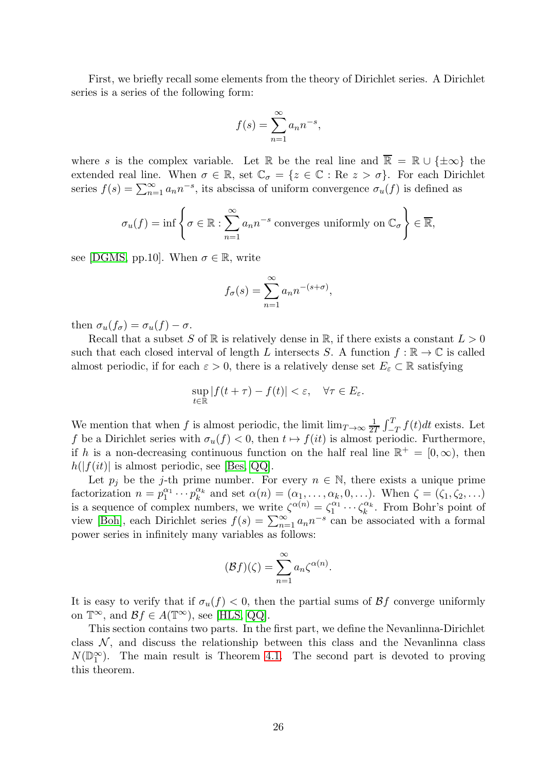First, we briefly recall some elements from the theory of Dirichlet series. A Dirichlet series is a series of the following form:

$$f(s) = \sum_{n=1}^{\infty} a_n n^{-s},$$

where $s$ is the complex variable. Let $\mathbb{R}$ be the real line and $\overline{\mathbb{R}} = \mathbb{R} \cup \{\pm\infty\}$ the extended real line. When $\sigma \in \mathbb{R}$, set $\mathbb{C}_\sigma = \{z \in \mathbb{C} : \text{Re } z > \sigma\}$. For each Dirichlet series $f(s) = \sum_{n=1}^{\infty} a_n n^{-s}$, its abscissa of uniform convergence $\sigma_u(f)$ is defined as

$$\sigma_u(f) = \inf \left\{ \sigma \in \mathbb{R} : \sum_{n=1}^{\infty} a_n n^{-s} \text{ converges uniformly on } \mathbb{C}_\sigma \right\} \in \overline{\mathbb{R}},$$

see [DGMS, pp.10]. When $\sigma \in \mathbb{R}$, write

$$f_\sigma(s) = \sum_{n=1}^{\infty} a_n n^{-(s+\sigma)},$$

then $\sigma_u(f_\sigma) = \sigma_u(f) - \sigma$.

Recall that a subset $S$ of $\mathbb{R}$ is relatively dense in $\mathbb{R}$, if there exists a constant $L > 0$ such that each closed interval of length $L$ intersects $S$. A function $f : \mathbb{R} \to \mathbb{C}$ is called almost periodic, if for each $\varepsilon > 0$, there is a relatively dense set $E_\varepsilon \subset \mathbb{R}$ satisfying

$$\sup_{t \in \mathbb{R}} |f(t + \tau) - f(t)| < \varepsilon, \quad \forall \tau \in E_\varepsilon.$$

We mention that when $f$ is almost periodic, the limit $\lim_{T\to\infty} \frac{1}{2T} \int_{-T}^{T} f(t)dt$ exists. Let $f$ be a Dirichlet series with $\sigma_u(f) < 0$, then $t \mapsto f(it)$ is almost periodic. Furthermore, if $h$ is a non-decreasing continuous function on the half real line $\mathbb{R}^+ = [0, \infty)$, then $h(|f(it)|$ is almost periodic, see [Bes, QQ].

Let $p_j$ be the $j$-th prime number. For every $n \in \mathbb{N}$, there exists a unique prime factorization $n = p_1^{\alpha_1} \cdots p_k^{\alpha_k}$ and set $\alpha(n) = (\alpha_1, \ldots, \alpha_k, 0, \ldots)$. When $\zeta = (\zeta_1, \zeta_2, \ldots)$ is a sequence of complex numbers, we write $\zeta^{\alpha(n)} = \zeta_1^{\alpha_1} \cdots \zeta_k^{\alpha_k}$. From Bohr's point of view [Boh], each Dirichlet series $f(s) = \sum_{n=1}^{\infty} a_n n^{-s}$ can be associated with a formal power series in infinitely many variables as follows:

$$(\mathcal{B}f)(\zeta) = \sum_{n=1}^{\infty} a_n \zeta^{\alpha(n)}.$$

It is easy to verify that if $\sigma_u(f) < 0$, then the partial sums of $\mathcal{B}f$ converge uniformly on $\mathbb{T}^\infty$, and $\mathcal{B}f \in A(\mathbb{T}^\infty)$, see [HLS, QQ].

This section contains two parts. In the first part, we define the Nevanlinna-Dirichlet class $\mathcal{N}$, and discuss the relationship between this class and the Nevanlinna class $N(\mathbb{D}_1^\infty)$. The main result is Theorem 4.1. The second part is devoted to proving this theorem.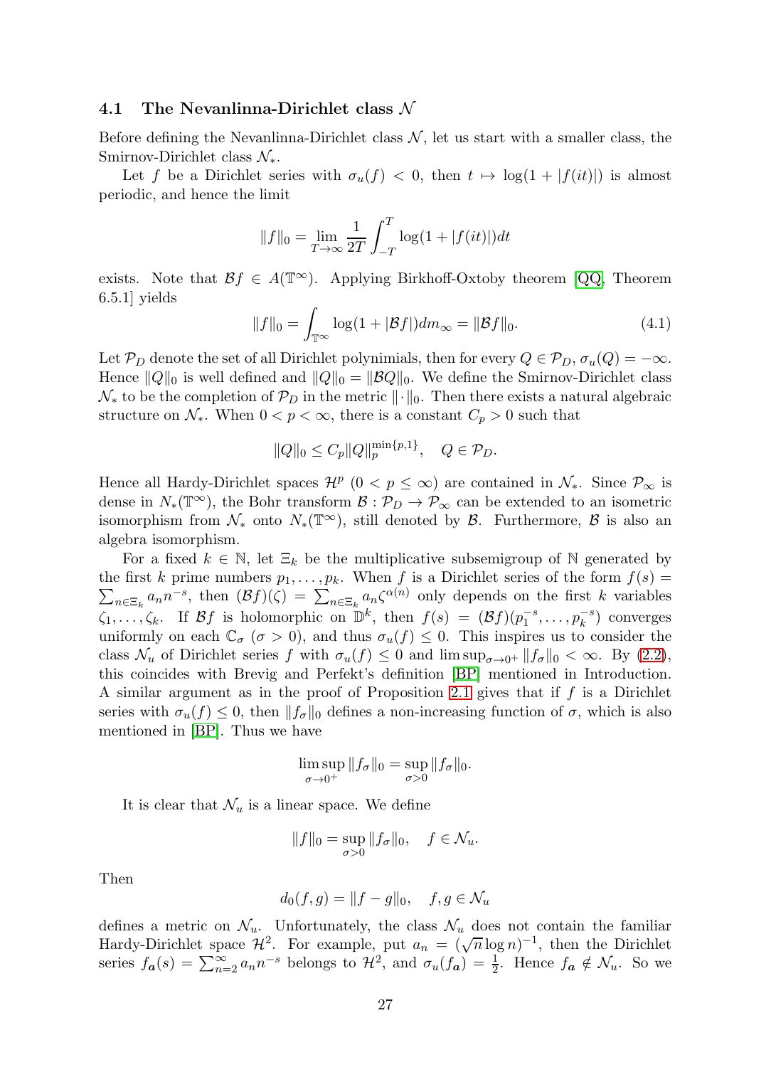### 4.1 The Nevanlinna-Dirichlet class $\mathcal{N}$

Before defining the Nevanlinna-Dirichlet class $\mathcal{N}$, let us start with a smaller class, the Smirnov-Dirichlet class $\mathcal{N}_*$.

Let $f$ be a Dirichlet series with $\sigma_u(f) < 0$, then $t \mapsto \log(1 + |f(it)|)$ is almost periodic, and hence the limit

$$\|f\|_0 = \lim_{T\to\infty} \frac{1}{2T} \int_{-T}^{T} \log(1 + |f(it)|)dt$$

exists. Note that $\mathcal{B}f \in A(\mathbb{T}^\infty)$. Applying Birkhoff-Oxtoby theorem [QQ, Theorem 6.5.1] yields

$$\|f\|_0 = \int_{\mathbb{T}^\infty} \log(1 + |\mathcal{B}f|)dm_\infty = \|\mathcal{B}f\|_0. \tag{4.1}$$

Let $\mathcal{P}_D$ denote the set of all Dirichlet polynimials, then for every $Q \in \mathcal{P}_D$, $\sigma_u(Q) = -\infty$. Hence $\|Q\|_0$ is well defined and $\|Q\|_0 = \|\mathcal{B}Q\|_0$. We define the Smirnov-Dirichlet class $\mathcal{N}_*$ to be the completion of $\mathcal{P}_D$ in the metric $\|\cdot\|_0$. Then there exists a natural algebraic structure on $\mathcal{N}_*$. When $0 < p < \infty$, there is a constant $C_p > 0$ such that

$$\|Q\|_0 \le C_p \|Q\|_p^{\min\{p,1\}}, \quad Q \in \mathcal{P}_D.$$

Hence all Hardy-Dirichlet spaces $\mathcal{H}^p$ $(0 < p \le \infty)$ are contained in $\mathcal{N}_*$. Since $\mathcal{P}_\infty$ is dense in $N_*(\mathbb{T}^\infty)$, the Bohr transform $\mathcal{B} : \mathcal{P}_D \to \mathcal{P}_\infty$ can be extended to an isometric isomorphism from $\mathcal{N}_*$ onto $N_*(\mathbb{T}^\infty)$, still denoted by $\mathcal{B}$. Furthermore, $\mathcal{B}$ is also an algebra isomorphism.

For a fixed $k \in \mathbb{N}$, let $\Xi_k$ be the multiplicative subsemigroup of $\mathbb{N}$ generated by the first $k$ prime numbers $p_1, \ldots, p_k$. When $f$ is a Dirichlet series of the form $f(s) = \sum_{n\in\Xi_k} a_n n^{-s}$, then $(\mathcal{B}f)(\zeta) = \sum_{n\in\Xi_k} a_n \zeta^{\alpha(n)}$ only depends on the first $k$ variables $\zeta_1, \ldots, \zeta_k$. If $\mathcal{B}f$ is holomorphic on $\mathbb{D}^k$, then $f(s) = (\mathcal{B}f)(p_1^{-s}, \ldots, p_k^{-s})$ converges uniformly on each $\mathbb{C}_\sigma$ $(\sigma > 0)$, and thus $\sigma_u(f) \le 0$. This inspires us to consider the class $\mathcal{N}_u$ of Dirichlet series $f$ with $\sigma_u(f) \le 0$ and $\limsup_{\sigma\to 0^+} \|f_\sigma\|_0 < \infty$. By (2.2), this coincides with Brevig and Perfekt's definition [BP] mentioned in Introduction. A similar argument as in the proof of Proposition 2.1 gives that if $f$ is a Dirichlet series with $\sigma_u(f) \le 0$, then $\|f_\sigma\|_0$ defines a non-increasing function of $\sigma$, which is also mentioned in [BP]. Thus we have

$$\limsup_{\sigma\to 0^+} \|f_\sigma\|_0 = \sup_{\sigma>0} \|f_\sigma\|_0.$$

It is clear that $\mathcal{N}_u$ is a linear space. We define

$$\|f\|_0 = \sup_{\sigma>0} \|f_\sigma\|_0, \quad f \in \mathcal{N}_u.$$

Then

$$d_0(f, g) = \|f - g\|_0, \quad f, g \in \mathcal{N}_u$$

defines a metric on $\mathcal{N}_u$. Unfortunately, the class $\mathcal{N}_u$ does not contain the familiar Hardy-Dirichlet space $\mathcal{H}^2$. For example, put $a_n = (\sqrt{n}\log n)^{-1}$, then the Dirichlet series $f_{\boldsymbol{a}}(s) = \sum_{n=2}^\infty a_n n^{-s}$ belongs to $\mathcal{H}^2$, and $\sigma_u(f_{\boldsymbol{a}}) = \frac{1}{2}$. Hence $f_{\boldsymbol{a}} \notin \mathcal{N}_u$. So we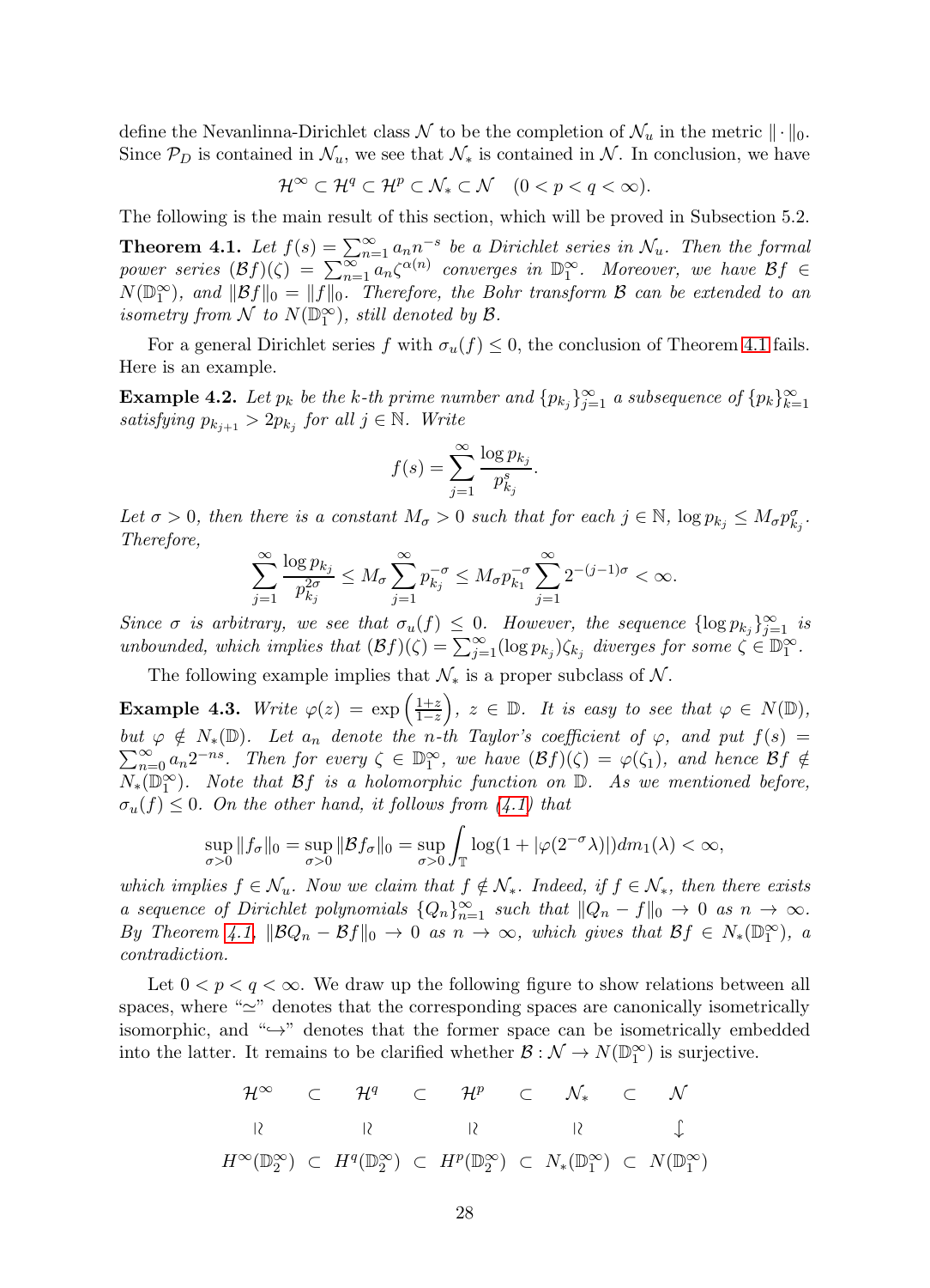define the Nevanlinna-Dirichlet class $\mathcal{N}$ to be the completion of $\mathcal{N}_u$ in the metric $\|\cdot\|_0$. Since $\mathcal{P}_D$ is contained in $\mathcal{N}_u$, we see that $\mathcal{N}_*$ is contained in $\mathcal{N}$. In conclusion, we have

$$\mathcal{H}^\infty \subset \mathcal{H}^q \subset \mathcal{H}^p \subset \mathcal{N}_* \subset \mathcal{N} \quad (0 < p < q < \infty).$$

The following is the main result of this section, which will be proved in Subsection 5.2.

**Theorem 4.1.** *Let $f(s) = \sum_{n=1}^\infty a_n n^{-s}$ be a Dirichlet series in $\mathcal{N}_u$. Then the formal power series $(\mathcal{B}f)(\zeta) = \sum_{n=1}^\infty a_n \zeta^{\alpha(n)}$ converges in $\mathbb{D}_1^\infty$. Moreover, we have $\mathcal{B}f \in N(\mathbb{D}_1^\infty)$, and $\|\mathcal{B}f\|_0 = \|f\|_0$. Therefore, the Bohr transform $\mathcal{B}$ can be extended to an isometry from $\mathcal{N}$ to $N(\mathbb{D}_1^\infty)$, still denoted by $\mathcal{B}$.*

For a general Dirichlet series $f$ with $\sigma_u(f) \leq 0$, the conclusion of Theorem 4.1 fails. Here is an example.

**Example 4.2.** *Let $p_k$ be the $k$-th prime number and $\{p_{k_j}\}_{j=1}^\infty$ a subsequence of $\{p_k\}_{k=1}^\infty$ satisfying $p_{k_{j+1}} > 2p_{k_j}$ for all $j \in \mathbb{N}$. Write*

$$f(s) = \sum_{j=1}^\infty \frac{\log p_{k_j}}{p_{k_j}^s}.$$

*Let $\sigma > 0$, then there is a constant $M_\sigma > 0$ such that for each $j \in \mathbb{N}$, $\log p_{k_j} \leq M_\sigma p_{k_j}^\sigma$. Therefore,*

$$\sum_{j=1}^\infty \frac{\log p_{k_j}}{p_{k_j}^{2\sigma}} \leq M_\sigma \sum_{j=1}^\infty p_{k_j}^{-\sigma} \leq M_\sigma p_{k_1}^{-\sigma} \sum_{j=1}^\infty 2^{-(j-1)\sigma} < \infty.$$

*Since $\sigma$ is arbitrary, we see that $\sigma_u(f) \leq 0$. However, the sequence $\{\log p_{k_j}\}_{j=1}^\infty$ is unbounded, which implies that $(\mathcal{B}f)(\zeta) = \sum_{j=1}^\infty (\log p_{k_j})\zeta_{k_j}$ diverges for some $\zeta \in \mathbb{D}_1^\infty$.*

The following example implies that $\mathcal{N}_*$ is a proper subclass of $\mathcal{N}$.

**Example 4.3.** *Write $\varphi(z) = \exp\left(\frac{1+z}{1-z}\right)$, $z \in \mathbb{D}$. It is easy to see that $\varphi \in N(\mathbb{D})$, but $\varphi \notin N_*(\mathbb{D})$. Let $a_n$ denote the $n$-th Taylor's coefficient of $\varphi$, and put $f(s) = \sum_{n=0}^\infty a_n 2^{-ns}$. Then for every $\zeta \in \mathbb{D}_1^\infty$, we have $(\mathcal{B}f)(\zeta) = \varphi(\zeta_1)$, and hence $\mathcal{B}f \notin N_*(\mathbb{D}_1^\infty)$. Note that $\mathcal{B}f$ is a holomorphic function on $\mathbb{D}$. As we mentioned before, $\sigma_u(f) \leq 0$. On the other hand, it follows from (4.1) that*

$$\sup_{\sigma>0} \|f_\sigma\|_0 = \sup_{\sigma>0} \|\mathcal{B}f_\sigma\|_0 = \sup_{\sigma>0} \int_{\mathbb{T}} \log(1 + |\varphi(2^{-\sigma}\lambda)|) dm_1(\lambda) < \infty,$$

*which implies $f \in \mathcal{N}_u$. Now we claim that $f \notin \mathcal{N}_*$. Indeed, if $f \in \mathcal{N}_*$, then there exists a sequence of Dirichlet polynomials $\{Q_n\}_{n=1}^\infty$ such that $\|Q_n - f\|_0 \to 0$ as $n \to \infty$. By Theorem 4.1, $\|\mathcal{B}Q_n - \mathcal{B}f\|_0 \to 0$ as $n \to \infty$, which gives that $\mathcal{B}f \in N_*(\mathbb{D}_1^\infty)$, a contradiction.*

Let $0 < p < q < \infty$. We draw up the following figure to show relations between all spaces, where "$\simeq$" denotes that the corresponding spaces are canonically isometrically isomorphic, and "$\hookrightarrow$" denotes that the former space can be isometrically embedded into the latter. It remains to be clarified whether $\mathcal{B} : \mathcal{N} \to N(\mathbb{D}_1^\infty)$ is surjective.

$$\begin{array}{ccccccccc}
\mathcal{H}^\infty & \subset & \mathcal{H}^q & \subset & \mathcal{H}^p & \subset & \mathcal{N}_* & \subset & \mathcal{N} \\
\wr\!\wr & & \wr\!\wr & & \wr\!\wr & & \wr\!\wr & & \downarrow \\
H^\infty(\mathbb{D}_2^\infty) & \subset & H^q(\mathbb{D}_2^\infty) & \subset & H^p(\mathbb{D}_2^\infty) & \subset & N_*(\mathbb{D}_1^\infty) & \subset & N(\mathbb{D}_1^\infty)
\end{array}$$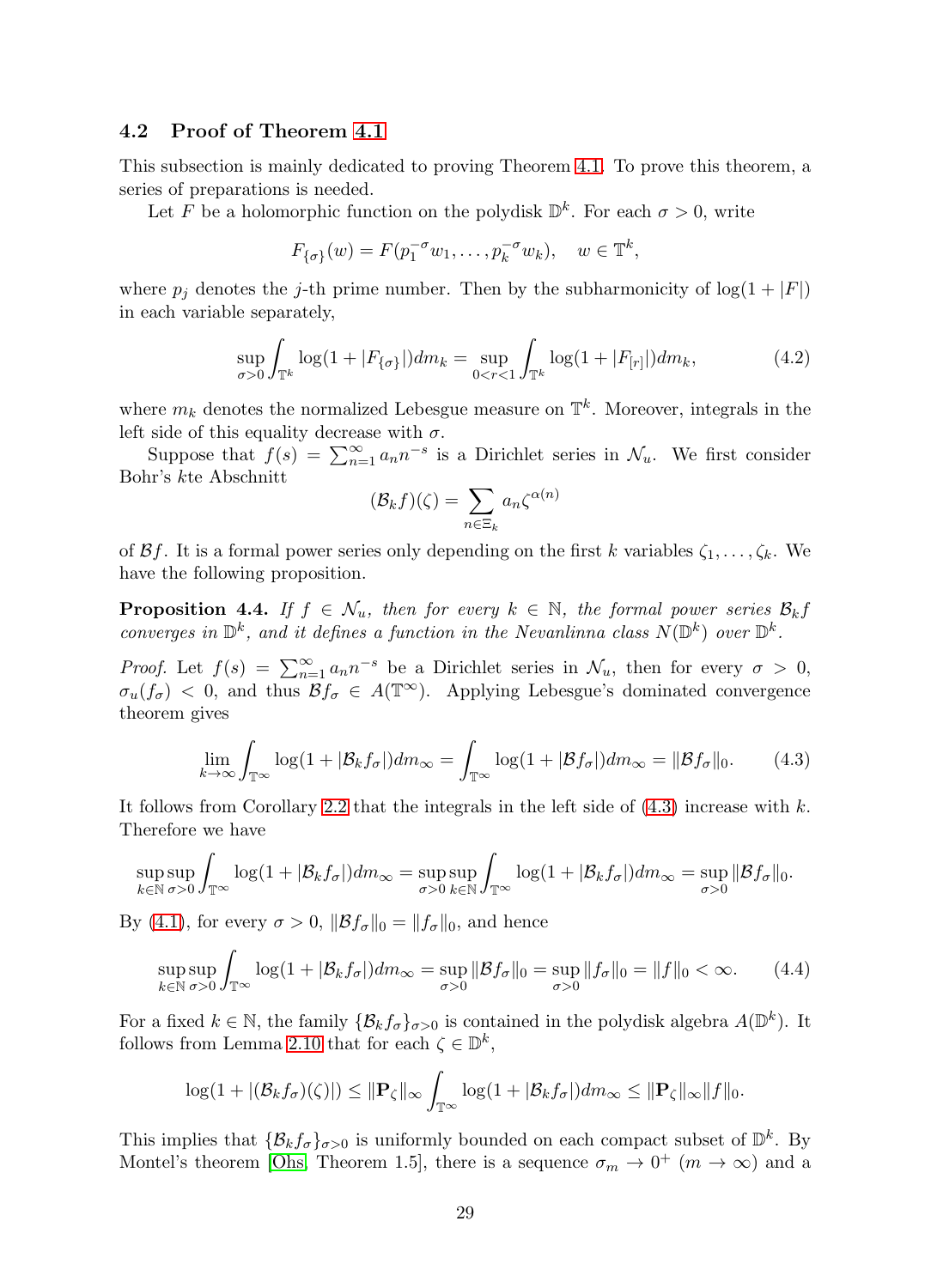### 4.2 Proof of Theorem 4.1

This subsection is mainly dedicated to proving Theorem 4.1. To prove this theorem, a series of preparations is needed.

Let $F$ be a holomorphic function on the polydisk $\mathbb{D}^k$. For each $\sigma > 0$, write

$$F_{\{\sigma\}}(w) = F(p_1^{-\sigma} w_1, \ldots, p_k^{-\sigma} w_k), \quad w \in \mathbb{T}^k,$$

where $p_j$ denotes the $j$-th prime number. Then by the subharmonicity of $\log(1 + |F|)$ in each variable separately,

$$\sup_{\sigma>0} \int_{\mathbb{T}^k} \log(1 + |F_{\{\sigma\}}|) dm_k = \sup_{0<r<1} \int_{\mathbb{T}^k} \log(1 + |F_{[r]}|) dm_k, \tag{4.2}$$

where $m_k$ denotes the normalized Lebesgue measure on $\mathbb{T}^k$. Moreover, integrals in the left side of this equality decrease with $\sigma$.

Suppose that $f(s) = \sum_{n=1}^{\infty} a_n n^{-s}$ is a Dirichlet series in $\mathcal{N}_u$. We first consider Bohr's $k$te Abschnitt

$$(\mathcal{B}_k f)(\zeta) = \sum_{n \in \Xi_k} a_n \zeta^{\alpha(n)}$$

of $\mathcal{B}f$. It is a formal power series only depending on the first $k$ variables $\zeta_1, \ldots, \zeta_k$. We have the following proposition.

**Proposition 4.4.** *If $f \in \mathcal{N}_u$, then for every $k \in \mathbb{N}$, the formal power series $\mathcal{B}_k f$ converges in $\mathbb{D}^k$, and it defines a function in the Nevanlinna class $N(\mathbb{D}^k)$ over $\mathbb{D}^k$.*

*Proof.* Let $f(s) = \sum_{n=1}^{\infty} a_n n^{-s}$ be a Dirichlet series in $\mathcal{N}_u$, then for every $\sigma > 0$, $\sigma_u(f_\sigma) < 0$, and thus $\mathcal{B}f_\sigma \in A(\mathbb{T}^\infty)$. Applying Lebesgue's dominated convergence theorem gives

$$\lim_{k\to\infty} \int_{\mathbb{T}^\infty} \log(1 + |\mathcal{B}_k f_\sigma|) dm_\infty = \int_{\mathbb{T}^\infty} \log(1 + |\mathcal{B} f_\sigma|) dm_\infty = \|\mathcal{B} f_\sigma\|_0. \tag{4.3}$$

It follows from Corollary 2.2 that the integrals in the left side of (4.3) increase with $k$. Therefore we have

$$\sup_{k\in\mathbb{N}} \sup_{\sigma>0} \int_{\mathbb{T}^\infty} \log(1 + |\mathcal{B}_k f_\sigma|) dm_\infty = \sup_{\sigma>0} \sup_{k\in\mathbb{N}} \int_{\mathbb{T}^\infty} \log(1 + |\mathcal{B}_k f_\sigma|) dm_\infty = \sup_{\sigma>0} \|\mathcal{B} f_\sigma\|_0.$$

By (4.1), for every $\sigma > 0$, $\|\mathcal{B} f_\sigma\|_0 = \|f_\sigma\|_0$, and hence

$$\sup_{k\in\mathbb{N}} \sup_{\sigma>0} \int_{\mathbb{T}^\infty} \log(1 + |\mathcal{B}_k f_\sigma|) dm_\infty = \sup_{\sigma>0} \|\mathcal{B} f_\sigma\|_0 = \sup_{\sigma>0} \|f_\sigma\|_0 = \|f\|_0 < \infty. \tag{4.4}$$

For a fixed $k \in \mathbb{N}$, the family $\{\mathcal{B}_k f_\sigma\}_{\sigma>0}$ is contained in the polydisk algebra $A(\mathbb{D}^k)$. It follows from Lemma 2.10 that for each $\zeta \in \mathbb{D}^k$,

$$\log(1 + |(\mathcal{B}_k f_\sigma)(\zeta)|) \leq \|\mathbf{P}_\zeta\|_\infty \int_{\mathbb{T}^\infty} \log(1 + |\mathcal{B}_k f_\sigma|) dm_\infty \leq \|\mathbf{P}_\zeta\|_\infty \|f\|_0.$$

This implies that $\{\mathcal{B}_k f_\sigma\}_{\sigma>0}$ is uniformly bounded on each compact subset of $\mathbb{D}^k$. By Montel's theorem [Ohs, Theorem 1.5], there is a sequence $\sigma_m \to 0^+$ ($m \to \infty$) and a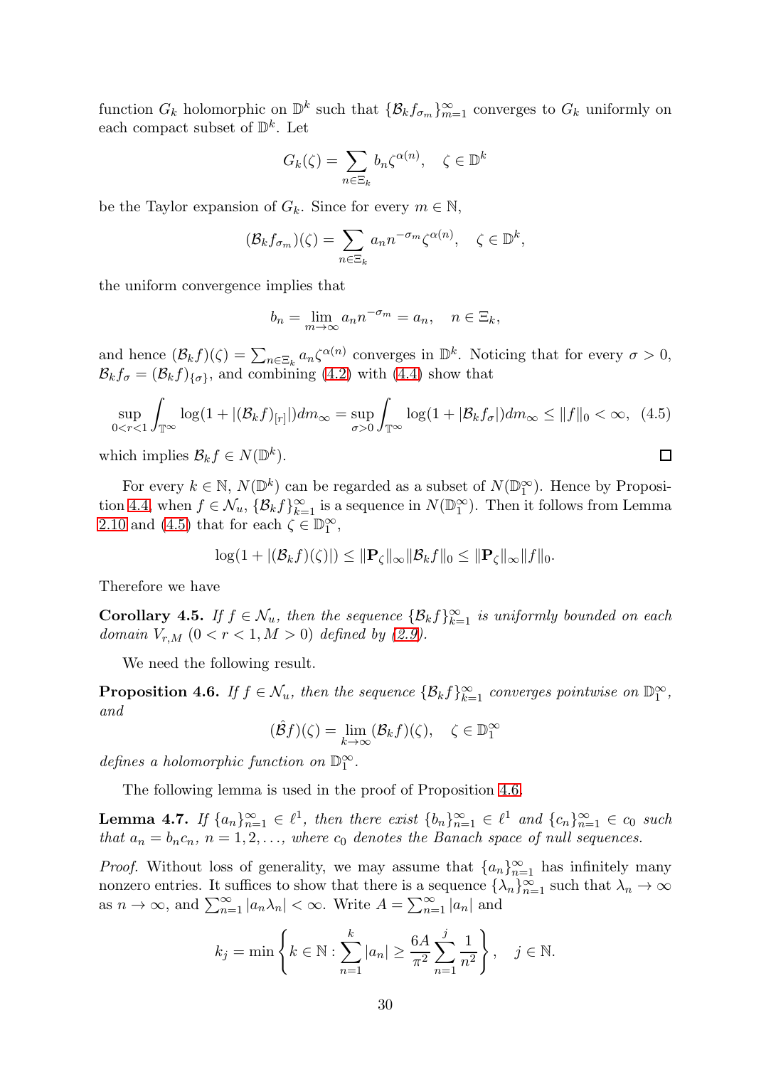function $G_k$ holomorphic on $\mathbb{D}^k$ such that $\{\mathcal{B}_k f_{\sigma_m}\}_{m=1}^{\infty}$ converges to $G_k$ uniformly on each compact subset of $\mathbb{D}^k$. Let

$$G_k(\zeta) = \sum_{n\in\Xi_k} b_n \zeta^{\alpha(n)}, \quad \zeta \in \mathbb{D}^k$$

be the Taylor expansion of $G_k$. Since for every $m \in \mathbb{N}$,

$$(\mathcal{B}_k f_{\sigma_m})(\zeta) = \sum_{n\in\Xi_k} a_n n^{-\sigma_m} \zeta^{\alpha(n)}, \quad \zeta \in \mathbb{D}^k,$$

the uniform convergence implies that

$$b_n = \lim_{m\to\infty} a_n n^{-\sigma_m} = a_n, \quad n \in \Xi_k,$$

and hence $(\mathcal{B}_k f)(\zeta) = \sum_{n\in\Xi_k} a_n \zeta^{\alpha(n)}$ converges in $\mathbb{D}^k$. Noticing that for every $\sigma > 0$, $\mathcal{B}_k f_\sigma = (\mathcal{B}_k f)_{\{\sigma\}}$, and combining (4.2) with (4.4) show that

$$\sup_{0<r<1} \int_{\mathbb{T}^\infty} \log(1 + |(\mathcal{B}_k f)_{[r]}|) dm_\infty = \sup_{\sigma>0} \int_{\mathbb{T}^\infty} \log(1 + |\mathcal{B}_k f_\sigma|) dm_\infty \leq \|f\|_0 < \infty, \tag{4.5}$$

which implies $\mathcal{B}_k f \in N(\mathbb{D}^k)$. $\square$

For every $k \in \mathbb{N}$, $N(\mathbb{D}^k)$ can be regarded as a subset of $N(\mathbb{D}_1^\infty)$. Hence by Proposition 4.4, when $f \in \mathcal{N}_u$, $\{\mathcal{B}_k f\}_{k=1}^{\infty}$ is a sequence in $N(\mathbb{D}_1^\infty)$. Then it follows from Lemma 2.10 and (4.5) that for each $\zeta \in \mathbb{D}_1^\infty$,

$$\log(1 + |(\mathcal{B}_k f)(\zeta)|) \leq \|\mathbf{P}_\zeta\|_\infty \|\mathcal{B}_k f\|_0 \leq \|\mathbf{P}_\zeta\|_\infty \|f\|_0.$$

Therefore we have

**Corollary 4.5.** *If $f \in \mathcal{N}_u$, then the sequence $\{\mathcal{B}_k f\}_{k=1}^{\infty}$ is uniformly bounded on each domain $V_{r,M}$ $(0 < r < 1, M > 0)$ defined by (2.9).*

We need the following result.

**Proposition 4.6.** *If $f \in \mathcal{N}_u$, then the sequence $\{\mathcal{B}_k f\}_{k=1}^{\infty}$ converges pointwise on $\mathbb{D}_1^\infty$, and*

$$(\hat{\mathcal{B}} f)(\zeta) = \lim_{k\to\infty} (\mathcal{B}_k f)(\zeta), \quad \zeta \in \mathbb{D}_1^\infty$$

*defines a holomorphic function on $\mathbb{D}_1^\infty$.*

The following lemma is used in the proof of Proposition 4.6.

**Lemma 4.7.** *If $\{a_n\}_{n=1}^{\infty} \in \ell^1$, then there exist $\{b_n\}_{n=1}^{\infty} \in \ell^1$ and $\{c_n\}_{n=1}^{\infty} \in c_0$ such that $a_n = b_n c_n$, $n = 1, 2, \ldots$, where $c_0$ denotes the Banach space of null sequences.*

*Proof.* Without loss of generality, we may assume that $\{a_n\}_{n=1}^{\infty}$ has infinitely many nonzero entries. It suffices to show that there is a sequence $\{\lambda_n\}_{n=1}^{\infty}$ such that $\lambda_n \to \infty$ as $n \to \infty$, and $\sum_{n=1}^{\infty} |a_n \lambda_n| < \infty$. Write $A = \sum_{n=1}^{\infty} |a_n|$ and

$$k_j = \min\left\{k \in \mathbb{N} : \sum_{n=1}^{k} |a_n| \geq \frac{6A}{\pi^2} \sum_{n=1}^{j} \frac{1}{n^2}\right\}, \quad j \in \mathbb{N}.$$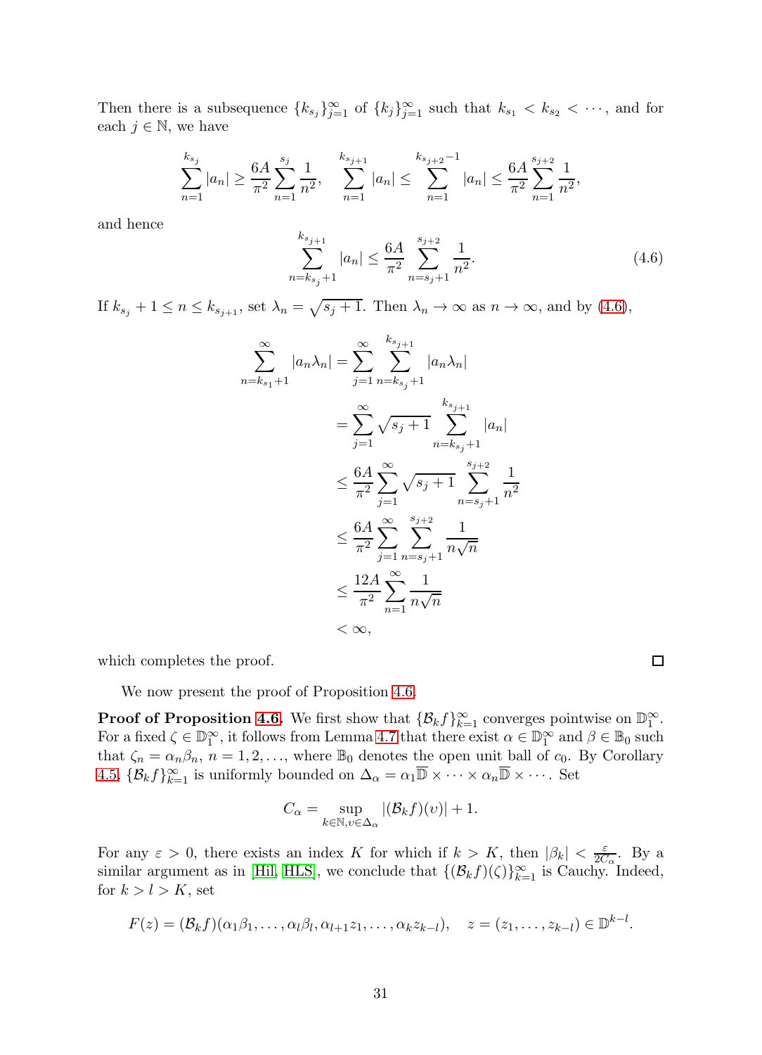Then there is a subsequence $\{k_{s_j}\}_{j=1}^{\infty}$ of $\{k_j\}_{j=1}^{\infty}$ such that $k_{s_1} < k_{s_2} < \cdots$, and for each $j \in \mathbb{N}$, we have

$$\sum_{n=1}^{k_{s_j}} |a_n| \geq \frac{6A}{\pi^2} \sum_{n=1}^{s_j} \frac{1}{n^2}, \quad \sum_{n=1}^{k_{s_{j+1}}} |a_n| \leq \sum_{n=1}^{k_{s_{j+2}}-1} |a_n| \leq \frac{6A}{\pi^2} \sum_{n=1}^{s_{j+2}} \frac{1}{n^2},$$

and hence

$$\sum_{n=k_{s_j}+1}^{k_{s_{j+1}}} |a_n| \leq \frac{6A}{\pi^2} \sum_{n=s_j+1}^{s_{j+2}} \frac{1}{n^2}. \tag{4.6}$$

If $k_{s_j} + 1 \leq n \leq k_{s_{j+1}}$, set $\lambda_n = \sqrt{s_j + 1}$. Then $\lambda_n \to \infty$ as $n \to \infty$, and by (4.6),

$$\begin{aligned}
\sum_{n=k_{s_1}+1}^{\infty} |a_n \lambda_n| &= \sum_{j=1}^{\infty} \sum_{n=k_{s_j}+1}^{k_{s_{j+1}}} |a_n \lambda_n| \\
&= \sum_{j=1}^{\infty} \sqrt{s_j + 1} \sum_{n=k_{s_j}+1}^{k_{s_{j+1}}} |a_n| \\
&\leq \frac{6A}{\pi^2} \sum_{j=1}^{\infty} \sqrt{s_j + 1} \sum_{n=s_j+1}^{s_{j+2}} \frac{1}{n^2} \\
&\leq \frac{6A}{\pi^2} \sum_{j=1}^{\infty} \sum_{n=s_j+1}^{s_{j+2}} \frac{1}{n\sqrt{n}} \\
&\leq \frac{12A}{\pi^2} \sum_{n=1}^{\infty} \frac{1}{n\sqrt{n}} \\
&< \infty,
\end{aligned}$$

which completes the proof. $\square$

We now present the proof of Proposition 4.6.

**Proof of Proposition 4.6.** We first show that $\{\mathcal{B}_k f\}_{k=1}^{\infty}$ converges pointwise on $\mathbb{D}_1^{\infty}$. For a fixed $\zeta \in \mathbb{D}_1^{\infty}$, it follows from Lemma 4.7 that there exist $\alpha \in \mathbb{D}_1^{\infty}$ and $\beta \in \mathbb{B}_0$ such that $\zeta_n = \alpha_n \beta_n$, $n = 1, 2, \ldots$, where $\mathbb{B}_0$ denotes the open unit ball of $c_0$. By Corollary 4.5, $\{\mathcal{B}_k f\}_{k=1}^{\infty}$ is uniformly bounded on $\Delta_\alpha = \alpha_1 \overline{\mathbb{D}} \times \cdots \times \alpha_n \overline{\mathbb{D}} \times \cdots$. Set

$$C_\alpha = \sup_{k \in \mathbb{N}, \upsilon \in \Delta_\alpha} |(\mathcal{B}_k f)(\upsilon)| + 1.$$

For any $\varepsilon > 0$, there exists an index $K$ for which if $k > K$, then $|\beta_k| < \frac{\varepsilon}{2C_\alpha}$. By a similar argument as in [Hil, HLS], we conclude that $\{(\mathcal{B}_k f)(\zeta)\}_{k=1}^{\infty}$ is Cauchy. Indeed, for $k > l > K$, set

$$F(z) = (\mathcal{B}_k f)(\alpha_1 \beta_1, \ldots, \alpha_l \beta_l, \alpha_{l+1} z_1, \ldots, \alpha_k z_{k-l}), \quad z = (z_1, \ldots, z_{k-l}) \in \mathbb{D}^{k-l}.$$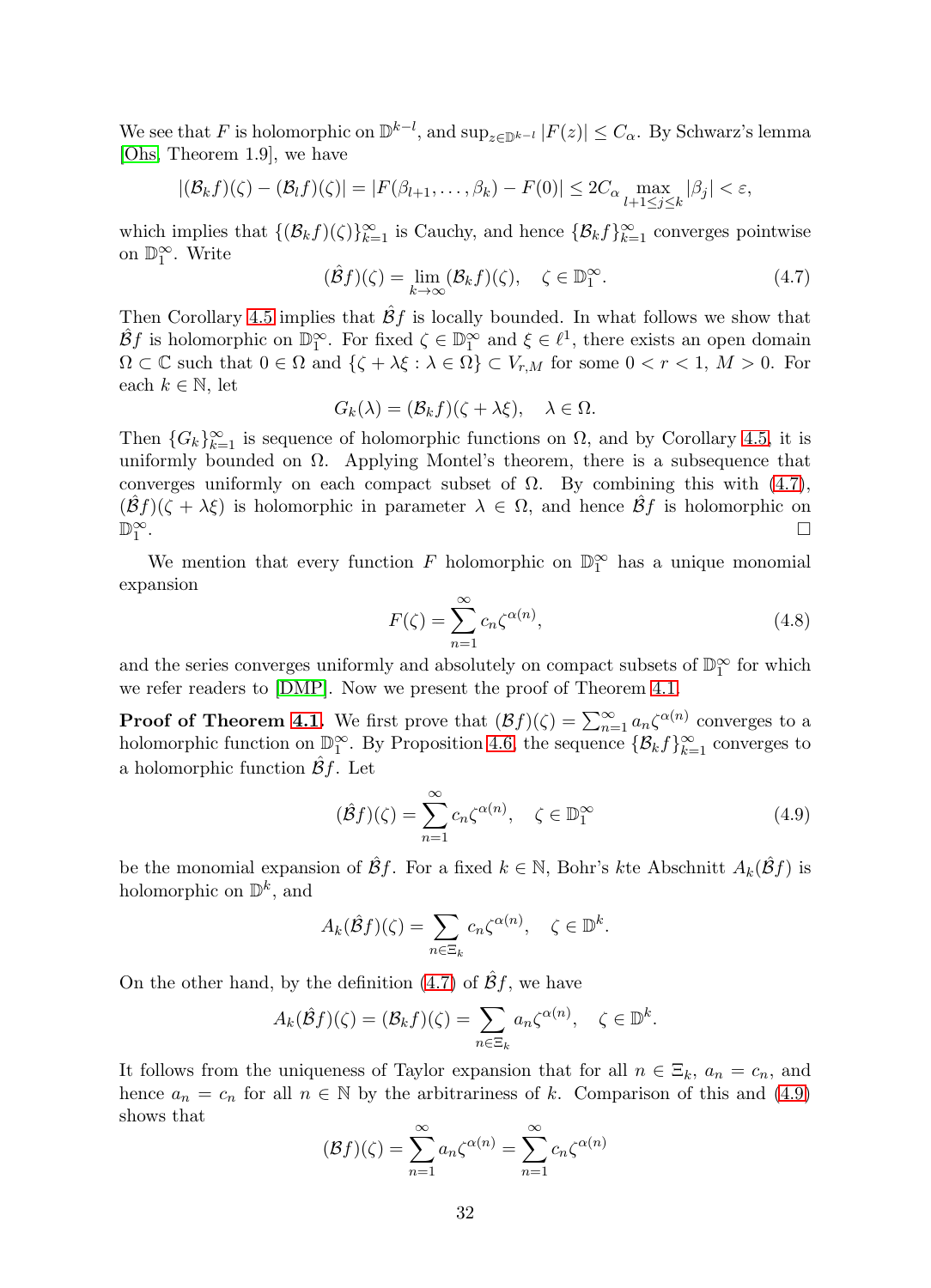We see that $F$ is holomorphic on $\mathbb{D}^{k-l}$, and $\sup_{z\in\mathbb{D}^{k-l}}|F(z)| \le C_\alpha$. By Schwarz's lemma [Ohs, Theorem 1.9], we have

$$|(\mathcal{B}_k f)(\zeta) - (\mathcal{B}_l f)(\zeta)| = |F(\beta_{l+1},\dots,\beta_k) - F(0)| \le 2C_\alpha \max_{l+1\le j\le k} |\beta_j| < \varepsilon,$$

which implies that $\{(\mathcal{B}_k f)(\zeta)\}_{k=1}^\infty$ is Cauchy, and hence $\{\mathcal{B}_k f\}_{k=1}^\infty$ converges pointwise on $\mathbb{D}_1^\infty$. Write

$$(\hat{\mathcal{B}} f)(\zeta) = \lim_{k\to\infty} (\mathcal{B}_k f)(\zeta), \quad \zeta \in \mathbb{D}_1^\infty. \tag{4.7}$$

Then Corollary 4.5 implies that $\hat{\mathcal{B}} f$ is locally bounded. In what follows we show that $\hat{\mathcal{B}} f$ is holomorphic on $\mathbb{D}_1^\infty$. For fixed $\zeta \in \mathbb{D}_1^\infty$ and $\xi \in \ell^1$, there exists an open domain $\Omega \subset \mathbb{C}$ such that $0 \in \Omega$ and $\{\zeta + \lambda\xi : \lambda \in \Omega\} \subset V_{r,M}$ for some $0 < r < 1$, $M > 0$. For each $k \in \mathbb{N}$, let

$$G_k(\lambda) = (\mathcal{B}_k f)(\zeta + \lambda\xi), \quad \lambda \in \Omega.$$

Then $\{G_k\}_{k=1}^\infty$ is sequence of holomorphic functions on $\Omega$, and by Corollary 4.5, it is uniformly bounded on $\Omega$. Applying Montel's theorem, there is a subsequence that converges uniformly on each compact subset of $\Omega$. By combining this with (4.7), $(\hat{\mathcal{B}} f)(\zeta + \lambda\xi)$ is holomorphic in parameter $\lambda \in \Omega$, and hence $\hat{\mathcal{B}} f$ is holomorphic on $\mathbb{D}_1^\infty$. □

We mention that every function $F$ holomorphic on $\mathbb{D}_1^\infty$ has a unique monomial expansion

$$F(\zeta) = \sum_{n=1}^\infty c_n \zeta^{\alpha(n)}, \tag{4.8}$$

and the series converges uniformly and absolutely on compact subsets of $\mathbb{D}_1^\infty$ for which we refer readers to [DMP]. Now we present the proof of Theorem 4.1.

**Proof of Theorem 4.1.** We first prove that $(\mathcal{B} f)(\zeta) = \sum_{n=1}^\infty a_n \zeta^{\alpha(n)}$ converges to a holomorphic function on $\mathbb{D}_1^\infty$. By Proposition 4.6, the sequence $\{\mathcal{B}_k f\}_{k=1}^\infty$ converges to a holomorphic function $\hat{\mathcal{B}} f$. Let

$$(\hat{\mathcal{B}} f)(\zeta) = \sum_{n=1}^\infty c_n \zeta^{\alpha(n)}, \quad \zeta \in \mathbb{D}_1^\infty \tag{4.9}$$

be the monomial expansion of $\hat{\mathcal{B}} f$. For a fixed $k \in \mathbb{N}$, Bohr's $k$te Abschnitt $A_k(\hat{\mathcal{B}} f)$ is holomorphic on $\mathbb{D}^k$, and

$$A_k(\hat{\mathcal{B}} f)(\zeta) = \sum_{n\in\Xi_k} c_n \zeta^{\alpha(n)}, \quad \zeta \in \mathbb{D}^k.$$

On the other hand, by the definition (4.7) of $\hat{\mathcal{B}} f$, we have

$$A_k(\hat{\mathcal{B}} f)(\zeta) = (\mathcal{B}_k f)(\zeta) = \sum_{n\in\Xi_k} a_n \zeta^{\alpha(n)}, \quad \zeta \in \mathbb{D}^k.$$

It follows from the uniqueness of Taylor expansion that for all $n \in \Xi_k$, $a_n = c_n$, and hence $a_n = c_n$ for all $n \in \mathbb{N}$ by the arbitrariness of $k$. Comparison of this and (4.9) shows that

$$(\mathcal{B} f)(\zeta) = \sum_{n=1}^\infty a_n \zeta^{\alpha(n)} = \sum_{n=1}^\infty c_n \zeta^{\alpha(n)}$$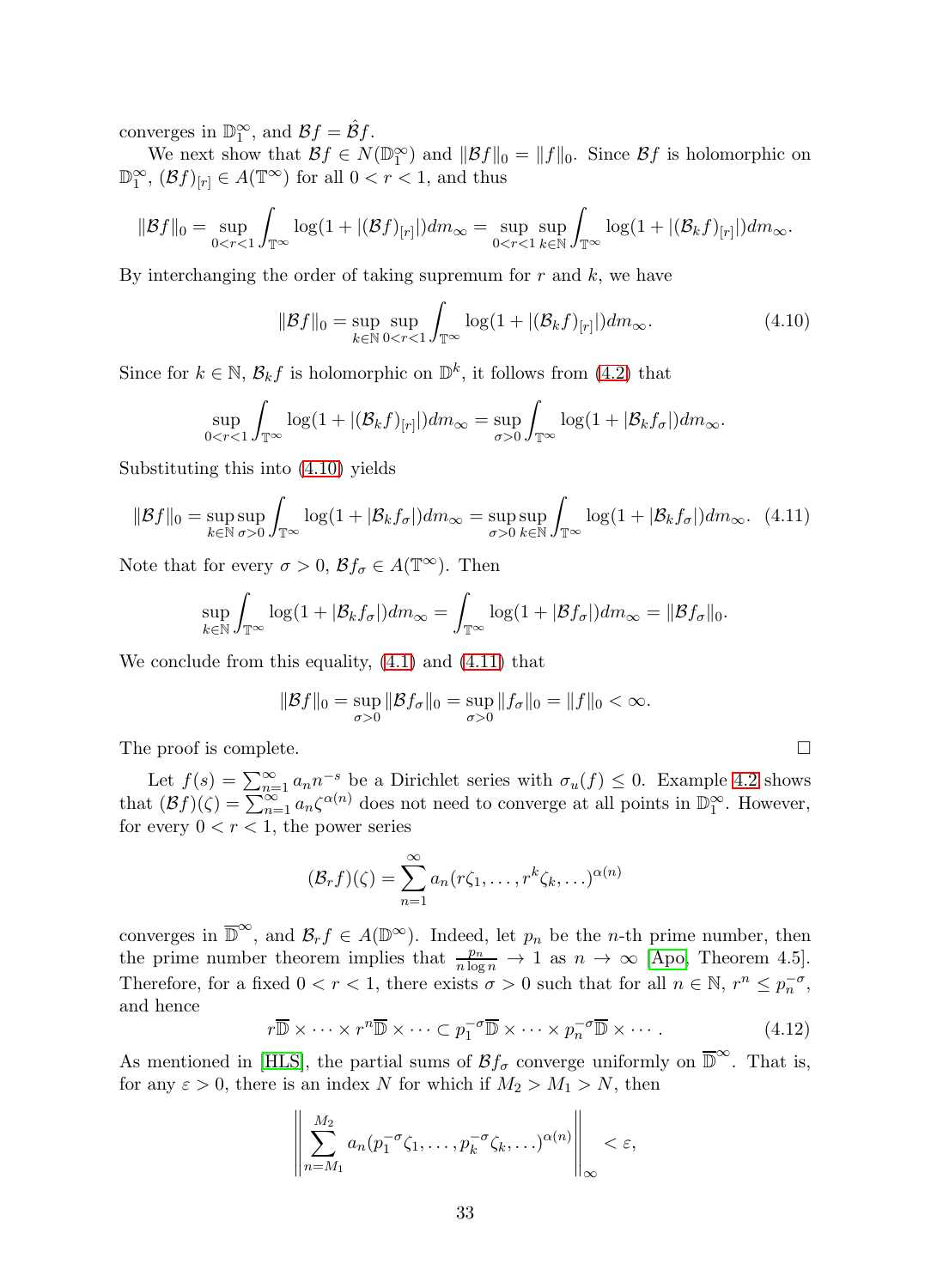converges in $\mathbb{D}_1^\infty$, and $\mathcal{B}f = \hat{\mathcal{B}}f$.

We next show that $\mathcal{B}f \in N(\mathbb{D}_1^\infty)$ and $\|\mathcal{B}f\|_0 = \|f\|_0$. Since $\mathcal{B}f$ is holomorphic on $\mathbb{D}_1^\infty$, $(\mathcal{B}f)_{[r]} \in A(\mathbb{T}^\infty)$ for all $0 < r < 1$, and thus

$$\|\mathcal{B}f\|_0 = \sup_{0<r<1} \int_{\mathbb{T}^\infty} \log(1 + |(\mathcal{B}f)_{[r]}|)dm_\infty = \sup_{0<r<1} \sup_{k\in\mathbb{N}} \int_{\mathbb{T}^\infty} \log(1 + |(\mathcal{B}_k f)_{[r]}|)dm_\infty.$$

By interchanging the order of taking supremum for $r$ and $k$, we have

$$\|\mathcal{B}f\|_0 = \sup_{k\in\mathbb{N}} \sup_{0<r<1} \int_{\mathbb{T}^\infty} \log(1 + |(\mathcal{B}_k f)_{[r]}|)dm_\infty. \tag{4.10}$$

Since for $k \in \mathbb{N}$, $\mathcal{B}_k f$ is holomorphic on $\mathbb{D}^k$, it follows from (4.2) that

$$\sup_{0<r<1} \int_{\mathbb{T}^\infty} \log(1 + |(\mathcal{B}_k f)_{[r]}|)dm_\infty = \sup_{\sigma>0} \int_{\mathbb{T}^\infty} \log(1 + |\mathcal{B}_k f_\sigma|)dm_\infty.$$

Substituting this into (4.10) yields

$$\|\mathcal{B}f\|_0 = \sup_{k\in\mathbb{N}} \sup_{\sigma>0} \int_{\mathbb{T}^\infty} \log(1 + |\mathcal{B}_k f_\sigma|)dm_\infty = \sup_{\sigma>0} \sup_{k\in\mathbb{N}} \int_{\mathbb{T}^\infty} \log(1 + |\mathcal{B}_k f_\sigma|)dm_\infty. \tag{4.11}$$

Note that for every $\sigma > 0$, $\mathcal{B}f_\sigma \in A(\mathbb{T}^\infty)$. Then

$$\sup_{k\in\mathbb{N}} \int_{\mathbb{T}^\infty} \log(1 + |\mathcal{B}_k f_\sigma|)dm_\infty = \int_{\mathbb{T}^\infty} \log(1 + |\mathcal{B}f_\sigma|)dm_\infty = \|\mathcal{B}f_\sigma\|_0.$$

We conclude from this equality, (4.1) and (4.11) that

$$\|\mathcal{B}f\|_0 = \sup_{\sigma>0} \|\mathcal{B}f_\sigma\|_0 = \sup_{\sigma>0} \|f_\sigma\|_0 = \|f\|_0 < \infty.$$

The proof is complete. $\square$

Let $f(s) = \sum_{n=1}^\infty a_n n^{-s}$ be a Dirichlet series with $\sigma_u(f) \leq 0$. Example 4.2 shows that $(\mathcal{B}f)(\zeta) = \sum_{n=1}^\infty a_n \zeta^{\alpha(n)}$ does not need to converge at all points in $\mathbb{D}_1^\infty$. However, for every $0 < r < 1$, the power series

$$(\mathcal{B}_r f)(\zeta) = \sum_{n=1}^\infty a_n (r\zeta_1, \ldots, r^k\zeta_k, \ldots)^{\alpha(n)}$$

converges in $\overline{\mathbb{D}}^\infty$, and $\mathcal{B}_r f \in A(\mathbb{D}^\infty)$. Indeed, let $p_n$ be the $n$-th prime number, then the prime number theorem implies that $\frac{p_n}{n \log n} \to 1$ as $n \to \infty$ [Apo, Theorem 4.5]. Therefore, for a fixed $0 < r < 1$, there exists $\sigma > 0$ such that for all $n \in \mathbb{N}$, $r^n \leq p_n^{-\sigma}$, and hence

$$r\overline{\mathbb{D}} \times \cdots \times r^n\overline{\mathbb{D}} \times \cdots \subset p_1^{-\sigma}\overline{\mathbb{D}} \times \cdots \times p_n^{-\sigma}\overline{\mathbb{D}} \times \cdots. \tag{4.12}$$

As mentioned in [HLS], the partial sums of $\mathcal{B}f_\sigma$ converge uniformly on $\overline{\mathbb{D}}^\infty$. That is, for any $\varepsilon > 0$, there is an index $N$ for which if $M_2 > M_1 > N$, then

$$\left\| \sum_{n=M_1}^{M_2} a_n (p_1^{-\sigma}\zeta_1, \ldots, p_k^{-\sigma}\zeta_k, \ldots)^{\alpha(n)} \right\|_\infty < \varepsilon,$$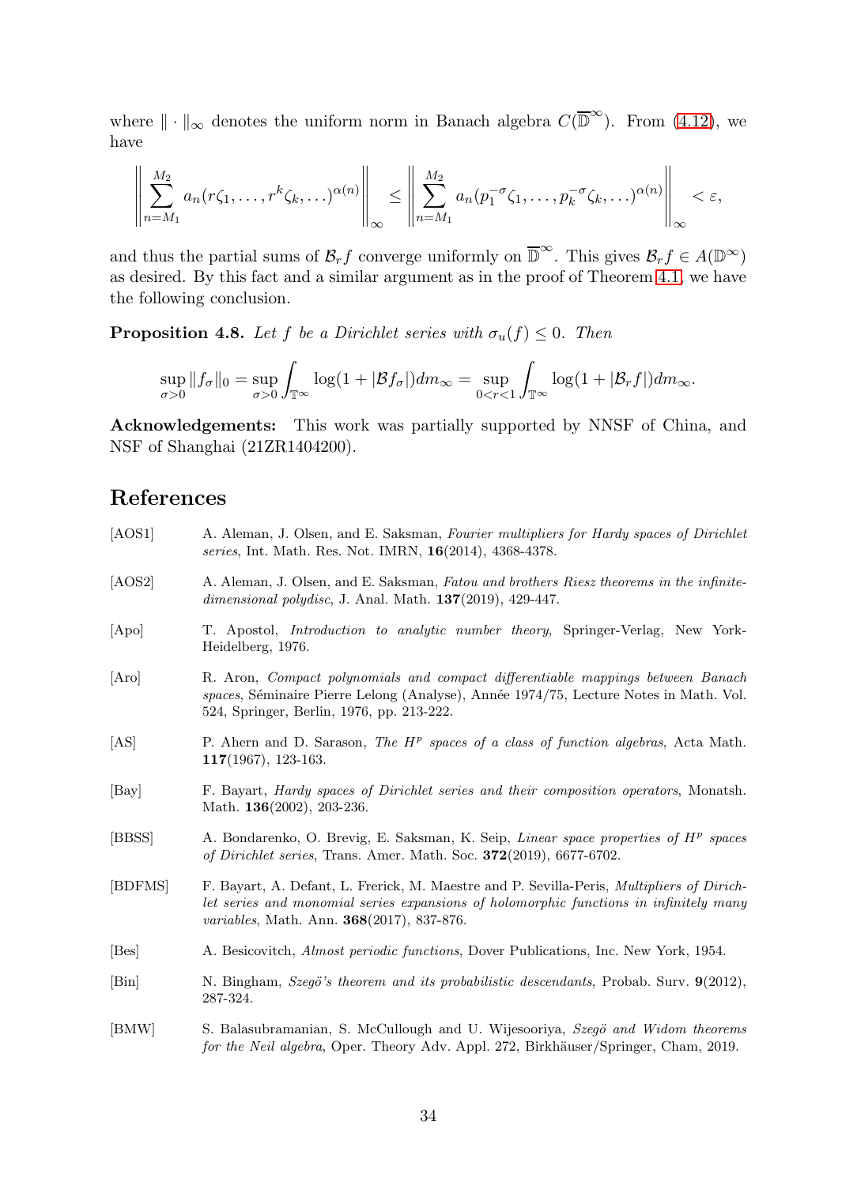where $\|\cdot\|_\infty$ denotes the uniform norm in Banach algebra $C(\overline{\mathbb{D}}^\infty)$. From (4.12), we have

$$\left\| \sum_{n=M_1}^{M_2} a_n (r\zeta_1, \ldots, r^k \zeta_k, \ldots)^{\alpha(n)} \right\|_\infty \leq \left\| \sum_{n=M_1}^{M_2} a_n (p_1^{-\sigma}\zeta_1, \ldots, p_k^{-\sigma}\zeta_k, \ldots)^{\alpha(n)} \right\|_\infty < \varepsilon,$$

and thus the partial sums of $\mathcal{B}_r f$ converge uniformly on $\overline{\mathbb{D}}^\infty$. This gives $\mathcal{B}_r f \in A(\mathbb{D}^\infty)$ as desired. By this fact and a similar argument as in the proof of Theorem 4.1, we have the following conclusion.

**Proposition 4.8.** *Let $f$ be a Dirichlet series with $\sigma_u(f) \leq 0$. Then*

$$\sup_{\sigma>0} \|f_\sigma\|_0 = \sup_{\sigma>0} \int_{\mathbb{T}^\infty} \log(1 + |\mathcal{B} f_\sigma|) dm_\infty = \sup_{0<r<1} \int_{\mathbb{T}^\infty} \log(1 + |\mathcal{B}_r f|) dm_\infty.$$

**Acknowledgements:** This work was partially supported by NNSF of China, and NSF of Shanghai (21ZR1404200).

## References

- [AOS1] A. Aleman, J. Olsen, and E. Saksman, *Fourier multipliers for Hardy spaces of Dirichlet series*, Int. Math. Res. Not. IMRN, **16**(2014), 4368-4378.
- [AOS2] A. Aleman, J. Olsen, and E. Saksman, *Fatou and brothers Riesz theorems in the infinite-dimensional polydisc*, J. Anal. Math. **137**(2019), 429-447.
- [Apo] T. Apostol, *Introduction to analytic number theory*, Springer-Verlag, New York-Heidelberg, 1976.
- [Aro] R. Aron, *Compact polynomials and compact differentiable mappings between Banach spaces*, Séminaire Pierre Lelong (Analyse), Année 1974/75, Lecture Notes in Math. Vol. 524, Springer, Berlin, 1976, pp. 213-222.
- [AS] P. Ahern and D. Sarason, *The $H^p$ spaces of a class of function algebras*, Acta Math. **117**(1967), 123-163.
- [Bay] F. Bayart, *Hardy spaces of Dirichlet series and their composition operators*, Monatsh. Math. **136**(2002), 203-236.
- [BBSS] A. Bondarenko, O. Brevig, E. Saksman, K. Seip, *Linear space properties of $H^p$ spaces of Dirichlet series*, Trans. Amer. Math. Soc. **372**(2019), 6677-6702.
- [BDFMS] F. Bayart, A. Defant, L. Frerick, M. Maestre and P. Sevilla-Peris, *Multipliers of Dirichlet series and monomial series expansions of holomorphic functions in infinitely many variables*, Math. Ann. **368**(2017), 837-876.
- [Bes] A. Besicovitch, *Almost periodic functions*, Dover Publications, Inc. New York, 1954.
- [Bin] N. Bingham, *Szegö's theorem and its probabilistic descendants*, Probab. Surv. **9**(2012), 287-324.
- [BMW] S. Balasubramanian, S. McCullough and U. Wijesooriya, *Szegö and Widom theorems for the Neil algebra*, Oper. Theory Adv. Appl. 272, Birkhäuser/Springer, Cham, 2019.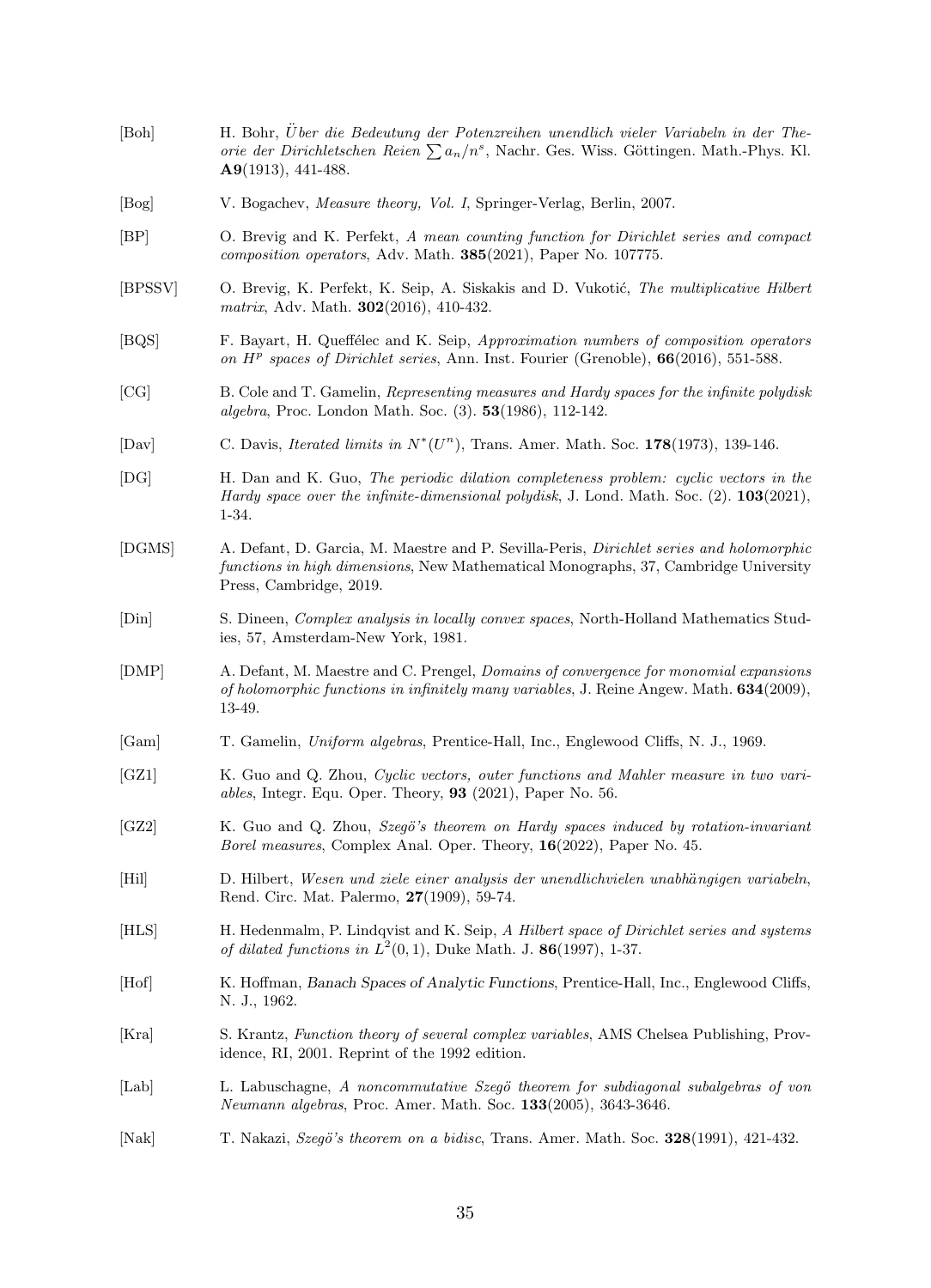[Boh] H. Bohr, *Über die Bedeutung der Potenzreihen unendlich vieler Variabeln in der Theorie der Dirichletschen Reien* $\sum a_n/n^s$, Nachr. Ges. Wiss. Göttingen. Math.-Phys. Kl. **A9**(1913), 441-488.

[Bog] V. Bogachev, *Measure theory, Vol. I*, Springer-Verlag, Berlin, 2007.

[BP] O. Brevig and K. Perfekt, *A mean counting function for Dirichlet series and compact composition operators*, Adv. Math. **385**(2021), Paper No. 107775.

[BPSSV] O. Brevig, K. Perfekt, K. Seip, A. Siskakis and D. Vukotić, *The multiplicative Hilbert matrix*, Adv. Math. **302**(2016), 410-432.

[BQS] F. Bayart, H. Queffélec and K. Seip, *Approximation numbers of composition operators on $H^p$ spaces of Dirichlet series*, Ann. Inst. Fourier (Grenoble), **66**(2016), 551-588.

[CG] B. Cole and T. Gamelin, *Representing measures and Hardy spaces for the infinite polydisk algebra*, Proc. London Math. Soc. (3). **53**(1986), 112-142.

[Dav] C. Davis, *Iterated limits in $N^*(U^n)$*, Trans. Amer. Math. Soc. **178**(1973), 139-146.

[DG] H. Dan and K. Guo, *The periodic dilation completeness problem: cyclic vectors in the Hardy space over the infinite-dimensional polydisk*, J. Lond. Math. Soc. (2). **103**(2021), 1-34.

[DGMS] A. Defant, D. Garcia, M. Maestre and P. Sevilla-Peris, *Dirichlet series and holomorphic functions in high dimensions*, New Mathematical Monographs, 37, Cambridge University Press, Cambridge, 2019.

[Din] S. Dineen, *Complex analysis in locally convex spaces*, North-Holland Mathematics Studies, 57, Amsterdam-New York, 1981.

[DMP] A. Defant, M. Maestre and C. Prengel, *Domains of convergence for monomial expansions of holomorphic functions in infinitely many variables*, J. Reine Angew. Math. **634**(2009), 13-49.

[Gam] T. Gamelin, *Uniform algebras*, Prentice-Hall, Inc., Englewood Cliffs, N. J., 1969.

[GZ1] K. Guo and Q. Zhou, *Cyclic vectors, outer functions and Mahler measure in two variables*, Integr. Equ. Oper. Theory, **93** (2021), Paper No. 56.

[GZ2] K. Guo and Q. Zhou, *Szegö's theorem on Hardy spaces induced by rotation-invariant Borel measures*, Complex Anal. Oper. Theory, **16**(2022), Paper No. 45.

[Hil] D. Hilbert, *Wesen und ziele einer analysis der unendlichvielen unabhängigen variabeln*, Rend. Circ. Mat. Palermo, **27**(1909), 59-74.

[HLS] H. Hedenmalm, P. Lindqvist and K. Seip, *A Hilbert space of Dirichlet series and systems of dilated functions in $L^2(0,1)$*, Duke Math. J. **86**(1997), 1-37.

[Hof] K. Hoffman, *Banach Spaces of Analytic Functions*, Prentice-Hall, Inc., Englewood Cliffs, N. J., 1962.

[Kra] S. Krantz, *Function theory of several complex variables*, AMS Chelsea Publishing, Providence, RI, 2001. Reprint of the 1992 edition.

[Lab] L. Labuschagne, *A noncommutative Szegö theorem for subdiagonal subalgebras of von Neumann algebras*, Proc. Amer. Math. Soc. **133**(2005), 3643-3646.

[Nak] T. Nakazi, *Szegö's theorem on a bidisc*, Trans. Amer. Math. Soc. **328**(1991), 421-432.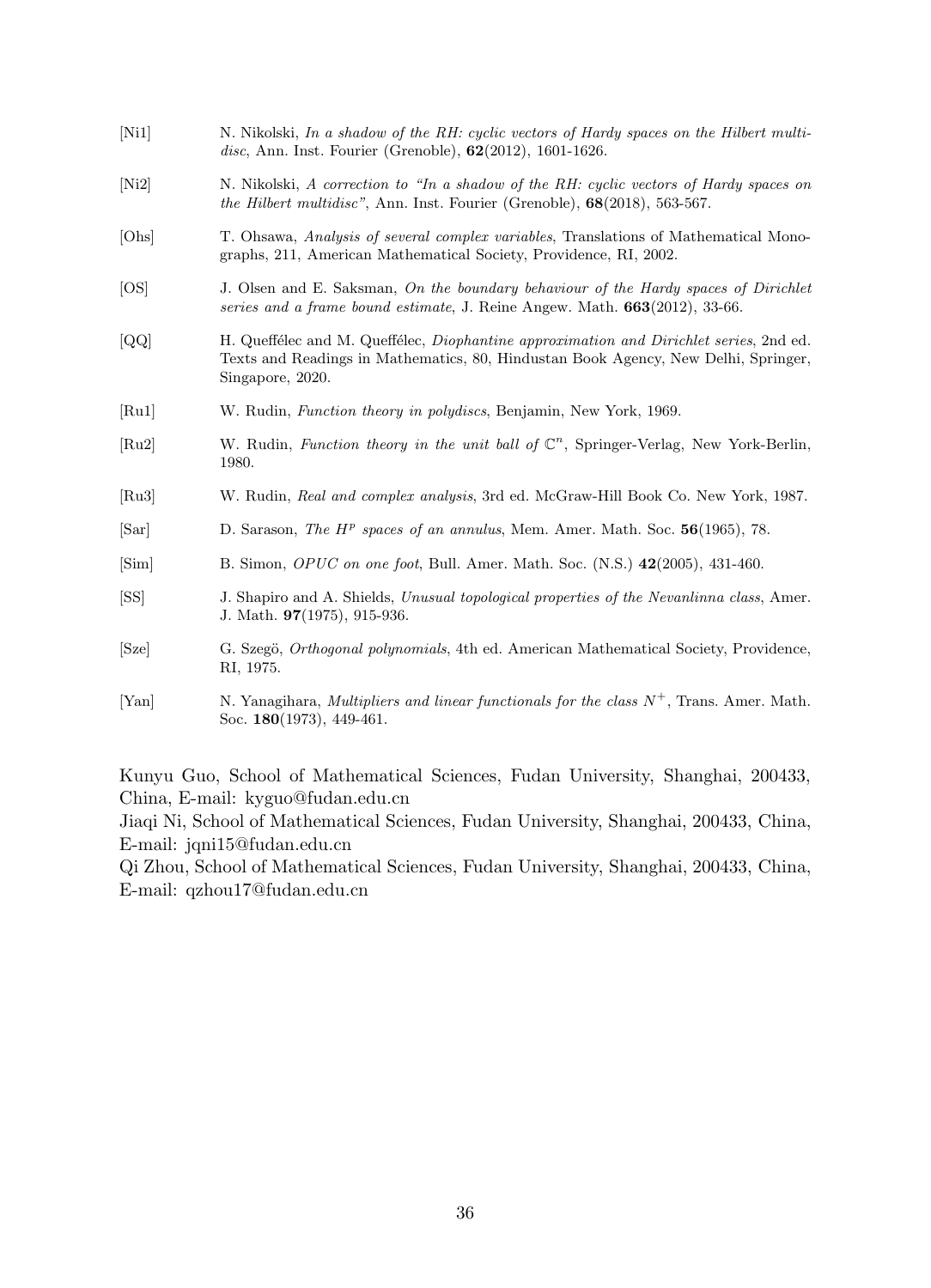[Ni1] N. Nikolski, *In a shadow of the RH: cyclic vectors of Hardy spaces on the Hilbert multidisc*, Ann. Inst. Fourier (Grenoble), **62**(2012), 1601-1626.

[Ni2] N. Nikolski, *A correction to "In a shadow of the RH: cyclic vectors of Hardy spaces on the Hilbert multidisc"*, Ann. Inst. Fourier (Grenoble), **68**(2018), 563-567.

[Ohs] T. Ohsawa, *Analysis of several complex variables*, Translations of Mathematical Monographs, 211, American Mathematical Society, Providence, RI, 2002.

[OS] J. Olsen and E. Saksman, *On the boundary behaviour of the Hardy spaces of Dirichlet series and a frame bound estimate*, J. Reine Angew. Math. **663**(2012), 33-66.

[QQ] H. Queffélec and M. Queffélec, *Diophantine approximation and Dirichlet series*, 2nd ed. Texts and Readings in Mathematics, 80, Hindustan Book Agency, New Delhi, Springer, Singapore, 2020.

[Ru1] W. Rudin, *Function theory in polydiscs*, Benjamin, New York, 1969.

[Ru2] W. Rudin, *Function theory in the unit ball of $\mathbb{C}^n$*, Springer-Verlag, New York-Berlin, 1980.

[Ru3] W. Rudin, *Real and complex analysis*, 3rd ed. McGraw-Hill Book Co. New York, 1987.

[Sar] D. Sarason, *The $H^p$ spaces of an annulus*, Mem. Amer. Math. Soc. **56**(1965), 78.

[Sim] B. Simon, *OPUC on one foot*, Bull. Amer. Math. Soc. (N.S.) **42**(2005), 431-460.

[SS] J. Shapiro and A. Shields, *Unusual topological properties of the Nevanlinna class*, Amer. J. Math. **97**(1975), 915-936.

[Sze] G. Szegö, *Orthogonal polynomials*, 4th ed. American Mathematical Society, Providence, RI, 1975.

[Yan] N. Yanagihara, *Multipliers and linear functionals for the class $N^+$*, Trans. Amer. Math. Soc. **180**(1973), 449-461.

Kunyu Guo, School of Mathematical Sciences, Fudan University, Shanghai, 200433, China, E-mail: kyguo@fudan.edu.cn
Jiaqi Ni, School of Mathematical Sciences, Fudan University, Shanghai, 200433, China, E-mail: jqni15@fudan.edu.cn
Qi Zhou, School of Mathematical Sciences, Fudan University, Shanghai, 200433, China, E-mail: qzhou17@fudan.edu.cn